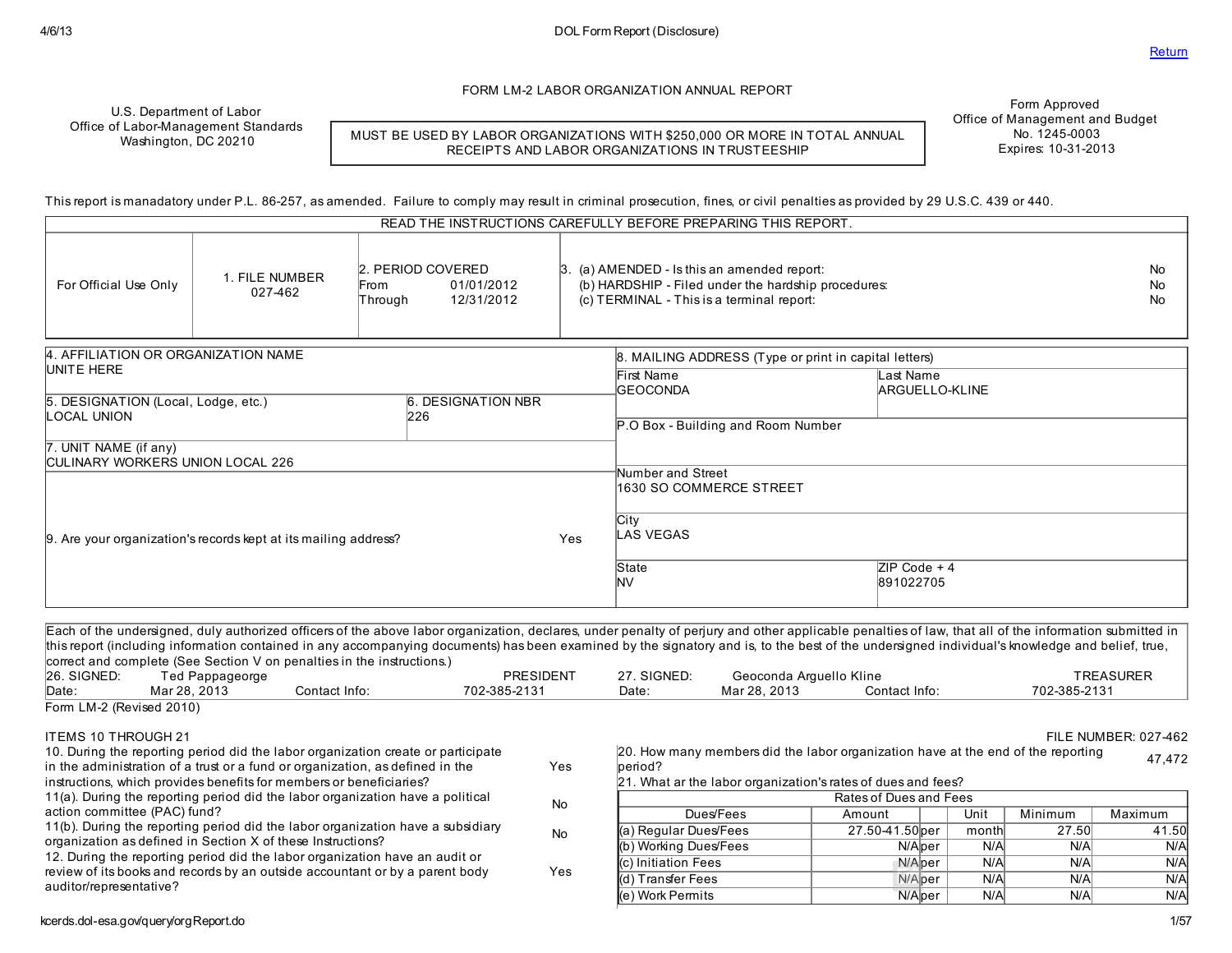FORM LM-2 LABOR ORGANIZATION ANNUAL REPORT

U.S. Department of Labor
Office of Labor-Management Standards
Washington, DC 20210

MUST BE USED BY LABOR ORGANIZATIONS WITH $250,000 OR MORE IN TOTAL ANNUAL RECEIPTS AND LABOR ORGANIZATIONS IN TRUSTEESHIP

Form Approved
Office of Management and Budget
No. 1245-0003
Expires: 10-31-2013

This report is manadatory under P.L. 86-257, as amended. Failure to comply may result in criminal prosecution, fines, or civil penalties as provided by 29 U.S.C. 439 or 440.

READ THE INSTRUCTIONS CAREFULLY BEFORE PREPARING THIS REPORT.

| For Official Use Only | 1. FILE NUMBER | 2. PERIOD COVERED | 3. |
|---|---|---|---|
| | 027-462 | From 01/01/2012<br>Through 12/31/2012 | (a) AMENDED - Is this an amended report: No<br>(b) HARDSHIP - Filed under the hardship procedures: No<br>(c) TERMINAL - This is a terminal report: No |

4. AFFILIATION OR ORGANIZATION NAME
UNITE HERE

5. DESIGNATION (Local, Lodge, etc.)
LOCAL UNION

6. DESIGNATION NBR
226

7. UNIT NAME (if any)
CULINARY WORKERS UNION LOCAL 226

9. Are your organization's records kept at its mailing address? Yes

8. MAILING ADDRESS (Type or print in capital letters)

| First Name | Last Name |
|---|---|
| GEOCONDA | ARGUELLO-KLINE |

P.O Box - Building and Room Number:

Number and Street: 1630 SO COMMERCE STREET

City: LAS VEGAS

| State | ZIP Code + 4 |
|---|---|
| NV | 891022705 |

Each of the undersigned, duly authorized officers of the above labor organization, declares, under penalty of perjury and other applicable penalties of law, that all of the information submitted in this report (including information contained in any accompanying documents) has been examined by the signatory and is, to the best of the undersigned individual's knowledge and belief, true, correct and complete (See Section V on penalties in the instructions.)

| 26. SIGNED: | Ted Pappageorge | | PRESIDENT | 27. SIGNED: | Geoconda Arguello Kline | | TREASURER |
|---|---|---|---|---|---|---|---|
| Date: | Mar 28, 2013 | Contact Info: | 702-385-2131 | Date: | Mar 28, 2013 | Contact Info: | 702-385-2131 |

Form LM-2 (Revised 2010)

ITEMS 10 THROUGH 21

FILE NUMBER: 027-462

10. During the reporting period did the labor organization create or participate in the administration of a trust or a fund or organization, as defined in the instructions, which provides benefits for members or beneficiaries? Yes

11(a). During the reporting period did the labor organization have a political action committee (PAC) fund? No

11(b). During the reporting period did the labor organization have a subsidiary organization as defined in Section X of these Instructions? No

12. During the reporting period did the labor organization have an audit or review of its books and records by an outside accountant or by a parent body auditor/representative? Yes

20. How many members did the labor organization have at the end of the reporting period? 47,472

21. What ar the labor organization's rates of dues and fees?

| Rates of Dues and Fees | | | | | |
|---|---|---|---|---|---|
| Dues/Fees | Amount | | Unit | Minimum | Maximum |
| (a) Regular Dues/Fees | 27.50-41.50 | per | month | 27.50 | 41.50 |
| (b) Working Dues/Fees | N/A | per | N/A | N/A | N/A |
| (c) Initiation Fees | N/A | per | N/A | N/A | N/A |
| (d) Transfer Fees | N/A | per | N/A | N/A | N/A |
| (e) Work Permits | N/A | per | N/A | N/A | N/A |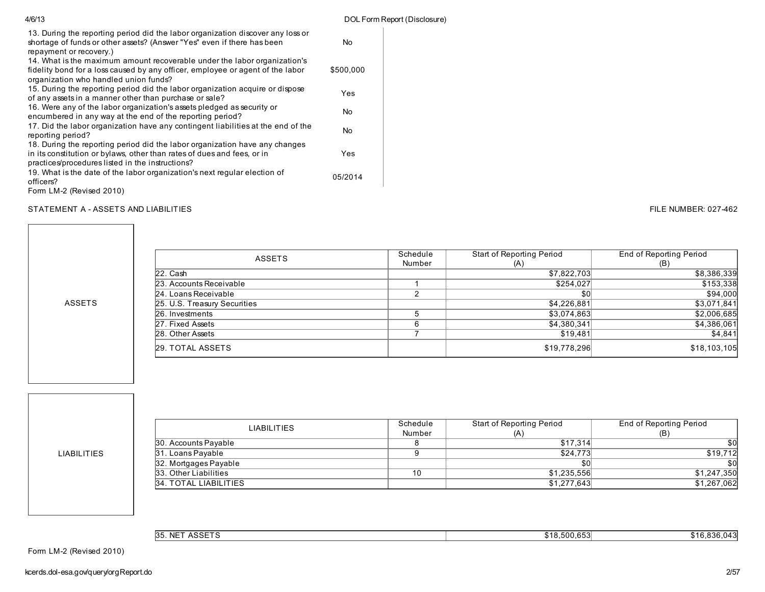| Question | Answer |
|---|---|
| 13. During the reporting period did the labor organization discover any loss or shortage of funds or other assets? (Answer "Yes" even if there has been repayment or recovery.) | No |
| 14. What is the maximum amount recoverable under the labor organization's fidelity bond for a loss caused by any officer, employee or agent of the labor organization who handled union funds? | $500,000 |
| 15. During the reporting period did the labor organization acquire or dispose of any assets in a manner other than purchase or sale? | Yes |
| 16. Were any of the labor organization's assets pledged as security or encumbered in any way at the end of the reporting period? | No |
| 17. Did the labor organization have any contingent liabilities at the end of the reporting period? | No |
| 18. During the reporting period did the labor organization have any changes in its constitution or bylaws, other than rates of dues and fees, or in practices/procedures listed in the instructions? | Yes |
| 19. What is the date of the labor organization's next regular election of officers? | 05/2014 |

Form LM-2 (Revised 2010)

## STATEMENT A - ASSETS AND LIABILITIES

FILE NUMBER: 027-462

### ASSETS

| ASSETS | Schedule Number | Start of Reporting Period (A) | End of Reporting Period (B) |
|---|---|---|---|
| 22. Cash | | $7,822,703 | $8,386,339 |
| 23. Accounts Receivable | 1 | $254,027 | $153,338 |
| 24. Loans Receivable | 2 | $0 | $94,000 |
| 25. U.S. Treasury Securities | | $4,226,881 | $3,071,841 |
| 26. Investments | 5 | $3,074,863 | $2,006,685 |
| 27. Fixed Assets | 6 | $4,380,341 | $4,386,061 |
| 28. Other Assets | 7 | $19,481 | $4,841 |
| 29. TOTAL ASSETS | | $19,778,296 | $18,103,105 |

### LIABILITIES

| LIABILITIES | Schedule Number | Start of Reporting Period (A) | End of Reporting Period (B) |
|---|---|---|---|
| 30. Accounts Payable | 8 | $17,314 | $0 |
| 31. Loans Payable | 9 | $24,773 | $19,712 |
| 32. Mortgages Payable | | $0 | $0 |
| 33. Other Liabilities | 10 | $1,235,556 | $1,247,350 |
| 34. TOTAL LIABILITIES | | $1,277,643 | $1,267,062 |

| | Start of Reporting Period (A) | End of Reporting Period (B) |
|---|---|---|
| 35. NET ASSETS | $18,500,653 | $16,836,043 |

Form LM-2 (Revised 2010)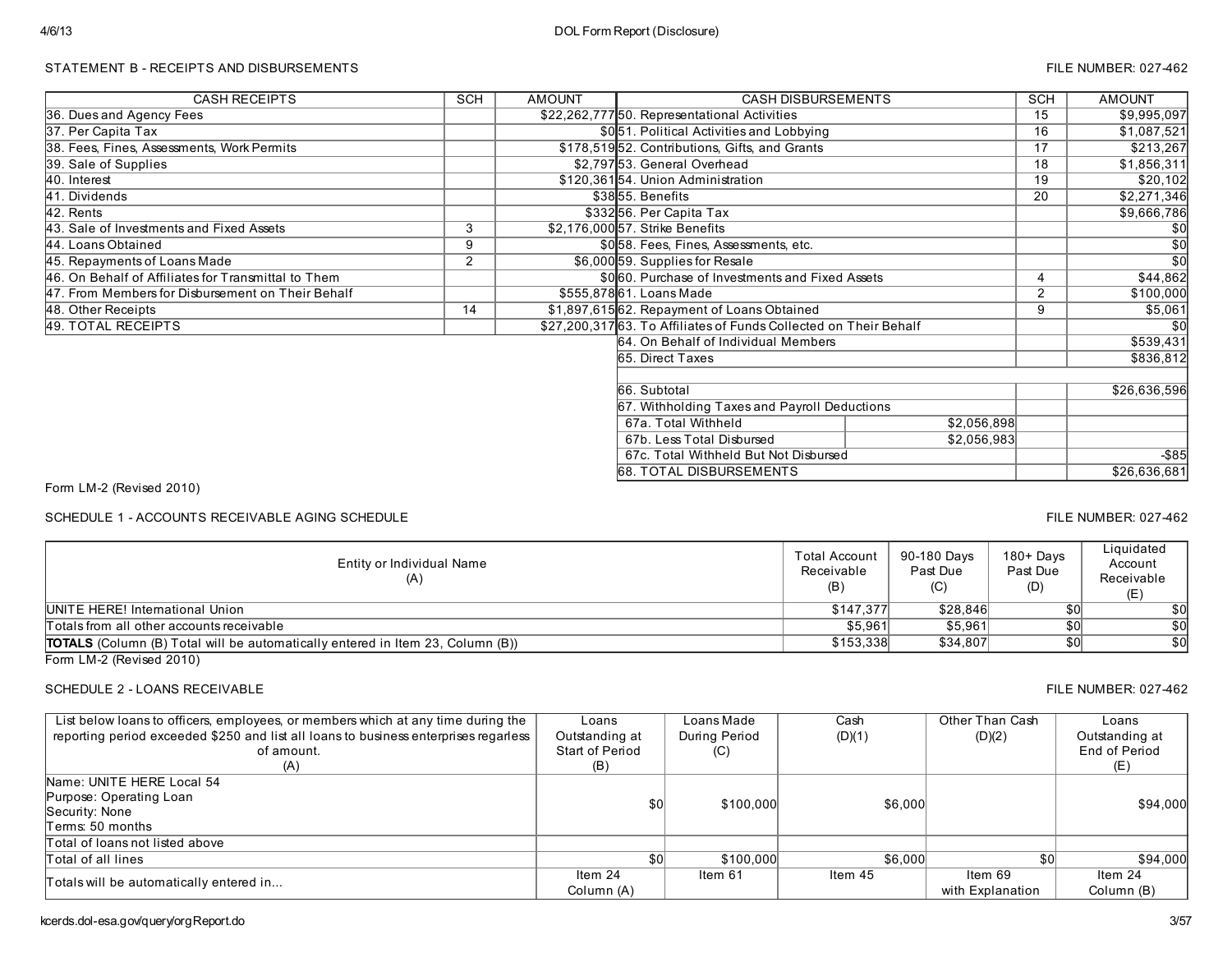STATEMENT B - RECEIPTS AND DISBURSEMENTS

FILE NUMBER: 027-462

| CASH RECEIPTS | SCH | AMOUNT | CASH DISBURSEMENTS | SCH | AMOUNT |
|---|---|---|---|---|---|
| 36. Dues and Agency Fees | | $22,262,777 | 50. Representational Activities | 15 | $9,995,097 |
| 37. Per Capita Tax | | $0 | 51. Political Activities and Lobbying | 16 | $1,087,521 |
| 38. Fees, Fines, Assessments, Work Permits | | $178,519 | 52. Contributions, Gifts, and Grants | 17 | $213,267 |
| 39. Sale of Supplies | | $2,797 | 53. General Overhead | 18 | $1,856,311 |
| 40. Interest | | $120,361 | 54. Union Administration | 19 | $20,102 |
| 41. Dividends | | $38 | 55. Benefits | 20 | $2,271,346 |
| 42. Rents | | $332 | 56. Per Capita Tax | | $9,666,786 |
| 43. Sale of Investments and Fixed Assets | 3 | $2,176,000 | 57. Strike Benefits | | $0 |
| 44. Loans Obtained | 9 | $0 | 58. Fees, Fines, Assessments, etc. | | $0 |
| 45. Repayments of Loans Made | 2 | $6,000 | 59. Supplies for Resale | | $0 |
| 46. On Behalf of Affiliates for Transmittal to Them | | $0 | 60. Purchase of Investments and Fixed Assets | 4 | $44,862 |
| 47. From Members for Disbursement on Their Behalf | | $555,878 | 61. Loans Made | 2 | $100,000 |
| 48. Other Receipts | 14 | $1,897,615 | 62. Repayment of Loans Obtained | 9 | $5,061 |
| 49. TOTAL RECEIPTS | | $27,200,317 | 63. To Affiliates of Funds Collected on Their Behalf | | $0 |
| | | | 64. On Behalf of Individual Members | | $539,431 |
| | | | 65. Direct Taxes | | $836,812 |
| | | | 66. Subtotal | | $26,636,596 |
| | | | 67. Withholding Taxes and Payroll Deductions | | |
| | | | 67a. Total Withheld $2,056,898 | | |
| | | | 67b. Less Total Disbursed $2,056,983 | | |
| | | | 67c. Total Withheld But Not Disbursed | | -$85 |
| | | | 68. TOTAL DISBURSEMENTS | | $26,636,681 |

Form LM-2 (Revised 2010)

SCHEDULE 1 - ACCOUNTS RECEIVABLE AGING SCHEDULE

FILE NUMBER: 027-462

| Entity or Individual Name (A) | Total Account Receivable (B) | 90-180 Days Past Due (C) | 180+ Days Past Due (D) | Liquidated Account Receivable (E) |
|---|---|---|---|---|
| UNITE HERE! International Union | $147,377 | $28,846 | $0 | $0 |
| Totals from all other accounts receivable | $5,961 | $5,961 | $0 | $0 |
| **TOTALS** (Column (B) Total will be automatically entered in Item 23, Column (B)) | $153,338 | $34,807 | $0 | $0 |

Form LM-2 (Revised 2010)

SCHEDULE 2 - LOANS RECEIVABLE

FILE NUMBER: 027-462

| List below loans to officers, employees, or members which at any time during the reporting period exceeded $250 and list all loans to business enterprises regardless of amount. (A) | Loans Outstanding at Start of Period (B) | Loans Made During Period (C) | Cash (D)(1) | Other Than Cash (D)(2) | Loans Outstanding at End of Period (E) |
|---|---|---|---|---|---|
| Name: UNITE HERE Local 54<br>Purpose: Operating Loan<br>Security: None<br>Terms: 50 months | $0 | $100,000 | $6,000 | | $94,000 |
| Total of loans not listed above | | | | | |
| Total of all lines | $0 | $100,000 | $6,000 | $0 | $94,000 |
| Totals will be automatically entered in... | Item 24 Column (A) | Item 61 | Item 45 | Item 69 with Explanation | Item 24 Column (B) |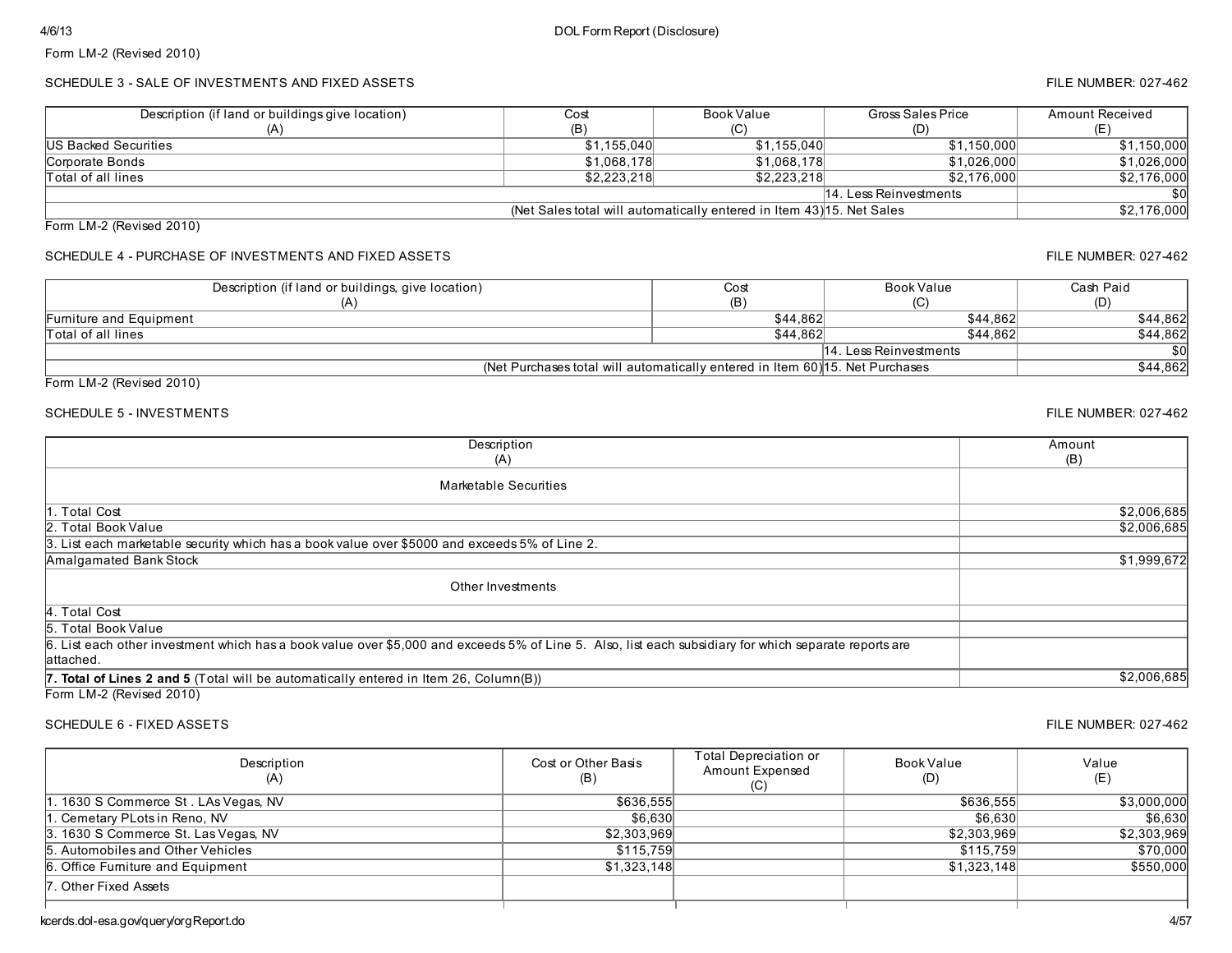Form LM-2 (Revised 2010)

## SCHEDULE 3 - SALE OF INVESTMENTS AND FIXED ASSETS

FILE NUMBER: 027-462

| Description (if land or buildings give location) (A) | Cost (B) | Book Value (C) | Gross Sales Price (D) | Amount Received (E) |
|---|---|---|---|---|
| US Backed Securities | $1,155,040 | $1,155,040 | $1,150,000 | $1,150,000 |
| Corporate Bonds | $1,068,178 | $1,068,178 | $1,026,000 | $1,026,000 |
| Total of all lines | $2,223,218 | $2,223,218 | $2,176,000 | $2,176,000 |
| | | | 14. Less Reinvestments | $0 |
| (Net Sales total will automatically entered in Item 43) | | | 15. Net Sales | $2,176,000 |

Form LM-2 (Revised 2010)

## SCHEDULE 4 - PURCHASE OF INVESTMENTS AND FIXED ASSETS

FILE NUMBER: 027-462

| Description (if land or buildings, give location) (A) | Cost (B) | Book Value (C) | Cash Paid (D) |
|---|---|---|---|
| Furniture and Equipment | $44,862 | $44,862 | $44,862 |
| Total of all lines | $44,862 | $44,862 | $44,862 |
| | | 14. Less Reinvestments | $0 |
| (Net Purchases total will automatically entered in Item 60) | | 15. Net Purchases | $44,862 |

Form LM-2 (Revised 2010)

## SCHEDULE 5 - INVESTMENTS

FILE NUMBER: 027-462

| Description (A) | Amount (B) |
|---|---|
| Marketable Securities | |
| 1. Total Cost | $2,006,685 |
| 2. Total Book Value | $2,006,685 |
| 3. List each marketable security which has a book value over $5000 and exceeds 5% of Line 2. | |
| Amalgamated Bank Stock | $1,999,672 |
| Other Investments | |
| 4. Total Cost | |
| 5. Total Book Value | |
| 6. List each other investment which has a book value over $5,000 and exceeds 5% of Line 5. Also, list each subsidiary for which separate reports are attached. | |
| **7. Total of Lines 2 and 5** (Total will be automatically entered in Item 26, Column(B)) | $2,006,685 |

Form LM-2 (Revised 2010)

## SCHEDULE 6 - FIXED ASSETS

FILE NUMBER: 027-462

| Description (A) | Cost or Other Basis (B) | Total Depreciation or Amount Expensed (C) | Book Value (D) | Value (E) |
|---|---|---|---|---|
| 1. 1630 S Commerce St . LAs Vegas, NV | $636,555 | | $636,555 | $3,000,000 |
| 1. Cemetary PLots in Reno, NV | $6,630 | | $6,630 | $6,630 |
| 3. 1630 S Commerce St. Las Vegas, NV | $2,303,969 | | $2,303,969 | $2,303,969 |
| 5. Automobiles and Other Vehicles | $115,759 | | $115,759 | $70,000 |
| 6. Office Furniture and Equipment | $1,323,148 | | $1,323,148 | $550,000 |
| 7. Other Fixed Assets | | | | |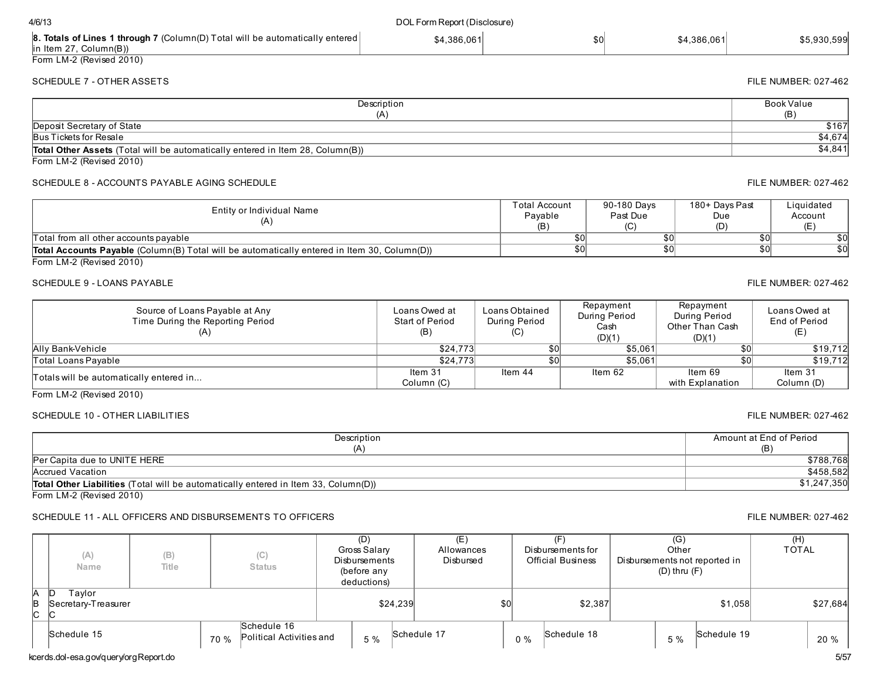| 8. **Totals of Lines 1 through 7** (Column(D) Total will be automatically entered in Item 27, Column(B)) | $4,386,061 | $0 | $4,386,061 | $5,930,599 |
|---|---|---|---|---|

Form LM-2 (Revised 2010)

SCHEDULE 7 - OTHER ASSETS

FILE NUMBER: 027-462

| Description (A) | Book Value (B) |
|---|---|
| Deposit Secretary of State | $167 |
| Bus Tickets for Resale | $4,674 |
| **Total Other Assets** (Total will be automatically entered in Item 28, Column(B)) | $4,841 |

Form LM-2 (Revised 2010)

SCHEDULE 8 - ACCOUNTS PAYABLE AGING SCHEDULE

FILE NUMBER: 027-462

| Entity or Individual Name (A) | Total Account Payable (B) | 90-180 Days Past Due (C) | 180+ Days Past Due (D) | Liquidated Account (E) |
|---|---|---|---|---|
| Total from all other accounts payable | $0 | $0 | $0 | $0 |
| **Total Accounts Payable** (Column(B) Total will be automatically entered in Item 30, Column(D)) | $0 | $0 | $0 | $0 |

Form LM-2 (Revised 2010)

SCHEDULE 9 - LOANS PAYABLE

FILE NUMBER: 027-462

| Source of Loans Payable at Any Time During the Reporting Period (A) | Loans Owed at Start of Period (B) | Loans Obtained During Period (C) | Repayment During Period Cash (D)(1) | Repayment During Period Other Than Cash (D)(1) | Loans Owed at End of Period (E) |
|---|---|---|---|---|---|
| Ally Bank-Vehicle | $24,773 | $0 | $5,061 | $0 | $19,712 |
| Total Loans Payable | $24,773 | $0 | $5,061 | $0 | $19,712 |
| Totals will be automatically entered in... | Item 31 Column (C) | Item 44 | Item 62 | Item 69 with Explanation | Item 31 Column (D) |

Form LM-2 (Revised 2010)

SCHEDULE 10 - OTHER LIABILITIES

FILE NUMBER: 027-462

| Description (A) | Amount at End of Period (B) |
|---|---|
| Per Capita due to UNITE HERE | $788,768 |
| Accrued Vacation | $458,582 |
| **Total Other Liabilities** (Total will be automatically entered in Item 33, Column(D)) | $1,247,350 |

Form LM-2 (Revised 2010)

SCHEDULE 11 - ALL OFFICERS AND DISBURSEMENTS TO OFFICERS

FILE NUMBER: 027-462

| | (A) Name | (B) Title | (C) Status | (D) Gross Salary Disbursements (before any deductions) | (E) Allowances Disbursed | (F) Disbursements for Official Business | (G) Other Disbursements not reported in (D) thru (F) | (H) TOTAL |
|---|---|---|---|---|---|---|---|---|
| A B C | D Taylor Secretary-Treasurer | | C | $24,239 | $0 | $2,387 | $1,058 | $27,684 |

| Schedule 15 | 70 % | Schedule 16 Political Activities and | 5 % | Schedule 17 | 0 % | Schedule 18 | 5 % | Schedule 19 | 20 % |
|---|---|---|---|---|---|---|---|---|---|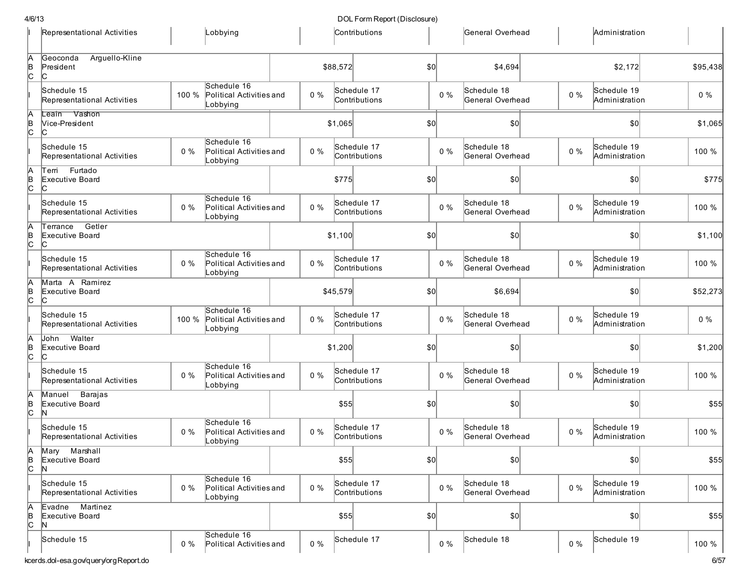| I | Representational Activities | | Lobbying | | Contributions | | General Overhead | | Administration | |
|---|---|---|---|---|---|---|---|---|---|---|
| A B C | Geoconda Arguello-Kline President C | | | $88,572 | | $0 | | $4,694 | | $2,172 | $95,438 |
| I | Schedule 15 Representational Activities | 100 % | Schedule 16 Political Activities and Lobbying | 0 % | Schedule 17 Contributions | 0 % | Schedule 18 General Overhead | 0 % | Schedule 19 Administration | 0 % |
| A B C | Leain Vashon Vice-President C | | | $1,065 | | $0 | | $0 | | $0 | $1,065 |
| I | Schedule 15 Representational Activities | 0 % | Schedule 16 Political Activities and Lobbying | 0 % | Schedule 17 Contributions | 0 % | Schedule 18 General Overhead | 0 % | Schedule 19 Administration | 100 % |
| A B C | Terri Furtado Executive Board C | | | $775 | | $0 | | $0 | | $0 | $775 |
| I | Schedule 15 Representational Activities | 0 % | Schedule 16 Political Activities and Lobbying | 0 % | Schedule 17 Contributions | 0 % | Schedule 18 General Overhead | 0 % | Schedule 19 Administration | 100 % |
| A B C | Terrance Getler Executive Board C | | | $1,100 | | $0 | | $0 | | $0 | $1,100 |
| I | Schedule 15 Representational Activities | 0 % | Schedule 16 Political Activities and Lobbying | 0 % | Schedule 17 Contributions | 0 % | Schedule 18 General Overhead | 0 % | Schedule 19 Administration | 100 % |
| A B C | Marta A Ramirez Executive Board C | | | $45,579 | | $0 | | $6,694 | | $0 | $52,273 |
| I | Schedule 15 Representational Activities | 100 % | Schedule 16 Political Activities and Lobbying | 0 % | Schedule 17 Contributions | 0 % | Schedule 18 General Overhead | 0 % | Schedule 19 Administration | 0 % |
| A B C | John Walter Executive Board C | | | $1,200 | | $0 | | $0 | | $0 | $1,200 |
| I | Schedule 15 Representational Activities | 0 % | Schedule 16 Political Activities and Lobbying | 0 % | Schedule 17 Contributions | 0 % | Schedule 18 General Overhead | 0 % | Schedule 19 Administration | 100 % |
| A B C | Manuel Barajas Executive Board N | | | $55 | | $0 | | $0 | | $0 | $55 |
| I | Schedule 15 Representational Activities | 0 % | Schedule 16 Political Activities and Lobbying | 0 % | Schedule 17 Contributions | 0 % | Schedule 18 General Overhead | 0 % | Schedule 19 Administration | 100 % |
| A B C | Mary Marshall Executive Board N | | | $55 | | $0 | | $0 | | $0 | $55 |
| I | Schedule 15 Representational Activities | 0 % | Schedule 16 Political Activities and Lobbying | 0 % | Schedule 17 Contributions | 0 % | Schedule 18 General Overhead | 0 % | Schedule 19 Administration | 100 % |
| A B C | Evadne Martinez Executive Board N | | | $55 | | $0 | | $0 | | $0 | $55 |
| I | Schedule 15 | 0 % | Schedule 16 Political Activities and | 0 % | Schedule 17 | 0 % | Schedule 18 | 0 % | Schedule 19 | 100 % |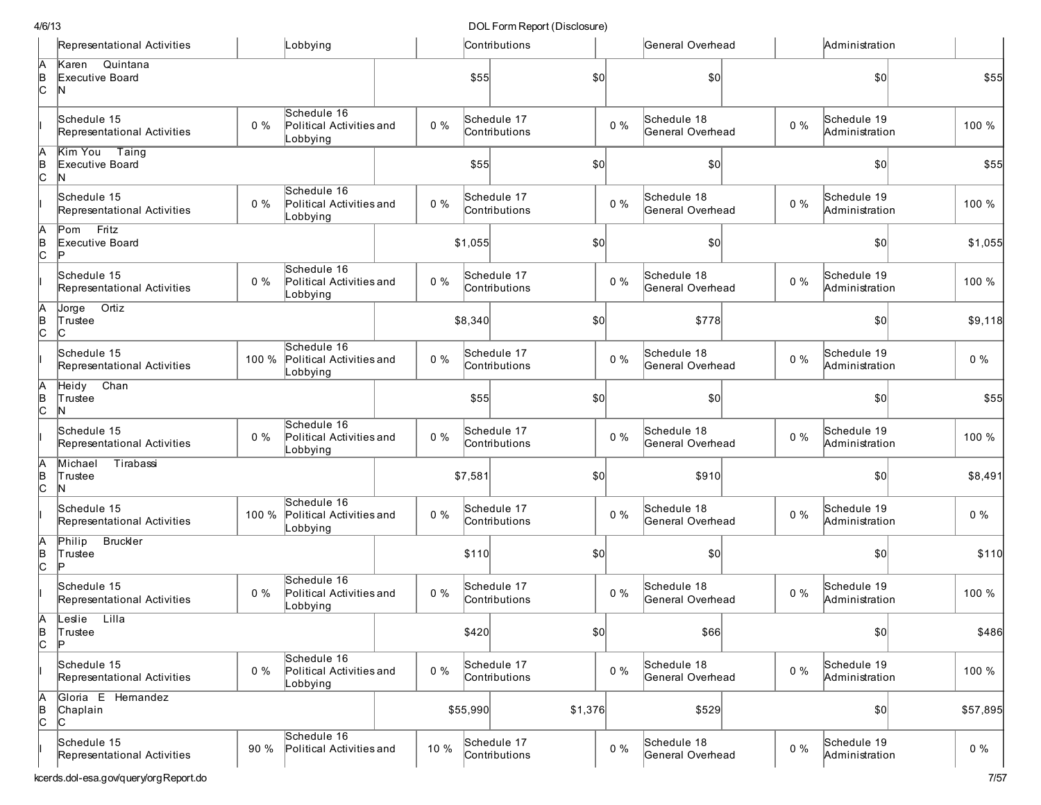| Representational Activities | | Lobbying | | Contributions | | General Overhead | | Administration | |
|---|---|---|---|---|---|---|---|---|---|
| A B C | Karen Quintana<br>Executive Board<br>N | | $55 | | $0 | $0 | | $0 | $55 |
| I | Schedule 15<br>Representational Activities | 0 % | Schedule 16<br>Political Activities and Lobbying | 0 % | Schedule 17<br>Contributions | 0 % | Schedule 18<br>General Overhead | 0 % | Schedule 19<br>Administration | 100 % |
| A B C | Kim You Taing<br>Executive Board<br>N | | $55 | | $0 | $0 | | $0 | $55 |
| I | Schedule 15<br>Representational Activities | 0 % | Schedule 16<br>Political Activities and Lobbying | 0 % | Schedule 17<br>Contributions | 0 % | Schedule 18<br>General Overhead | 0 % | Schedule 19<br>Administration | 100 % |
| A B C | Pom Fritz<br>Executive Board<br>P | | $1,055 | | $0 | $0 | | $0 | $1,055 |
| I | Schedule 15<br>Representational Activities | 0 % | Schedule 16<br>Political Activities and Lobbying | 0 % | Schedule 17<br>Contributions | 0 % | Schedule 18<br>General Overhead | 0 % | Schedule 19<br>Administration | 100 % |
| A B C | Jorge Ortiz<br>Trustee<br>C | | $8,340 | | $0 | $778 | | $0 | $9,118 |
| I | Schedule 15<br>Representational Activities | 100 % | Schedule 16<br>Political Activities and Lobbying | 0 % | Schedule 17<br>Contributions | 0 % | Schedule 18<br>General Overhead | 0 % | Schedule 19<br>Administration | 0 % |
| A B C | Heidy Chan<br>Trustee<br>N | | $55 | | $0 | $0 | | $0 | $55 |
| I | Schedule 15<br>Representational Activities | 0 % | Schedule 16<br>Political Activities and Lobbying | 0 % | Schedule 17<br>Contributions | 0 % | Schedule 18<br>General Overhead | 0 % | Schedule 19<br>Administration | 100 % |
| A B C | Michael Tirabassi<br>Trustee<br>N | | $7,581 | | $0 | $910 | | $0 | $8,491 |
| I | Schedule 15<br>Representational Activities | 100 % | Schedule 16<br>Political Activities and Lobbying | 0 % | Schedule 17<br>Contributions | 0 % | Schedule 18<br>General Overhead | 0 % | Schedule 19<br>Administration | 0 % |
| A B C | Philip Bruckler<br>Trustee<br>P | | $110 | | $0 | $0 | | $0 | $110 |
| I | Schedule 15<br>Representational Activities | 0 % | Schedule 16<br>Political Activities and Lobbying | 0 % | Schedule 17<br>Contributions | 0 % | Schedule 18<br>General Overhead | 0 % | Schedule 19<br>Administration | 100 % |
| A B C | Leslie Lilla<br>Trustee<br>P | | $420 | | $0 | $66 | | $0 | $486 |
| I | Schedule 15<br>Representational Activities | 0 % | Schedule 16<br>Political Activities and Lobbying | 0 % | Schedule 17<br>Contributions | 0 % | Schedule 18<br>General Overhead | 0 % | Schedule 19<br>Administration | 100 % |
| A B C | Gloria E Hernandez<br>Chaplain<br>C | | $55,990 | | $1,376 | $529 | | $0 | $57,895 |
| I | Schedule 15<br>Representational Activities | 90 % | Schedule 16<br>Political Activities and | 10 % | Schedule 17<br>Contributions | 0 % | Schedule 18<br>General Overhead | 0 % | Schedule 19<br>Administration | 0 % |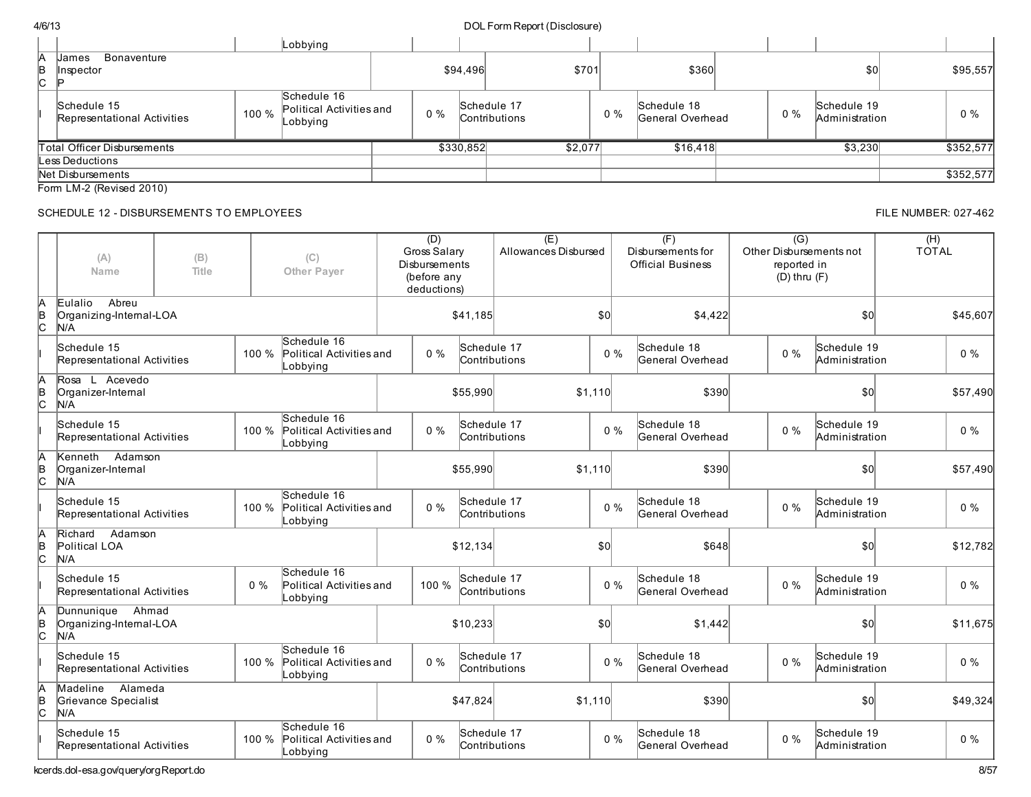| | | | Lobbying | | | | | | | |
|---|---|---|---|---|---|---|---|---|---|---|
| A<br>B<br>C | James Bonaventure<br>Inspector<br>P | | | | $94,496 | $701 | | $360 | $0 | $95,557 |
| I | Schedule 15<br>Representational Activities | 100 % | Schedule 16<br>Political Activities and Lobbying | 0 % | Schedule 17<br>Contributions | 0 % | Schedule 18<br>General Overhead | 0 % | Schedule 19<br>Administration | 0 % |

| | | | | | |
|---|---|---|---|---|---|
| Total Officer Disbursements | $330,852 | $2,077 | $16,418 | $3,230 | $352,577 |
| Less Deductions | | | | | |
| Net Disbursements | | | | | $352,577 |

Form LM-2 (Revised 2010)

SCHEDULE 12 - DISBURSEMENTS TO EMPLOYEES

FILE NUMBER: 027-462

| | (A) Name | (B) Title | (C) Other Payer | (D) Gross Salary Disbursements (before any deductions) | (E) Allowances Disbursed | (F) Disbursements for Official Business | (G) Other Disbursements not reported in (D) thru (F) | (H) TOTAL |
|---|---|---|---|---|---|---|---|---|
| A<br>B<br>C | Eulalio Abreu<br>Organizing-Internal-LOA<br>N/A | | | $41,185 | $0 | $4,422 | $0 | $45,607 |
| I | Schedule 15 Representational Activities 100 % | Schedule 16 Political Activities and Lobbying 0 % | Schedule 17 Contributions 0 % | Schedule 18 General Overhead 0 % | Schedule 19 Administration 0 % | | | |
| A<br>B<br>C | Rosa L Acevedo<br>Organizer-Internal<br>N/A | | | $55,990 | $1,110 | $390 | $0 | $57,490 |
| I | Schedule 15 Representational Activities 100 % | Schedule 16 Political Activities and Lobbying 0 % | Schedule 17 Contributions 0 % | Schedule 18 General Overhead 0 % | Schedule 19 Administration 0 % | | | |
| A<br>B<br>C | Kenneth Adamson<br>Organizer-Internal<br>N/A | | | $55,990 | $1,110 | $390 | $0 | $57,490 |
| I | Schedule 15 Representational Activities 100 % | Schedule 16 Political Activities and Lobbying 0 % | Schedule 17 Contributions 0 % | Schedule 18 General Overhead 0 % | Schedule 19 Administration 0 % | | | |
| A<br>B<br>C | Richard Adamson<br>Political LOA<br>N/A | | | $12,134 | $0 | $648 | $0 | $12,782 |
| I | Schedule 15 Representational Activities 0 % | Schedule 16 Political Activities and Lobbying 100 % | Schedule 17 Contributions 0 % | Schedule 18 General Overhead 0 % | Schedule 19 Administration 0 % | | | |
| A<br>B<br>C | Dunnunique Ahmad<br>Organizing-Internal-LOA<br>N/A | | | $10,233 | $0 | $1,442 | $0 | $11,675 |
| I | Schedule 15 Representational Activities 100 % | Schedule 16 Political Activities and Lobbying 0 % | Schedule 17 Contributions 0 % | Schedule 18 General Overhead 0 % | Schedule 19 Administration 0 % | | | |
| A<br>B<br>C | Madeline Alameda<br>Grievance Specialist<br>N/A | | | $47,824 | $1,110 | $390 | $0 | $49,324 |
| I | Schedule 15 Representational Activities 100 % | Schedule 16 Political Activities and Lobbying 0 % | Schedule 17 Contributions 0 % | Schedule 18 General Overhead 0 % | Schedule 19 Administration 0 % | | | |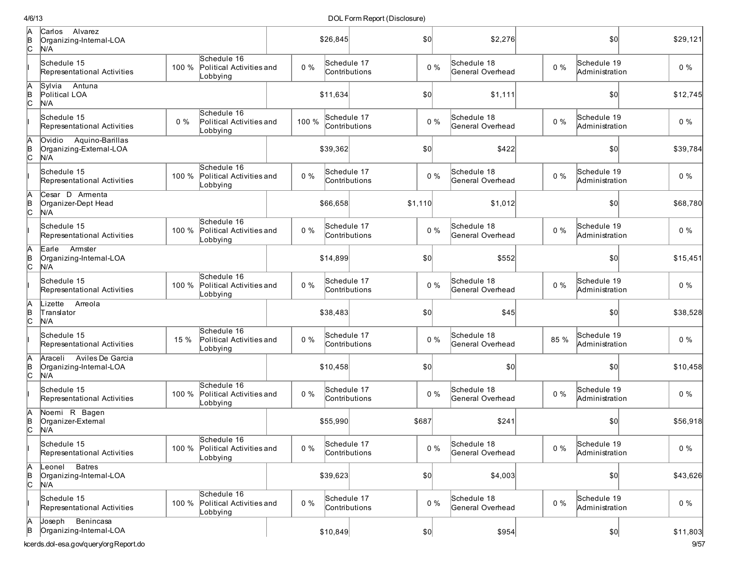| | | | | | | | | | | |
|---|---|---|---|---|---|---|---|---|---|---|
| A<br>B<br>C | Carlos Alvarez<br>Organizing-Internal-LOA<br>N/A | | | | $26,845 | $0 | $2,276 | | $0 | $29,121 |
| I | Schedule 15<br>Representational Activities | 100 % | Schedule 16<br>Political Activities and Lobbying | 0 % | Schedule 17<br>Contributions | 0 % | Schedule 18<br>General Overhead | 0 % | Schedule 19<br>Administration | 0 % |
| A<br>B<br>C | Sylvia Antuna<br>Political LOA<br>N/A | | | | $11,634 | $0 | $1,111 | | $0 | $12,745 |
| I | Schedule 15<br>Representational Activities | 0 % | Schedule 16<br>Political Activities and Lobbying | 100 % | Schedule 17<br>Contributions | 0 % | Schedule 18<br>General Overhead | 0 % | Schedule 19<br>Administration | 0 % |
| A<br>B<br>C | Ovidio Aquino-Barillas<br>Organizing-External-LOA<br>N/A | | | | $39,362 | $0 | $422 | | $0 | $39,784 |
| I | Schedule 15<br>Representational Activities | 100 % | Schedule 16<br>Political Activities and Lobbying | 0 % | Schedule 17<br>Contributions | 0 % | Schedule 18<br>General Overhead | 0 % | Schedule 19<br>Administration | 0 % |
| A<br>B<br>C | Cesar D Armenta<br>Organizer-Dept Head<br>N/A | | | | $66,658 | $1,110 | $1,012 | | $0 | $68,780 |
| I | Schedule 15<br>Representational Activities | 100 % | Schedule 16<br>Political Activities and Lobbying | 0 % | Schedule 17<br>Contributions | 0 % | Schedule 18<br>General Overhead | 0 % | Schedule 19<br>Administration | 0 % |
| A<br>B<br>C | Earle Armster<br>Organizing-Internal-LOA<br>N/A | | | | $14,899 | $0 | $552 | | $0 | $15,451 |
| I | Schedule 15<br>Representational Activities | 100 % | Schedule 16<br>Political Activities and Lobbying | 0 % | Schedule 17<br>Contributions | 0 % | Schedule 18<br>General Overhead | 0 % | Schedule 19<br>Administration | 0 % |
| A<br>B<br>C | Lizette Arreola<br>Translator<br>N/A | | | | $38,483 | $0 | $45 | | $0 | $38,528 |
| I | Schedule 15<br>Representational Activities | 15 % | Schedule 16<br>Political Activities and Lobbying | 0 % | Schedule 17<br>Contributions | 0 % | Schedule 18<br>General Overhead | 85 % | Schedule 19<br>Administration | 0 % |
| A<br>B<br>C | Araceli Aviles De Garcia<br>Organizing-Internal-LOA<br>N/A | | | | $10,458 | $0 | $0 | | $0 | $10,458 |
| I | Schedule 15<br>Representational Activities | 100 % | Schedule 16<br>Political Activities and Lobbying | 0 % | Schedule 17<br>Contributions | 0 % | Schedule 18<br>General Overhead | 0 % | Schedule 19<br>Administration | 0 % |
| A<br>B<br>C | Noemi R Bagen<br>Organizer-External<br>N/A | | | | $55,990 | $687 | $241 | | $0 | $56,918 |
| I | Schedule 15<br>Representational Activities | 100 % | Schedule 16<br>Political Activities and Lobbying | 0 % | Schedule 17<br>Contributions | 0 % | Schedule 18<br>General Overhead | 0 % | Schedule 19<br>Administration | 0 % |
| A<br>B<br>C | Leonel Batres<br>Organizing-Internal-LOA<br>N/A | | | | $39,623 | $0 | $4,003 | | $0 | $43,626 |
| I | Schedule 15<br>Representational Activities | 100 % | Schedule 16<br>Political Activities and Lobbying | 0 % | Schedule 17<br>Contributions | 0 % | Schedule 18<br>General Overhead | 0 % | Schedule 19<br>Administration | 0 % |
| A<br>B | Joseph Benincasa<br>Organizing-Internal-LOA | | | | $10,849 | $0 | $954 | | $0 | $11,803 |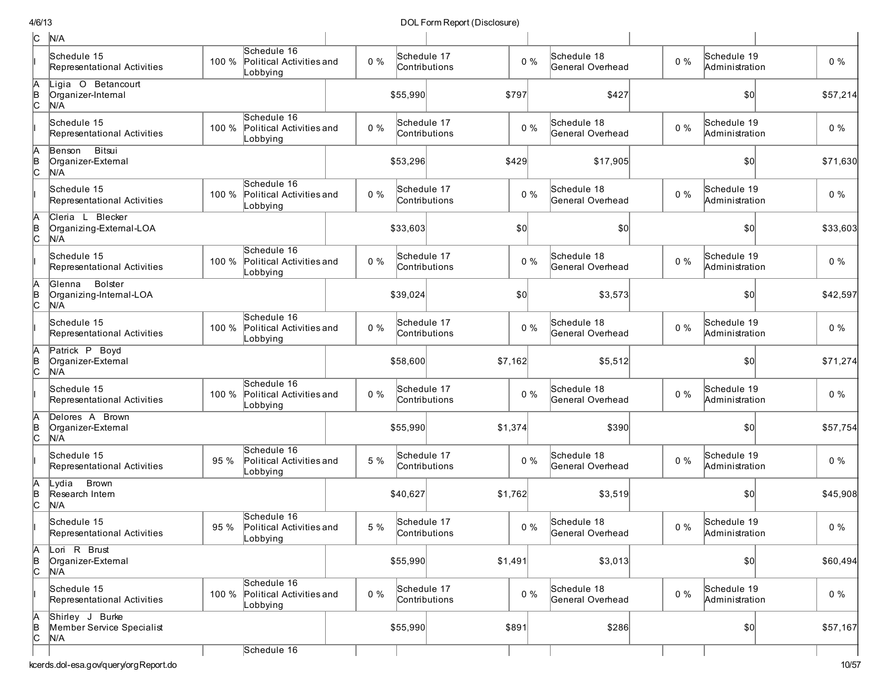| | | | | | | | | | | |
|---|---|---|---|---|---|---|---|---|---|---|
| C | N/A | | | | | | | | | |
| I | Schedule 15 Representational Activities | 100 % | Schedule 16 Political Activities and Lobbying | 0 % | Schedule 17 Contributions | 0 % | Schedule 18 General Overhead | 0 % | Schedule 19 Administration | 0 % |
| A B C | Ligia O Betancourt Organizer-Internal N/A | | | | $55,990 | $797 | $427 | | $0 | $57,214 |
| I | Schedule 15 Representational Activities | 100 % | Schedule 16 Political Activities and Lobbying | 0 % | Schedule 17 Contributions | 0 % | Schedule 18 General Overhead | 0 % | Schedule 19 Administration | 0 % |
| A B C | Benson Bitsui Organizer-External N/A | | | | $53,296 | $429 | $17,905 | | $0 | $71,630 |
| I | Schedule 15 Representational Activities | 100 % | Schedule 16 Political Activities and Lobbying | 0 % | Schedule 17 Contributions | 0 % | Schedule 18 General Overhead | 0 % | Schedule 19 Administration | 0 % |
| A B C | Cleria L Blecker Organizing-External-LOA N/A | | | | $33,603 | $0 | $0 | | $0 | $33,603 |
| I | Schedule 15 Representational Activities | 100 % | Schedule 16 Political Activities and Lobbying | 0 % | Schedule 17 Contributions | 0 % | Schedule 18 General Overhead | 0 % | Schedule 19 Administration | 0 % |
| A B C | Glenna Bolster Organizing-Internal-LOA N/A | | | | $39,024 | $0 | $3,573 | | $0 | $42,597 |
| I | Schedule 15 Representational Activities | 100 % | Schedule 16 Political Activities and Lobbying | 0 % | Schedule 17 Contributions | 0 % | Schedule 18 General Overhead | 0 % | Schedule 19 Administration | 0 % |
| A B C | Patrick P Boyd Organizer-External N/A | | | | $58,600 | $7,162 | $5,512 | | $0 | $71,274 |
| I | Schedule 15 Representational Activities | 100 % | Schedule 16 Political Activities and Lobbying | 0 % | Schedule 17 Contributions | 0 % | Schedule 18 General Overhead | 0 % | Schedule 19 Administration | 0 % |
| A B C | Delores A Brown Organizer-External N/A | | | | $55,990 | $1,374 | $390 | | $0 | $57,754 |
| I | Schedule 15 Representational Activities | 95 % | Schedule 16 Political Activities and Lobbying | 5 % | Schedule 17 Contributions | 0 % | Schedule 18 General Overhead | 0 % | Schedule 19 Administration | 0 % |
| A B C | Lydia Brown Research Intern N/A | | | | $40,627 | $1,762 | $3,519 | | $0 | $45,908 |
| I | Schedule 15 Representational Activities | 95 % | Schedule 16 Political Activities and Lobbying | 5 % | Schedule 17 Contributions | 0 % | Schedule 18 General Overhead | 0 % | Schedule 19 Administration | 0 % |
| A B C | Lori R Brust Organizer-External N/A | | | | $55,990 | $1,491 | $3,013 | | $0 | $60,494 |
| I | Schedule 15 Representational Activities | 100 % | Schedule 16 Political Activities and Lobbying | 0 % | Schedule 17 Contributions | 0 % | Schedule 18 General Overhead | 0 % | Schedule 19 Administration | 0 % |
| A B C | Shirley J Burke Member Service Specialist N/A | | | | $55,990 | $891 | $286 | | $0 | $57,167 |
| | | | Schedule 16 | | | | | | | |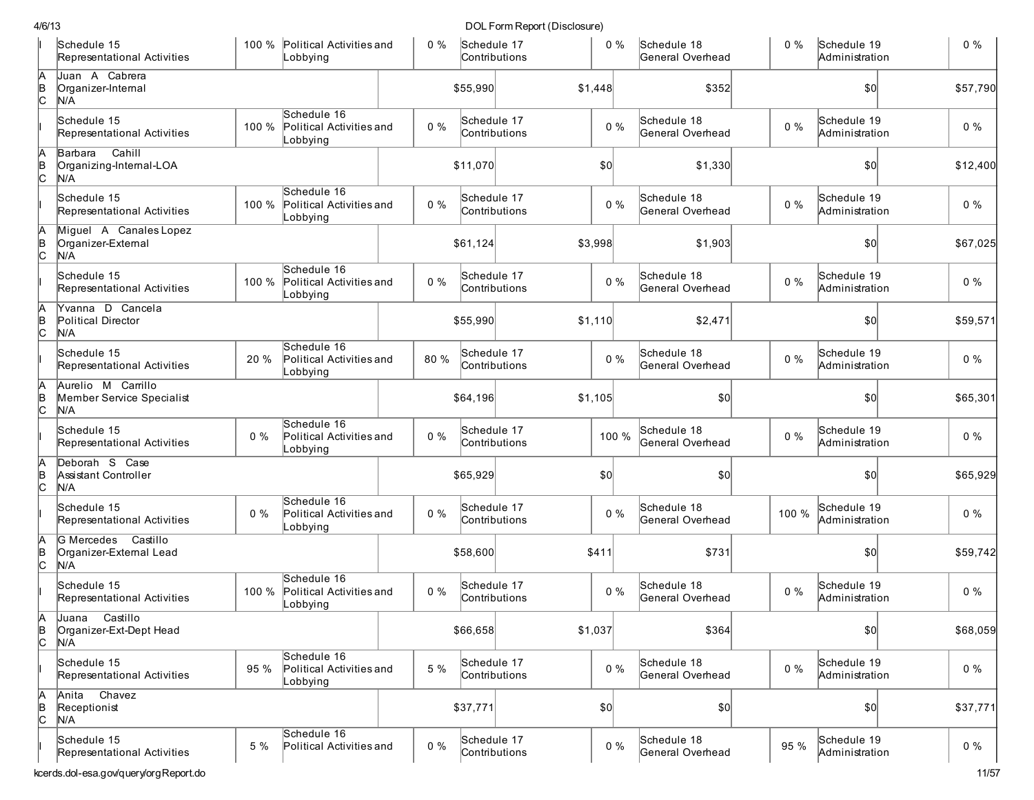| | | | | | | | | | | | |
|---|---|---|---|---|---|---|---|---|---|---|---|
| I | Schedule 15 Representational Activities | 100 % | Political Activities and Lobbying | 0 % | Schedule 17 Contributions | 0 % | Schedule 18 General Overhead | 0 % | Schedule 19 Administration | 0 % |
| A B C | Juan A Cabrera Organizer-Internal N/A | | | | $55,990 | $1,448 | $352 | | $0 | $57,790 |
| I | Schedule 15 Representational Activities | 100 % | Schedule 16 Political Activities and Lobbying | 0 % | Schedule 17 Contributions | 0 % | Schedule 18 General Overhead | 0 % | Schedule 19 Administration | 0 % |
| A B C | Barbara Cahill Organizing-Internal-LOA N/A | | | | $11,070 | $0 | $1,330 | | $0 | $12,400 |
| I | Schedule 15 Representational Activities | 100 % | Schedule 16 Political Activities and Lobbying | 0 % | Schedule 17 Contributions | 0 % | Schedule 18 General Overhead | 0 % | Schedule 19 Administration | 0 % |
| A B C | Miguel A Canales Lopez Organizer-External N/A | | | | $61,124 | $3,998 | $1,903 | | $0 | $67,025 |
| I | Schedule 15 Representational Activities | 100 % | Schedule 16 Political Activities and Lobbying | 0 % | Schedule 17 Contributions | 0 % | Schedule 18 General Overhead | 0 % | Schedule 19 Administration | 0 % |
| A B C | Yvanna D Cancela Political Director N/A | | | | $55,990 | $1,110 | $2,471 | | $0 | $59,571 |
| I | Schedule 15 Representational Activities | 20 % | Schedule 16 Political Activities and Lobbying | 80 % | Schedule 17 Contributions | 0 % | Schedule 18 General Overhead | 0 % | Schedule 19 Administration | 0 % |
| A B C | Aurelio M Carrillo Member Service Specialist N/A | | | | $64,196 | $1,105 | $0 | | $0 | $65,301 |
| I | Schedule 15 Representational Activities | 0 % | Schedule 16 Political Activities and Lobbying | 0 % | Schedule 17 Contributions | 100 % | Schedule 18 General Overhead | 0 % | Schedule 19 Administration | 0 % |
| A B C | Deborah S Case Assistant Controller N/A | | | | $65,929 | $0 | $0 | | $0 | $65,929 |
| I | Schedule 15 Representational Activities | 0 % | Schedule 16 Political Activities and Lobbying | 0 % | Schedule 17 Contributions | 0 % | Schedule 18 General Overhead | 100 % | Schedule 19 Administration | 0 % |
| A B C | G Mercedes Castillo Organizer-External Lead N/A | | | | $58,600 | $411 | $731 | | $0 | $59,742 |
| I | Schedule 15 Representational Activities | 100 % | Schedule 16 Political Activities and Lobbying | 0 % | Schedule 17 Contributions | 0 % | Schedule 18 General Overhead | 0 % | Schedule 19 Administration | 0 % |
| A B C | Juana Castillo Organizer-Ext-Dept Head N/A | | | | $66,658 | $1,037 | $364 | | $0 | $68,059 |
| I | Schedule 15 Representational Activities | 95 % | Schedule 16 Political Activities and Lobbying | 5 % | Schedule 17 Contributions | 0 % | Schedule 18 General Overhead | 0 % | Schedule 19 Administration | 0 % |
| A B C | Anita Chavez Receptionist N/A | | | | $37,771 | $0 | $0 | | $0 | $37,771 |
| I | Schedule 15 Representational Activities | 5 % | Schedule 16 Political Activities and | 0 % | Schedule 17 Contributions | 0 % | Schedule 18 General Overhead | 95 % | Schedule 19 Administration | 0 % |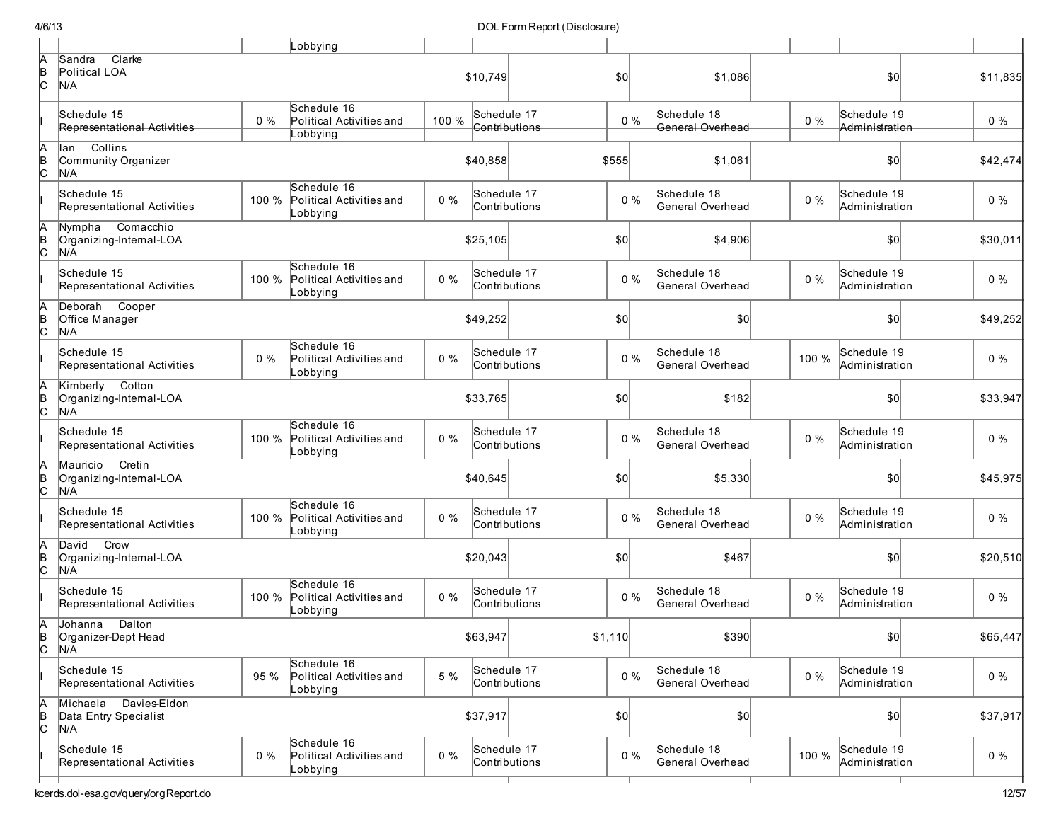| | | | | | | | | | | |
|---|---|---|---|---|---|---|---|---|---|---|
| | | Lobbying | | | | | | | | |
| A B C | Sandra Clarke<br>Political LOA<br>N/A | | | $10,749 | | $0 | $1,086 | | $0 | $11,835 |
| I | Schedule 15<br>Representational Activities | 0 % | Schedule 16<br>Political Activities and Lobbying | 100 % | Schedule 17<br>Contributions | 0 % | Schedule 18<br>General Overhead | 0 % | Schedule 19<br>Administration | 0 % |
| A B C | Ian Collins<br>Community Organizer<br>N/A | | | $40,858 | | $555 | $1,061 | | $0 | $42,474 |
| I | Schedule 15<br>Representational Activities | 100 % | Schedule 16<br>Political Activities and Lobbying | 0 % | Schedule 17<br>Contributions | 0 % | Schedule 18<br>General Overhead | 0 % | Schedule 19<br>Administration | 0 % |
| A B C | Nympha Comacchio<br>Organizing-Internal-LOA<br>N/A | | | $25,105 | | $0 | $4,906 | | $0 | $30,011 |
| I | Schedule 15<br>Representational Activities | 100 % | Schedule 16<br>Political Activities and Lobbying | 0 % | Schedule 17<br>Contributions | 0 % | Schedule 18<br>General Overhead | 0 % | Schedule 19<br>Administration | 0 % |
| A B C | Deborah Cooper<br>Office Manager<br>N/A | | | $49,252 | | $0 | $0 | | $0 | $49,252 |
| I | Schedule 15<br>Representational Activities | 0 % | Schedule 16<br>Political Activities and Lobbying | 0 % | Schedule 17<br>Contributions | 0 % | Schedule 18<br>General Overhead | 100 % | Schedule 19<br>Administration | 0 % |
| A B C | Kimberly Cotton<br>Organizing-Internal-LOA<br>N/A | | | $33,765 | | $0 | $182 | | $0 | $33,947 |
| I | Schedule 15<br>Representational Activities | 100 % | Schedule 16<br>Political Activities and Lobbying | 0 % | Schedule 17<br>Contributions | 0 % | Schedule 18<br>General Overhead | 0 % | Schedule 19<br>Administration | 0 % |
| A B C | Mauricio Cretin<br>Organizing-Internal-LOA<br>N/A | | | $40,645 | | $0 | $5,330 | | $0 | $45,975 |
| I | Schedule 15<br>Representational Activities | 100 % | Schedule 16<br>Political Activities and Lobbying | 0 % | Schedule 17<br>Contributions | 0 % | Schedule 18<br>General Overhead | 0 % | Schedule 19<br>Administration | 0 % |
| A B C | David Crow<br>Organizing-Internal-LOA<br>N/A | | | $20,043 | | $0 | $467 | | $0 | $20,510 |
| I | Schedule 15<br>Representational Activities | 100 % | Schedule 16<br>Political Activities and Lobbying | 0 % | Schedule 17<br>Contributions | 0 % | Schedule 18<br>General Overhead | 0 % | Schedule 19<br>Administration | 0 % |
| A B C | Johanna Dalton<br>Organizer-Dept Head<br>N/A | | | $63,947 | | $1,110 | $390 | | $0 | $65,447 |
| I | Schedule 15<br>Representational Activities | 95 % | Schedule 16<br>Political Activities and Lobbying | 5 % | Schedule 17<br>Contributions | 0 % | Schedule 18<br>General Overhead | 0 % | Schedule 19<br>Administration | 0 % |
| A B C | Michaela Davies-Eldon<br>Data Entry Specialist<br>N/A | | | $37,917 | | $0 | $0 | | $0 | $37,917 |
| I | Schedule 15<br>Representational Activities | 0 % | Schedule 16<br>Political Activities and Lobbying | 0 % | Schedule 17<br>Contributions | 0 % | Schedule 18<br>General Overhead | 100 % | Schedule 19<br>Administration | 0 % |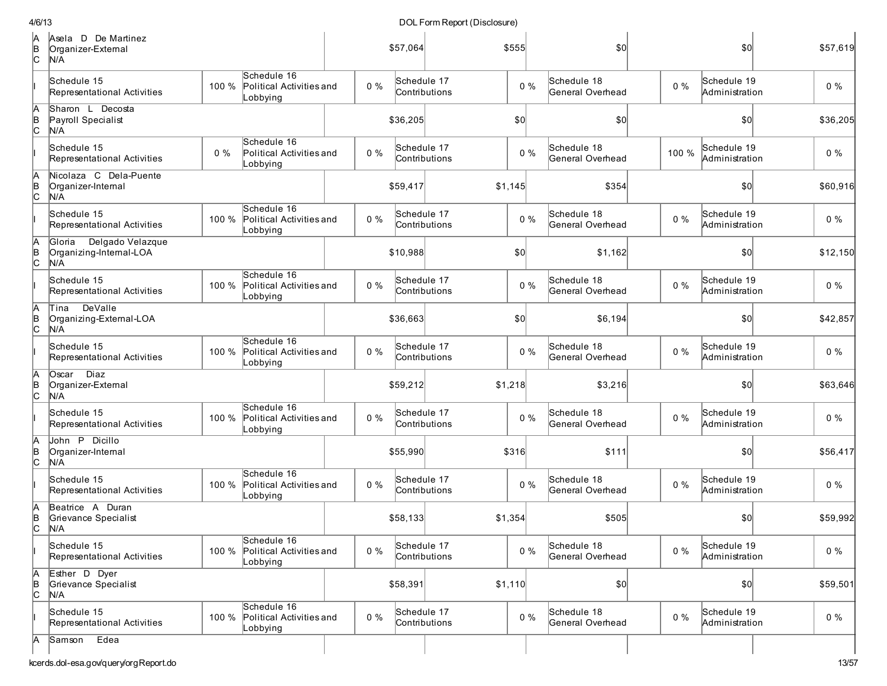| | | | | | | | | | | |
|---|---|---|---|---|---|---|---|---|---|---|
| A<br>B<br>C | Asela D De Martinez<br>Organizer-External<br>N/A | | | $57,064 | | $555 | $0 | | $0 | $57,619 |
| I | Schedule 15<br>Representational Activities | 100 % | Schedule 16<br>Political Activities and Lobbying | 0 % | Schedule 17<br>Contributions | 0 % | Schedule 18<br>General Overhead | 0 % | Schedule 19<br>Administration | 0 % |
| A<br>B<br>C | Sharon L Decosta<br>Payroll Specialist<br>N/A | | | $36,205 | | $0 | $0 | | $0 | $36,205 |
| I | Schedule 15<br>Representational Activities | 0 % | Schedule 16<br>Political Activities and Lobbying | 0 % | Schedule 17<br>Contributions | 0 % | Schedule 18<br>General Overhead | 100 % | Schedule 19<br>Administration | 0 % |
| A<br>B<br>C | Nicolaza C Dela-Puente<br>Organizer-Internal<br>N/A | | | $59,417 | | $1,145 | $354 | | $0 | $60,916 |
| I | Schedule 15<br>Representational Activities | 100 % | Schedule 16<br>Political Activities and Lobbying | 0 % | Schedule 17<br>Contributions | 0 % | Schedule 18<br>General Overhead | 0 % | Schedule 19<br>Administration | 0 % |
| A<br>B<br>C | Gloria Delgado Velazque<br>Organizing-Internal-LOA<br>N/A | | | $10,988 | | $0 | $1,162 | | $0 | $12,150 |
| I | Schedule 15<br>Representational Activities | 100 % | Schedule 16<br>Political Activities and Lobbying | 0 % | Schedule 17<br>Contributions | 0 % | Schedule 18<br>General Overhead | 0 % | Schedule 19<br>Administration | 0 % |
| A<br>B<br>C | Tina DeValle<br>Organizing-External-LOA<br>N/A | | | $36,663 | | $0 | $6,194 | | $0 | $42,857 |
| I | Schedule 15<br>Representational Activities | 100 % | Schedule 16<br>Political Activities and Lobbying | 0 % | Schedule 17<br>Contributions | 0 % | Schedule 18<br>General Overhead | 0 % | Schedule 19<br>Administration | 0 % |
| A<br>B<br>C | Oscar Diaz<br>Organizer-External<br>N/A | | | $59,212 | | $1,218 | $3,216 | | $0 | $63,646 |
| I | Schedule 15<br>Representational Activities | 100 % | Schedule 16<br>Political Activities and Lobbying | 0 % | Schedule 17<br>Contributions | 0 % | Schedule 18<br>General Overhead | 0 % | Schedule 19<br>Administration | 0 % |
| A<br>B<br>C | John P Dicillo<br>Organizer-Internal<br>N/A | | | $55,990 | | $316 | $111 | | $0 | $56,417 |
| I | Schedule 15<br>Representational Activities | 100 % | Schedule 16<br>Political Activities and Lobbying | 0 % | Schedule 17<br>Contributions | 0 % | Schedule 18<br>General Overhead | 0 % | Schedule 19<br>Administration | 0 % |
| A<br>B<br>C | Beatrice A Duran<br>Grievance Specialist<br>N/A | | | $58,133 | | $1,354 | $505 | | $0 | $59,992 |
| I | Schedule 15<br>Representational Activities | 100 % | Schedule 16<br>Political Activities and Lobbying | 0 % | Schedule 17<br>Contributions | 0 % | Schedule 18<br>General Overhead | 0 % | Schedule 19<br>Administration | 0 % |
| A<br>B<br>C | Esther D Dyer<br>Grievance Specialist<br>N/A | | | $58,391 | | $1,110 | $0 | | $0 | $59,501 |
| I | Schedule 15<br>Representational Activities | 100 % | Schedule 16<br>Political Activities and Lobbying | 0 % | Schedule 17<br>Contributions | 0 % | Schedule 18<br>General Overhead | 0 % | Schedule 19<br>Administration | 0 % |
| A | Samson Edea | | | | | | | | | |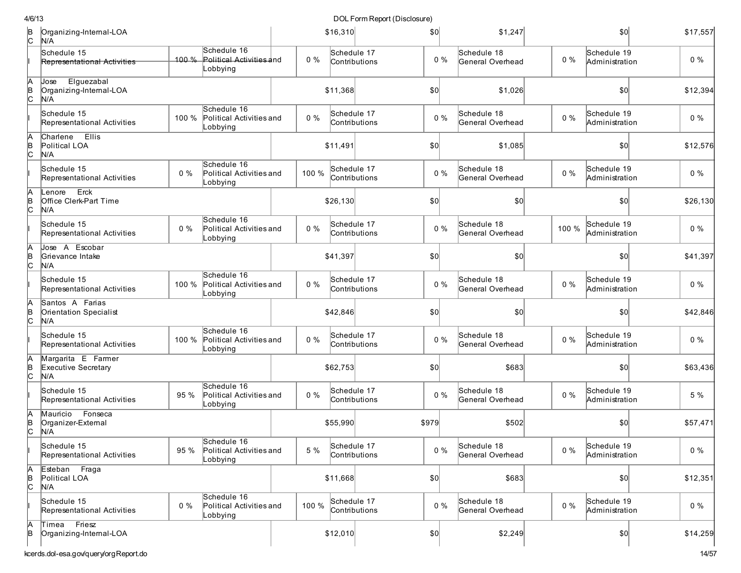| | | | | | | | | | | |
|---|---|---|---|---|---|---|---|---|---|---|
| B<br>C | Organizing-Internal-LOA<br>N/A | | | $16,310 | | $0 | $1,247 | | $0 | $17,557 |
| I | Schedule 15<br>Representational Activities | 100 % | Schedule 16<br>Political Activities and Lobbying | 0 % | Schedule 17<br>Contributions | 0 % | Schedule 18<br>General Overhead | 0 % | Schedule 19<br>Administration | 0 % |
| A<br>B<br>C | Jose Elguezabal<br>Organizing-Internal-LOA<br>N/A | | | $11,368 | | $0 | $1,026 | | $0 | $12,394 |
| I | Schedule 15<br>Representational Activities | 100 % | Schedule 16<br>Political Activities and Lobbying | 0 % | Schedule 17<br>Contributions | 0 % | Schedule 18<br>General Overhead | 0 % | Schedule 19<br>Administration | 0 % |
| A<br>B<br>C | Charlene Ellis<br>Political LOA<br>N/A | | | $11,491 | | $0 | $1,085 | | $0 | $12,576 |
| I | Schedule 15<br>Representational Activities | 0 % | Schedule 16<br>Political Activities and Lobbying | 100 % | Schedule 17<br>Contributions | 0 % | Schedule 18<br>General Overhead | 0 % | Schedule 19<br>Administration | 0 % |
| A<br>B<br>C | Lenore Erck<br>Office Clerk-Part Time<br>N/A | | | $26,130 | | $0 | $0 | | $0 | $26,130 |
| I | Schedule 15<br>Representational Activities | 0 % | Schedule 16<br>Political Activities and Lobbying | 0 % | Schedule 17<br>Contributions | 0 % | Schedule 18<br>General Overhead | 100 % | Schedule 19<br>Administration | 0 % |
| A<br>B<br>C | Jose A Escobar<br>Grievance Intake<br>N/A | | | $41,397 | | $0 | $0 | | $0 | $41,397 |
| I | Schedule 15<br>Representational Activities | 100 % | Schedule 16<br>Political Activities and Lobbying | 0 % | Schedule 17<br>Contributions | 0 % | Schedule 18<br>General Overhead | 0 % | Schedule 19<br>Administration | 0 % |
| A<br>B<br>C | Santos A Farias<br>Orientation Specialist<br>N/A | | | $42,846 | | $0 | $0 | | $0 | $42,846 |
| I | Schedule 15<br>Representational Activities | 100 % | Schedule 16<br>Political Activities and Lobbying | 0 % | Schedule 17<br>Contributions | 0 % | Schedule 18<br>General Overhead | 0 % | Schedule 19<br>Administration | 0 % |
| A<br>B<br>C | Margarita E Farmer<br>Executive Secretary<br>N/A | | | $62,753 | | $0 | $683 | | $0 | $63,436 |
| I | Schedule 15<br>Representational Activities | 95 % | Schedule 16<br>Political Activities and Lobbying | 0 % | Schedule 17<br>Contributions | 0 % | Schedule 18<br>General Overhead | 0 % | Schedule 19<br>Administration | 5 % |
| A<br>B<br>C | Mauricio Fonseca<br>Organizer-External<br>N/A | | | $55,990 | | $979 | $502 | | $0 | $57,471 |
| I | Schedule 15<br>Representational Activities | 95 % | Schedule 16<br>Political Activities and Lobbying | 5 % | Schedule 17<br>Contributions | 0 % | Schedule 18<br>General Overhead | 0 % | Schedule 19<br>Administration | 0 % |
| A<br>B<br>C | Esteban Fraga<br>Political LOA<br>N/A | | | $11,668 | | $0 | $683 | | $0 | $12,351 |
| I | Schedule 15<br>Representational Activities | 0 % | Schedule 16<br>Political Activities and Lobbying | 100 % | Schedule 17<br>Contributions | 0 % | Schedule 18<br>General Overhead | 0 % | Schedule 19<br>Administration | 0 % |
| A<br>B | Timea Friesz<br>Organizing-Internal-LOA | | | $12,010 | | $0 | $2,249 | | $0 | $14,259 |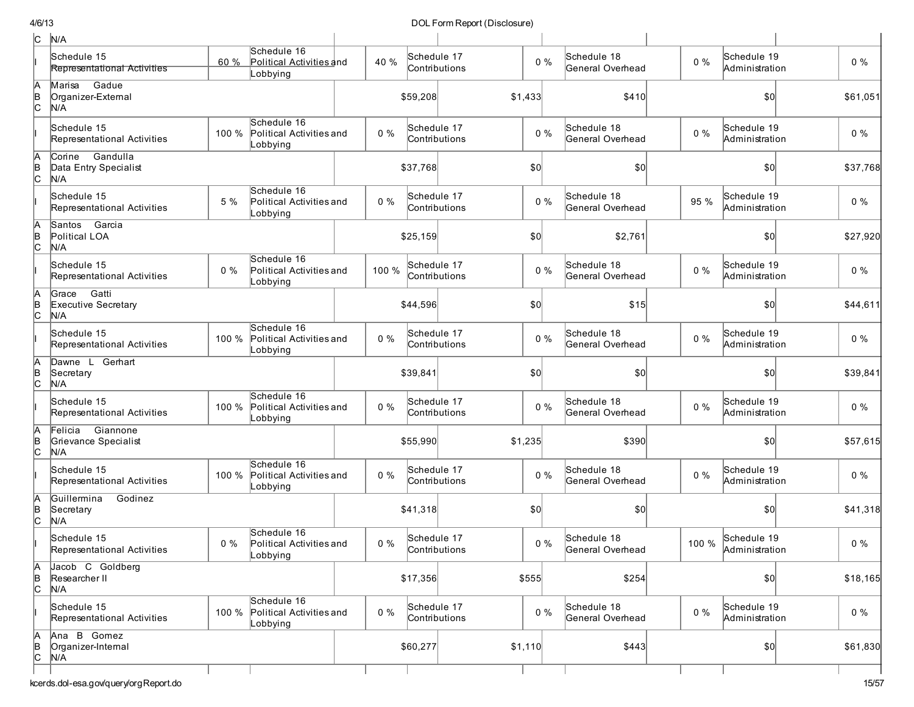| | | | | | | | | | | | |
|---|---|---|---|---|---|---|---|---|---|---|---|
| C | N/A | | | | | | | | | | |
| I | Schedule 15 Representational Activities | 60 % | Schedule 16 Political Activities and Lobbying | 40 % | Schedule 17 Contributions | 0 % | Schedule 18 General Overhead | 0 % | Schedule 19 Administration | | 0 % |
| A B C | Marisa Gadue Organizer-External N/A | | | | $59,208 | $1,433 | $410 | | $0 | | $61,051 |
| I | Schedule 15 Representational Activities | 100 % | Schedule 16 Political Activities and Lobbying | 0 % | Schedule 17 Contributions | 0 % | Schedule 18 General Overhead | 0 % | Schedule 19 Administration | | 0 % |
| A B C | Corine Gandulla Data Entry Specialist N/A | | | | $37,768 | $0 | $0 | | $0 | | $37,768 |
| I | Schedule 15 Representational Activities | 5 % | Schedule 16 Political Activities and Lobbying | 0 % | Schedule 17 Contributions | 0 % | Schedule 18 General Overhead | 95 % | Schedule 19 Administration | | 0 % |
| A B C | Santos Garcia Political LOA N/A | | | | $25,159 | $0 | $2,761 | | $0 | | $27,920 |
| I | Schedule 15 Representational Activities | 0 % | Schedule 16 Political Activities and Lobbying | 100 % | Schedule 17 Contributions | 0 % | Schedule 18 General Overhead | 0 % | Schedule 19 Administration | | 0 % |
| A B C | Grace Gatti Executive Secretary N/A | | | | $44,596 | $0 | $15 | | $0 | | $44,611 |
| I | Schedule 15 Representational Activities | 100 % | Schedule 16 Political Activities and Lobbying | 0 % | Schedule 17 Contributions | 0 % | Schedule 18 General Overhead | 0 % | Schedule 19 Administration | | 0 % |
| A B C | Dawne L Gerhart Secretary N/A | | | | $39,841 | $0 | $0 | | $0 | | $39,841 |
| I | Schedule 15 Representational Activities | 100 % | Schedule 16 Political Activities and Lobbying | 0 % | Schedule 17 Contributions | 0 % | Schedule 18 General Overhead | 0 % | Schedule 19 Administration | | 0 % |
| A B C | Felicia Giannone Grievance Specialist N/A | | | | $55,990 | $1,235 | $390 | | $0 | | $57,615 |
| I | Schedule 15 Representational Activities | 100 % | Schedule 16 Political Activities and Lobbying | 0 % | Schedule 17 Contributions | 0 % | Schedule 18 General Overhead | 0 % | Schedule 19 Administration | | 0 % |
| A B C | Guillermina Godinez Secretary N/A | | | | $41,318 | $0 | $0 | | $0 | | $41,318 |
| I | Schedule 15 Representational Activities | 0 % | Schedule 16 Political Activities and Lobbying | 0 % | Schedule 17 Contributions | 0 % | Schedule 18 General Overhead | 100 % | Schedule 19 Administration | | 0 % |
| A B C | Jacob C Goldberg Researcher II N/A | | | | $17,356 | $555 | $254 | | $0 | | $18,165 |
| I | Schedule 15 Representational Activities | 100 % | Schedule 16 Political Activities and Lobbying | 0 % | Schedule 17 Contributions | 0 % | Schedule 18 General Overhead | 0 % | Schedule 19 Administration | | 0 % |
| A B C | Ana B Gomez Organizer-Internal N/A | | | | $60,277 | $1,110 | $443 | | $0 | | $61,830 |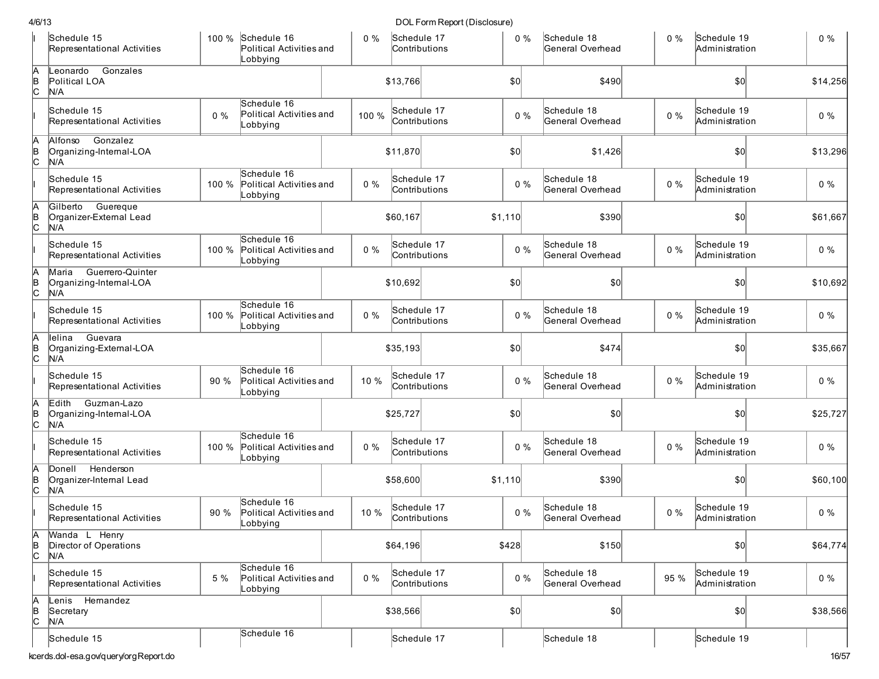| | | | | | | | | | | |
|---|---|---|---|---|---|---|---|---|---|---|
| I | Schedule 15 Representational Activities | 100 % | Schedule 16 Political Activities and Lobbying | 0 % | Schedule 17 Contributions | 0 % | Schedule 18 General Overhead | 0 % | Schedule 19 Administration | 0 % |
| A B C | Leonardo Gonzales Political LOA N/A | | | | $13,766 | $0 | $490 | | $0 | $14,256 |
| I | Schedule 15 Representational Activities | 0 % | Schedule 16 Political Activities and Lobbying | 100 % | Schedule 17 Contributions | 0 % | Schedule 18 General Overhead | 0 % | Schedule 19 Administration | 0 % |
| A B C | Alfonso Gonzalez Organizing-Internal-LOA N/A | | | | $11,870 | $0 | $1,426 | | $0 | $13,296 |
| I | Schedule 15 Representational Activities | 100 % | Schedule 16 Political Activities and Lobbying | 0 % | Schedule 17 Contributions | 0 % | Schedule 18 General Overhead | 0 % | Schedule 19 Administration | 0 % |
| A B C | Gilberto Guereque Organizer-External Lead N/A | | | | $60,167 | $1,110 | $390 | | $0 | $61,667 |
| I | Schedule 15 Representational Activities | 100 % | Schedule 16 Political Activities and Lobbying | 0 % | Schedule 17 Contributions | 0 % | Schedule 18 General Overhead | 0 % | Schedule 19 Administration | 0 % |
| A B C | Maria Guerrero-Quinter Organizing-Internal-LOA N/A | | | | $10,692 | $0 | $0 | | $0 | $10,692 |
| I | Schedule 15 Representational Activities | 100 % | Schedule 16 Political Activities and Lobbying | 0 % | Schedule 17 Contributions | 0 % | Schedule 18 General Overhead | 0 % | Schedule 19 Administration | 0 % |
| A B C | Ielina Guevara Organizing-External-LOA N/A | | | | $35,193 | $0 | $474 | | $0 | $35,667 |
| I | Schedule 15 Representational Activities | 90 % | Schedule 16 Political Activities and Lobbying | 10 % | Schedule 17 Contributions | 0 % | Schedule 18 General Overhead | 0 % | Schedule 19 Administration | 0 % |
| A B C | Edith Guzman-Lazo Organizing-Internal-LOA N/A | | | | $25,727 | $0 | $0 | | $0 | $25,727 |
| I | Schedule 15 Representational Activities | 100 % | Schedule 16 Political Activities and Lobbying | 0 % | Schedule 17 Contributions | 0 % | Schedule 18 General Overhead | 0 % | Schedule 19 Administration | 0 % |
| A B C | Donell Henderson Organizer-Internal Lead N/A | | | | $58,600 | $1,110 | $390 | | $0 | $60,100 |
| I | Schedule 15 Representational Activities | 90 % | Schedule 16 Political Activities and Lobbying | 10 % | Schedule 17 Contributions | 0 % | Schedule 18 General Overhead | 0 % | Schedule 19 Administration | 0 % |
| A B C | Wanda L Henry Director of Operations N/A | | | | $64,196 | $428 | $150 | | $0 | $64,774 |
| I | Schedule 15 Representational Activities | 5 % | Schedule 16 Political Activities and Lobbying | 0 % | Schedule 17 Contributions | 0 % | Schedule 18 General Overhead | 95 % | Schedule 19 Administration | 0 % |
| A B C | Lenis Hernandez Secretary N/A | | | | $38,566 | $0 | $0 | | $0 | $38,566 |
| | Schedule 15 | | Schedule 16 | | Schedule 17 | | Schedule 18 | | Schedule 19 | |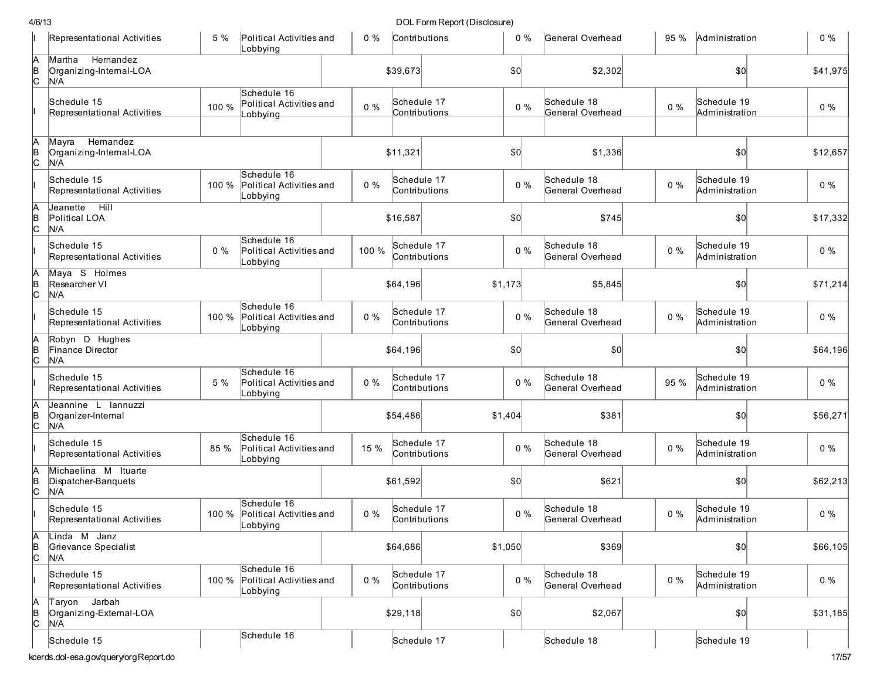| | | | | | | | | | | |
|---|---|---|---|---|---|---|---|---|---|---|
| I | Representational Activities | 5 % | Political Activities and Lobbying | 0 % | Contributions | 0 % | General Overhead | 95 % | Administration | 0 % |
| A B C | Martha Hernandez<br>Organizing-Internal-LOA<br>N/A | | | $39,673 | | $0 | $2,302 | | $0 | $41,975 |
| I | Schedule 15<br>Representational Activities | 100 % | Schedule 16<br>Political Activities and Lobbying | 0 % | Schedule 17<br>Contributions | 0 % | Schedule 18<br>General Overhead | 0 % | Schedule 19<br>Administration | 0 % |
| A B C | Mayra Hernandez<br>Organizing-Internal-LOA<br>N/A | | | $11,321 | | $0 | $1,336 | | $0 | $12,657 |
| I | Schedule 15<br>Representational Activities | 100 % | Schedule 16<br>Political Activities and Lobbying | 0 % | Schedule 17<br>Contributions | 0 % | Schedule 18<br>General Overhead | 0 % | Schedule 19<br>Administration | 0 % |
| A B C | Jeanette Hill<br>Political LOA<br>N/A | | | $16,587 | | $0 | $745 | | $0 | $17,332 |
| I | Schedule 15<br>Representational Activities | 0 % | Schedule 16<br>Political Activities and Lobbying | 100 % | Schedule 17<br>Contributions | 0 % | Schedule 18<br>General Overhead | 0 % | Schedule 19<br>Administration | 0 % |
| A B C | Maya S Holmes<br>Researcher VI<br>N/A | | | $64,196 | | $1,173 | $5,845 | | $0 | $71,214 |
| I | Schedule 15<br>Representational Activities | 100 % | Schedule 16<br>Political Activities and Lobbying | 0 % | Schedule 17<br>Contributions | 0 % | Schedule 18<br>General Overhead | 0 % | Schedule 19<br>Administration | 0 % |
| A B C | Robyn D Hughes<br>Finance Director<br>N/A | | | $64,196 | | $0 | $0 | | $0 | $64,196 |
| I | Schedule 15<br>Representational Activities | 5 % | Schedule 16<br>Political Activities and Lobbying | 0 % | Schedule 17<br>Contributions | 0 % | Schedule 18<br>General Overhead | 95 % | Schedule 19<br>Administration | 0 % |
| A B C | Jeannine L Iannuzzi<br>Organizer-Internal<br>N/A | | | $54,486 | | $1,404 | $381 | | $0 | $56,271 |
| I | Schedule 15<br>Representational Activities | 85 % | Schedule 16<br>Political Activities and Lobbying | 15 % | Schedule 17<br>Contributions | 0 % | Schedule 18<br>General Overhead | 0 % | Schedule 19<br>Administration | 0 % |
| A B C | Michaelina M Ituarte<br>Dispatcher-Banquets<br>N/A | | | $61,592 | | $0 | $621 | | $0 | $62,213 |
| I | Schedule 15<br>Representational Activities | 100 % | Schedule 16<br>Political Activities and Lobbying | 0 % | Schedule 17<br>Contributions | 0 % | Schedule 18<br>General Overhead | 0 % | Schedule 19<br>Administration | 0 % |
| A B C | Linda M Janz<br>Grievance Specialist<br>N/A | | | $64,686 | | $1,050 | $369 | | $0 | $66,105 |
| I | Schedule 15<br>Representational Activities | 100 % | Schedule 16<br>Political Activities and Lobbying | 0 % | Schedule 17<br>Contributions | 0 % | Schedule 18<br>General Overhead | 0 % | Schedule 19<br>Administration | 0 % |
| A B C | Taryon Jarbah<br>Organizing-External-LOA<br>N/A | | | $29,118 | | $0 | $2,067 | | $0 | $31,185 |
| | Schedule 15 | | Schedule 16 | | Schedule 17 | | Schedule 18 | | Schedule 19 | |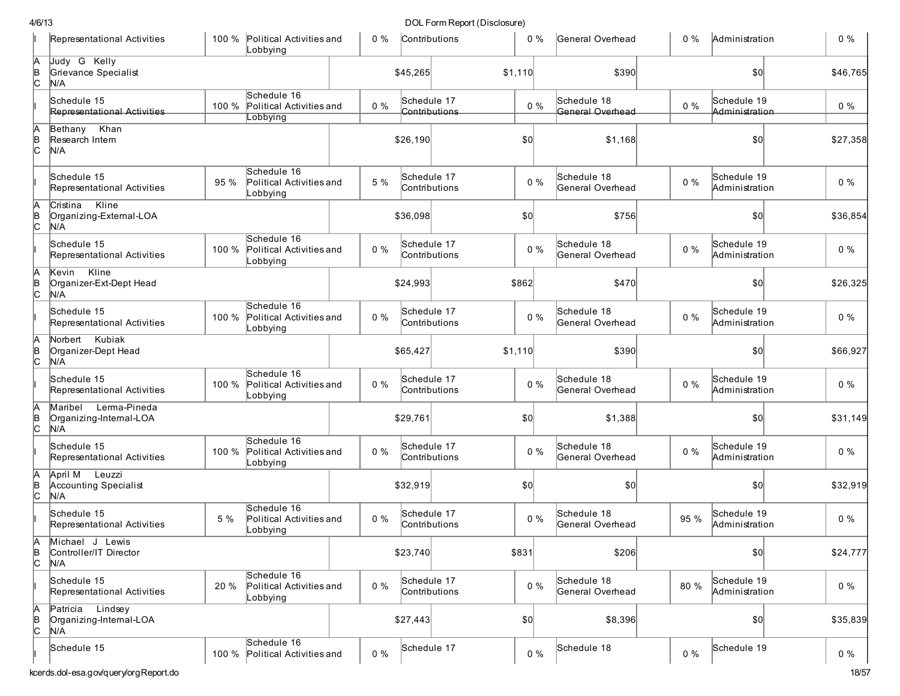| | | | | | | | | | | |
|---|---|---|---|---|---|---|---|---|---|---|
| I | Representational Activities | 100 % | Political Activities and Lobbying | 0 % | Contributions | 0 % | General Overhead | 0 % | Administration | 0 % |
| A<br>B<br>C | Judy G Kelly<br>Grievance Specialist<br>N/A | | | | $45,265 | $1,110 | $390 | | $0 | $46,765 |
| I | Schedule 15<br>Representational Activities | 100 % | Schedule 16<br>Political Activities and Lobbying | 0 % | Schedule 17<br>Contributions | 0 % | Schedule 18<br>General Overhead | 0 % | Schedule 19<br>Administration | 0 % |
| A<br>B<br>C | Bethany Khan<br>Research Intern<br>N/A | | | | $26,190 | $0 | $1,168 | | $0 | $27,358 |
| I | Schedule 15<br>Representational Activities | 95 % | Schedule 16<br>Political Activities and Lobbying | 5 % | Schedule 17<br>Contributions | 0 % | Schedule 18<br>General Overhead | 0 % | Schedule 19<br>Administration | 0 % |
| A<br>B<br>C | Cristina Kline<br>Organizing-External-LOA<br>N/A | | | | $36,098 | $0 | $756 | | $0 | $36,854 |
| I | Schedule 15<br>Representational Activities | 100 % | Schedule 16<br>Political Activities and Lobbying | 0 % | Schedule 17<br>Contributions | 0 % | Schedule 18<br>General Overhead | 0 % | Schedule 19<br>Administration | 0 % |
| A<br>B<br>C | Kevin Kline<br>Organizer-Ext-Dept Head<br>N/A | | | | $24,993 | $862 | $470 | | $0 | $26,325 |
| I | Schedule 15<br>Representational Activities | 100 % | Schedule 16<br>Political Activities and Lobbying | 0 % | Schedule 17<br>Contributions | 0 % | Schedule 18<br>General Overhead | 0 % | Schedule 19<br>Administration | 0 % |
| A<br>B<br>C | Norbert Kubiak<br>Organizer-Dept Head<br>N/A | | | | $65,427 | $1,110 | $390 | | $0 | $66,927 |
| I | Schedule 15<br>Representational Activities | 100 % | Schedule 16<br>Political Activities and Lobbying | 0 % | Schedule 17<br>Contributions | 0 % | Schedule 18<br>General Overhead | 0 % | Schedule 19<br>Administration | 0 % |
| A<br>B<br>C | Maribel Lerma-Pineda<br>Organizing-Internal-LOA<br>N/A | | | | $29,761 | $0 | $1,388 | | $0 | $31,149 |
| I | Schedule 15<br>Representational Activities | 100 % | Schedule 16<br>Political Activities and Lobbying | 0 % | Schedule 17<br>Contributions | 0 % | Schedule 18<br>General Overhead | 0 % | Schedule 19<br>Administration | 0 % |
| A<br>B<br>C | April M Leuzzi<br>Accounting Specialist<br>N/A | | | | $32,919 | $0 | $0 | | $0 | $32,919 |
| I | Schedule 15<br>Representational Activities | 5 % | Schedule 16<br>Political Activities and Lobbying | 0 % | Schedule 17<br>Contributions | 0 % | Schedule 18<br>General Overhead | 95 % | Schedule 19<br>Administration | 0 % |
| A<br>B<br>C | Michael J Lewis<br>Controller/IT Director<br>N/A | | | | $23,740 | $831 | $206 | | $0 | $24,777 |
| I | Schedule 15<br>Representational Activities | 20 % | Schedule 16<br>Political Activities and Lobbying | 0 % | Schedule 17<br>Contributions | 0 % | Schedule 18<br>General Overhead | 80 % | Schedule 19<br>Administration | 0 % |
| A<br>B<br>C | Patricia Lindsey<br>Organizing-Internal-LOA<br>N/A | | | | $27,443 | $0 | $8,396 | | $0 | $35,839 |
| I | Schedule 15 | 100 % | Schedule 16<br>Political Activities and | 0 % | Schedule 17 | 0 % | Schedule 18 | 0 % | Schedule 19 | 0 % |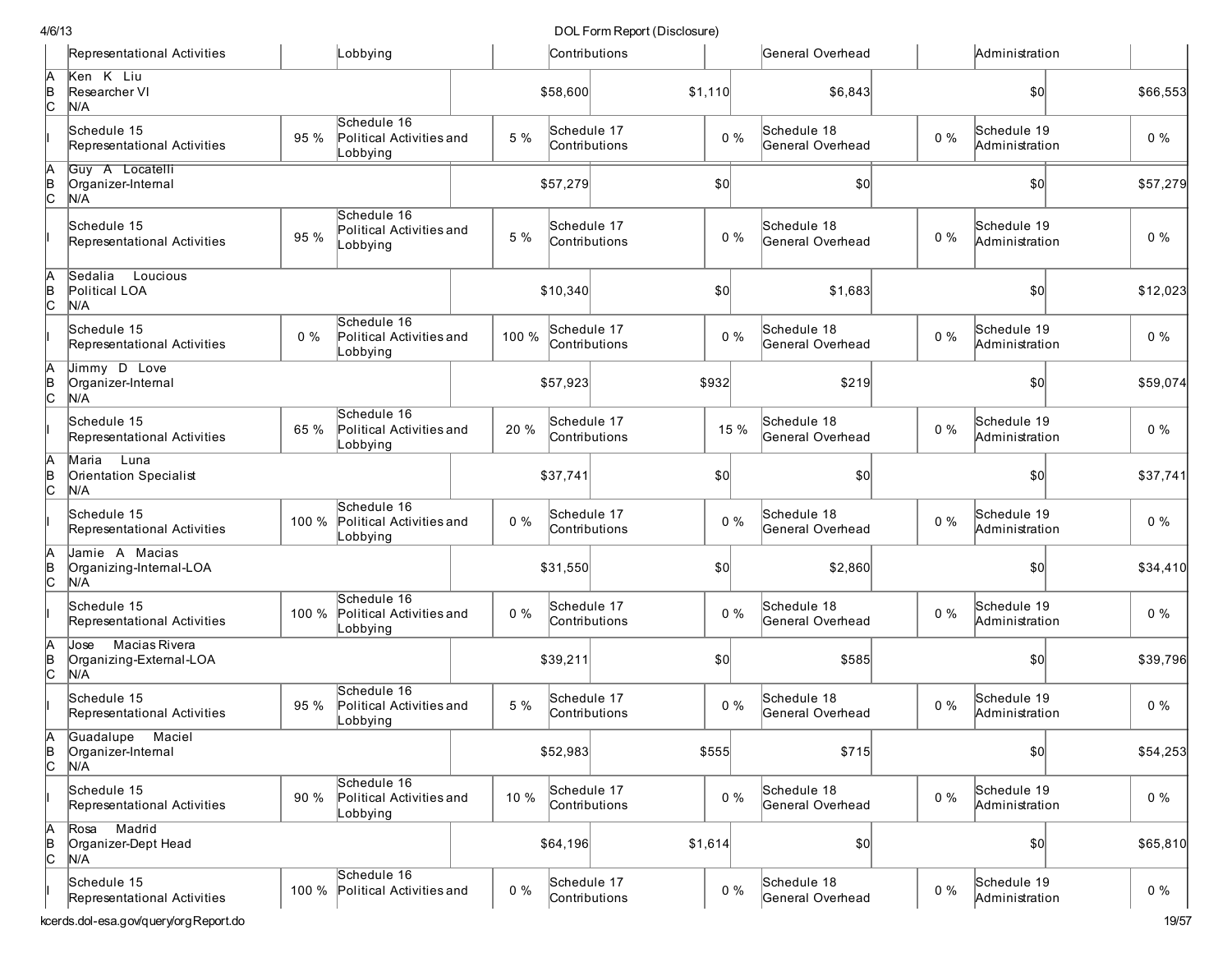| | Representational Activities | | Lobbying | | Contributions | | General Overhead | | Administration | |
|---|---|---|---|---|---|---|---|---|---|---|
| A<br>B<br>C | Ken K Liu<br>Researcher VI<br>N/A | | | | $58,600 | $1,110 | $6,843 | | $0 | $66,553 |
| I | Schedule 15<br>Representational Activities | 95 % | Schedule 16<br>Political Activities and Lobbying | 5 % | Schedule 17<br>Contributions | 0 % | Schedule 18<br>General Overhead | 0 % | Schedule 19<br>Administration | 0 % |
| A<br>B<br>C | Guy A Locatelli<br>Organizer-Internal<br>N/A | | | | $57,279 | $0 | $0 | | $0 | $57,279 |
| I | Schedule 15<br>Representational Activities | 95 % | Schedule 16<br>Political Activities and Lobbying | 5 % | Schedule 17<br>Contributions | 0 % | Schedule 18<br>General Overhead | 0 % | Schedule 19<br>Administration | 0 % |
| A<br>B<br>C | Sedalia Loucious<br>Political LOA<br>N/A | | | | $10,340 | $0 | $1,683 | | $0 | $12,023 |
| I | Schedule 15<br>Representational Activities | 0 % | Schedule 16<br>Political Activities and Lobbying | 100 % | Schedule 17<br>Contributions | 0 % | Schedule 18<br>General Overhead | 0 % | Schedule 19<br>Administration | 0 % |
| A<br>B<br>C | Jimmy D Love<br>Organizer-Internal<br>N/A | | | | $57,923 | $932 | $219 | | $0 | $59,074 |
| I | Schedule 15<br>Representational Activities | 65 % | Schedule 16<br>Political Activities and Lobbying | 20 % | Schedule 17<br>Contributions | 15 % | Schedule 18<br>General Overhead | 0 % | Schedule 19<br>Administration | 0 % |
| A<br>B<br>C | Maria Luna<br>Orientation Specialist<br>N/A | | | | $37,741 | $0 | $0 | | $0 | $37,741 |
| I | Schedule 15<br>Representational Activities | 100 % | Schedule 16<br>Political Activities and Lobbying | 0 % | Schedule 17<br>Contributions | 0 % | Schedule 18<br>General Overhead | 0 % | Schedule 19<br>Administration | 0 % |
| A<br>B<br>C | Jamie A Macias<br>Organizing-Internal-LOA<br>N/A | | | | $31,550 | $0 | $2,860 | | $0 | $34,410 |
| I | Schedule 15<br>Representational Activities | 100 % | Schedule 16<br>Political Activities and Lobbying | 0 % | Schedule 17<br>Contributions | 0 % | Schedule 18<br>General Overhead | 0 % | Schedule 19<br>Administration | 0 % |
| A<br>B<br>C | Jose Macias Rivera<br>Organizing-External-LOA<br>N/A | | | | $39,211 | $0 | $585 | | $0 | $39,796 |
| I | Schedule 15<br>Representational Activities | 95 % | Schedule 16<br>Political Activities and Lobbying | 5 % | Schedule 17<br>Contributions | 0 % | Schedule 18<br>General Overhead | 0 % | Schedule 19<br>Administration | 0 % |
| A<br>B<br>C | Guadalupe Maciel<br>Organizer-Internal<br>N/A | | | | $52,983 | $555 | $715 | | $0 | $54,253 |
| I | Schedule 15<br>Representational Activities | 90 % | Schedule 16<br>Political Activities and Lobbying | 10 % | Schedule 17<br>Contributions | 0 % | Schedule 18<br>General Overhead | 0 % | Schedule 19<br>Administration | 0 % |
| A<br>B<br>C | Rosa Madrid<br>Organizer-Dept Head<br>N/A | | | | $64,196 | $1,614 | $0 | | $0 | $65,810 |
| I | Schedule 15<br>Representational Activities | 100 % | Schedule 16<br>Political Activities and | 0 % | Schedule 17<br>Contributions | 0 % | Schedule 18<br>General Overhead | 0 % | Schedule 19<br>Administration | 0 % |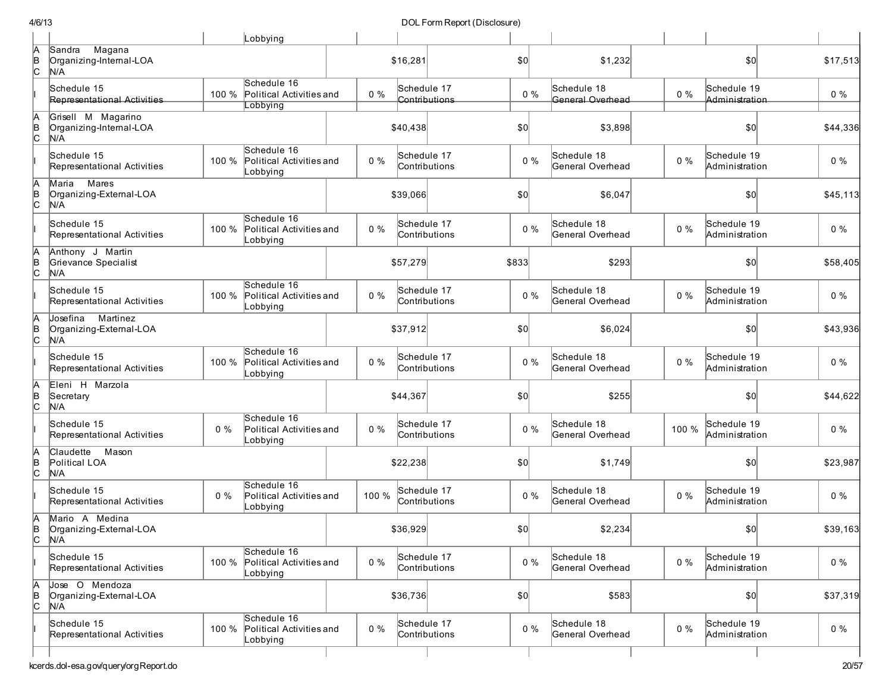| | | | | | | | | | | |
|---|---|---|---|---|---|---|---|---|---|---|
| | | | Lobbying | | | | | | | |
| A<br>B<br>C | Sandra Magana<br>Organizing-Internal-LOA<br>N/A | | | | $16,281 | $0 | $1,232 | | $0 | $17,513 |
| I | Schedule 15<br>Representational Activities | 100 % | Schedule 16<br>Political Activities and Lobbying | 0 % | Schedule 17<br>Contributions | 0 % | Schedule 18<br>General Overhead | 0 % | Schedule 19<br>Administration | 0 % |
| A<br>B<br>C | Grisell M Magarino<br>Organizing-Internal-LOA<br>N/A | | | | $40,438 | $0 | $3,898 | | $0 | $44,336 |
| I | Schedule 15<br>Representational Activities | 100 % | Schedule 16<br>Political Activities and Lobbying | 0 % | Schedule 17<br>Contributions | 0 % | Schedule 18<br>General Overhead | 0 % | Schedule 19<br>Administration | 0 % |
| A<br>B<br>C | Maria Mares<br>Organizing-External-LOA<br>N/A | | | | $39,066 | $0 | $6,047 | | $0 | $45,113 |
| I | Schedule 15<br>Representational Activities | 100 % | Schedule 16<br>Political Activities and Lobbying | 0 % | Schedule 17<br>Contributions | 0 % | Schedule 18<br>General Overhead | 0 % | Schedule 19<br>Administration | 0 % |
| A<br>B<br>C | Anthony J Martin<br>Grievance Specialist<br>N/A | | | | $57,279 | $833 | $293 | | $0 | $58,405 |
| I | Schedule 15<br>Representational Activities | 100 % | Schedule 16<br>Political Activities and Lobbying | 0 % | Schedule 17<br>Contributions | 0 % | Schedule 18<br>General Overhead | 0 % | Schedule 19<br>Administration | 0 % |
| A<br>B<br>C | Josefina Martinez<br>Organizing-External-LOA<br>N/A | | | | $37,912 | $0 | $6,024 | | $0 | $43,936 |
| I | Schedule 15<br>Representational Activities | 100 % | Schedule 16<br>Political Activities and Lobbying | 0 % | Schedule 17<br>Contributions | 0 % | Schedule 18<br>General Overhead | 0 % | Schedule 19<br>Administration | 0 % |
| A<br>B<br>C | Eleni H Marzola<br>Secretary<br>N/A | | | | $44,367 | $0 | $255 | | $0 | $44,622 |
| I | Schedule 15<br>Representational Activities | 0 % | Schedule 16<br>Political Activities and Lobbying | 0 % | Schedule 17<br>Contributions | 0 % | Schedule 18<br>General Overhead | 100 % | Schedule 19<br>Administration | 0 % |
| A<br>B<br>C | Claudette Mason<br>Political LOA<br>N/A | | | | $22,238 | $0 | $1,749 | | $0 | $23,987 |
| I | Schedule 15<br>Representational Activities | 0 % | Schedule 16<br>Political Activities and Lobbying | 100 % | Schedule 17<br>Contributions | 0 % | Schedule 18<br>General Overhead | 0 % | Schedule 19<br>Administration | 0 % |
| A<br>B<br>C | Mario A Medina<br>Organizing-External-LOA<br>N/A | | | | $36,929 | $0 | $2,234 | | $0 | $39,163 |
| I | Schedule 15<br>Representational Activities | 100 % | Schedule 16<br>Political Activities and Lobbying | 0 % | Schedule 17<br>Contributions | 0 % | Schedule 18<br>General Overhead | 0 % | Schedule 19<br>Administration | 0 % |
| A<br>B<br>C | Jose O Mendoza<br>Organizing-External-LOA<br>N/A | | | | $36,736 | $0 | $583 | | $0 | $37,319 |
| I | Schedule 15<br>Representational Activities | 100 % | Schedule 16<br>Political Activities and Lobbying | 0 % | Schedule 17<br>Contributions | 0 % | Schedule 18<br>General Overhead | 0 % | Schedule 19<br>Administration | 0 % |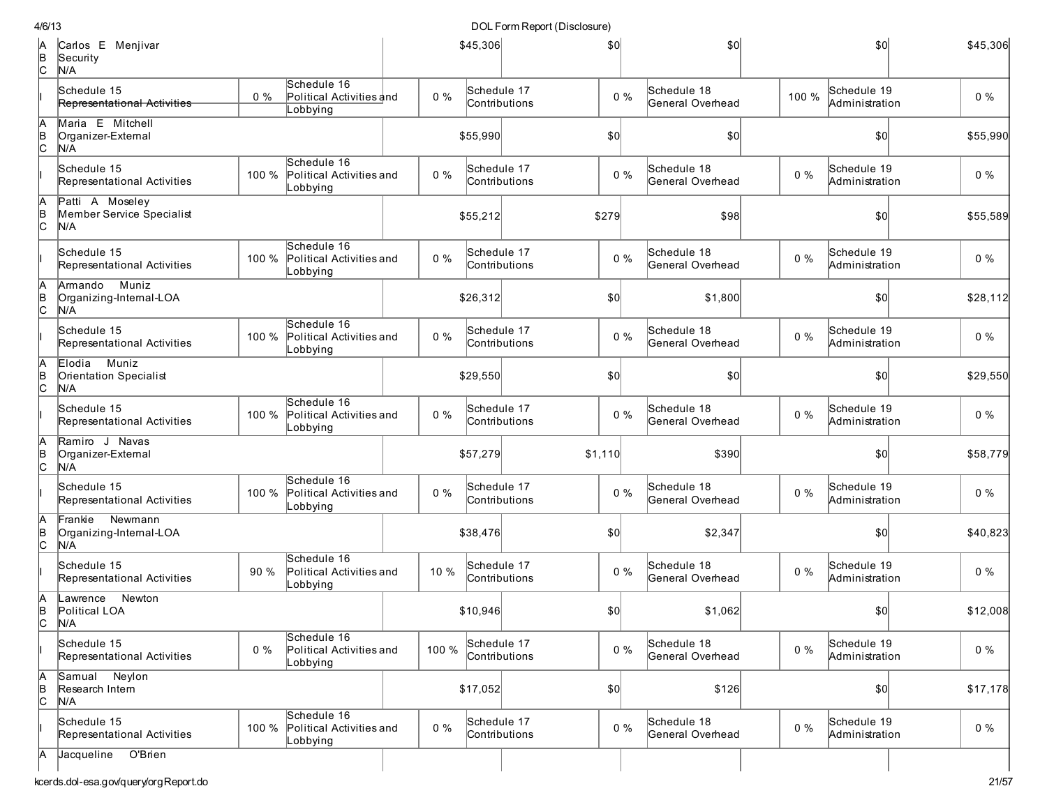| | | | | | | | | | | |
|---|---|---|---|---|---|---|---|---|---|---|
| A<br>B<br>C | Carlos E Menjivar<br>Security<br>N/A | | | | $45,306 | $0 | $0 | | $0 | $45,306 |
| I | Schedule 15<br>Representational Activities | 0 % | Schedule 16<br>Political Activities and Lobbying | 0 % | Schedule 17<br>Contributions | 0 % | Schedule 18<br>General Overhead | 100 % | Schedule 19<br>Administration | 0 % |
| A<br>B<br>C | Maria E Mitchell<br>Organizer-External<br>N/A | | | | $55,990 | $0 | $0 | | $0 | $55,990 |
| I | Schedule 15<br>Representational Activities | 100 % | Schedule 16<br>Political Activities and Lobbying | 0 % | Schedule 17<br>Contributions | 0 % | Schedule 18<br>General Overhead | 0 % | Schedule 19<br>Administration | 0 % |
| A<br>B<br>C | Patti A Moseley<br>Member Service Specialist<br>N/A | | | | $55,212 | $279 | $98 | | $0 | $55,589 |
| I | Schedule 15<br>Representational Activities | 100 % | Schedule 16<br>Political Activities and Lobbying | 0 % | Schedule 17<br>Contributions | 0 % | Schedule 18<br>General Overhead | 0 % | Schedule 19<br>Administration | 0 % |
| A<br>B<br>C | Armando Muniz<br>Organizing-Internal-LOA<br>N/A | | | | $26,312 | $0 | $1,800 | | $0 | $28,112 |
| I | Schedule 15<br>Representational Activities | 100 % | Schedule 16<br>Political Activities and Lobbying | 0 % | Schedule 17<br>Contributions | 0 % | Schedule 18<br>General Overhead | 0 % | Schedule 19<br>Administration | 0 % |
| A<br>B<br>C | Elodia Muniz<br>Orientation Specialist<br>N/A | | | | $29,550 | $0 | $0 | | $0 | $29,550 |
| I | Schedule 15<br>Representational Activities | 100 % | Schedule 16<br>Political Activities and Lobbying | 0 % | Schedule 17<br>Contributions | 0 % | Schedule 18<br>General Overhead | 0 % | Schedule 19<br>Administration | 0 % |
| A<br>B<br>C | Ramiro J Navas<br>Organizer-External<br>N/A | | | | $57,279 | $1,110 | $390 | | $0 | $58,779 |
| I | Schedule 15<br>Representational Activities | 100 % | Schedule 16<br>Political Activities and Lobbying | 0 % | Schedule 17<br>Contributions | 0 % | Schedule 18<br>General Overhead | 0 % | Schedule 19<br>Administration | 0 % |
| A<br>B<br>C | Frankie Newmann<br>Organizing-Internal-LOA<br>N/A | | | | $38,476 | $0 | $2,347 | | $0 | $40,823 |
| I | Schedule 15<br>Representational Activities | 90 % | Schedule 16<br>Political Activities and Lobbying | 10 % | Schedule 17<br>Contributions | 0 % | Schedule 18<br>General Overhead | 0 % | Schedule 19<br>Administration | 0 % |
| A<br>B<br>C | Lawrence Newton<br>Political LOA<br>N/A | | | | $10,946 | $0 | $1,062 | | $0 | $12,008 |
| I | Schedule 15<br>Representational Activities | 0 % | Schedule 16<br>Political Activities and Lobbying | 100 % | Schedule 17<br>Contributions | 0 % | Schedule 18<br>General Overhead | 0 % | Schedule 19<br>Administration | 0 % |
| A<br>B<br>C | Samual Neylon<br>Research Intern<br>N/A | | | | $17,052 | $0 | $126 | | $0 | $17,178 |
| I | Schedule 15<br>Representational Activities | 100 % | Schedule 16<br>Political Activities and Lobbying | 0 % | Schedule 17<br>Contributions | 0 % | Schedule 18<br>General Overhead | 0 % | Schedule 19<br>Administration | 0 % |
| A | Jacqueline O'Brien | | | | | | | | | |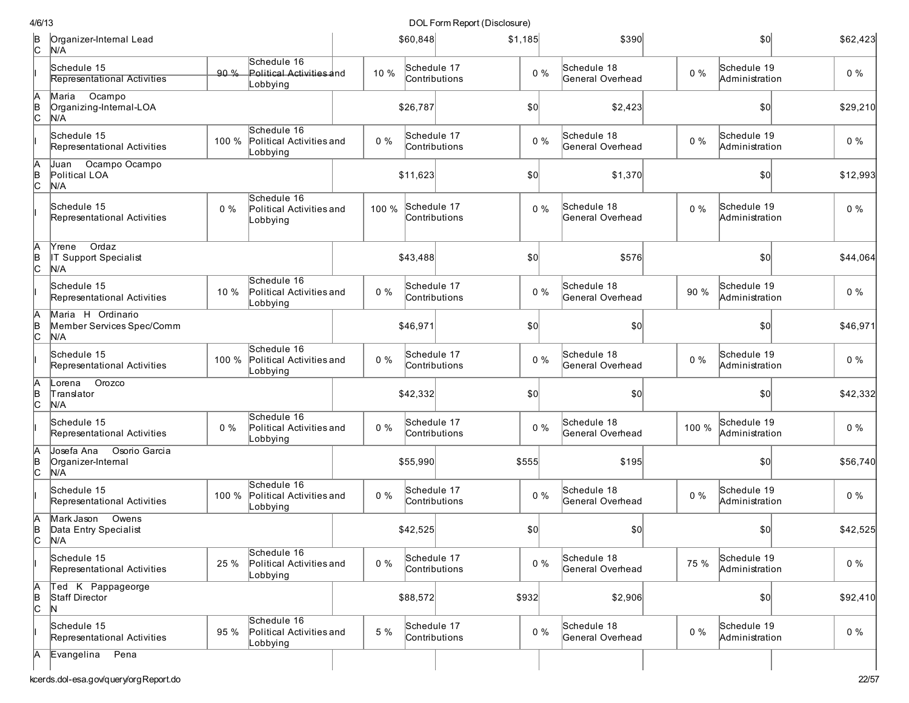| | | | | | | | | | | | | |
|---|---|---|---|---|---|---|---|---|---|---|---|---|
| B<br>C | Organizer-Internal Lead<br>N/A | | | | $60,848 | | $1,185 | $390 | | $0 | | $62,423 |
| I | Schedule 15<br>Representational Activities | 90 % | Schedule 16<br>Political Activities and Lobbying | 10 % | Schedule 17<br>Contributions | | 0 % | Schedule 18<br>General Overhead | 0 % | Schedule 19<br>Administration | | 0 % |
| A<br>B<br>C | Maria Ocampo<br>Organizing-Internal-LOA<br>N/A | | | | $26,787 | | $0 | $2,423 | | $0 | | $29,210 |
| I | Schedule 15<br>Representational Activities | 100 % | Schedule 16<br>Political Activities and Lobbying | 0 % | Schedule 17<br>Contributions | | 0 % | Schedule 18<br>General Overhead | 0 % | Schedule 19<br>Administration | | 0 % |
| A<br>B<br>C | Juan Ocampo Ocampo<br>Political LOA<br>N/A | | | | $11,623 | | $0 | $1,370 | | $0 | | $12,993 |
| I | Schedule 15<br>Representational Activities | 0 % | Schedule 16<br>Political Activities and Lobbying | 100 % | Schedule 17<br>Contributions | | 0 % | Schedule 18<br>General Overhead | 0 % | Schedule 19<br>Administration | | 0 % |
| A<br>B<br>C | Yrene Ordaz<br>IT Support Specialist<br>N/A | | | | $43,488 | | $0 | $576 | | $0 | | $44,064 |
| I | Schedule 15<br>Representational Activities | 10 % | Schedule 16<br>Political Activities and Lobbying | 0 % | Schedule 17<br>Contributions | | 0 % | Schedule 18<br>General Overhead | 90 % | Schedule 19<br>Administration | | 0 % |
| A<br>B<br>C | Maria H Ordinario<br>Member Services Spec/Comm<br>N/A | | | | $46,971 | | $0 | $0 | | $0 | | $46,971 |
| I | Schedule 15<br>Representational Activities | 100 % | Schedule 16<br>Political Activities and Lobbying | 0 % | Schedule 17<br>Contributions | | 0 % | Schedule 18<br>General Overhead | 0 % | Schedule 19<br>Administration | | 0 % |
| A<br>B<br>C | Lorena Orozco<br>Translator<br>N/A | | | | $42,332 | | $0 | $0 | | $0 | | $42,332 |
| I | Schedule 15<br>Representational Activities | 0 % | Schedule 16<br>Political Activities and Lobbying | 0 % | Schedule 17<br>Contributions | | 0 % | Schedule 18<br>General Overhead | 100 % | Schedule 19<br>Administration | | 0 % |
| A<br>B<br>C | Josefa Ana Osorio Garcia<br>Organizer-Internal<br>N/A | | | | $55,990 | | $555 | $195 | | $0 | | $56,740 |
| I | Schedule 15<br>Representational Activities | 100 % | Schedule 16<br>Political Activities and Lobbying | 0 % | Schedule 17<br>Contributions | | 0 % | Schedule 18<br>General Overhead | 0 % | Schedule 19<br>Administration | | 0 % |
| A<br>B<br>C | Mark Jason Owens<br>Data Entry Specialist<br>N/A | | | | $42,525 | | $0 | $0 | | $0 | | $42,525 |
| I | Schedule 15<br>Representational Activities | 25 % | Schedule 16<br>Political Activities and Lobbying | 0 % | Schedule 17<br>Contributions | | 0 % | Schedule 18<br>General Overhead | 75 % | Schedule 19<br>Administration | | 0 % |
| A<br>B<br>C | Ted K Pappageorge<br>Staff Director<br>N | | | | $88,572 | | $932 | $2,906 | | $0 | | $92,410 |
| I | Schedule 15<br>Representational Activities | 95 % | Schedule 16<br>Political Activities and Lobbying | 5 % | Schedule 17<br>Contributions | | 0 % | Schedule 18<br>General Overhead | 0 % | Schedule 19<br>Administration | | 0 % |
| A | Evangelina Pena | | | | | | | | | | | |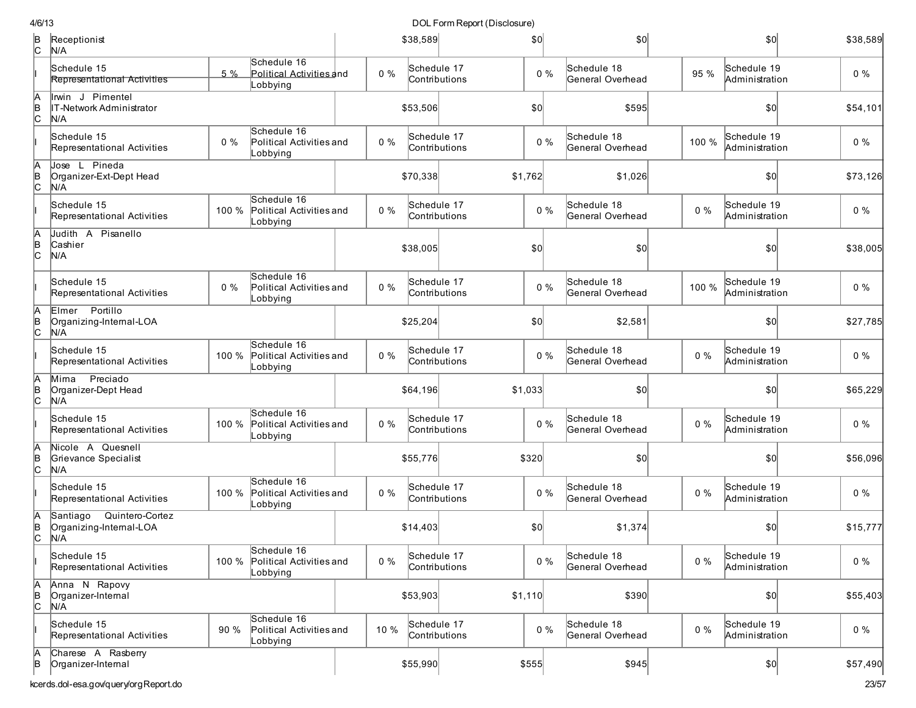| | | | | | | | | | | |
|---|---|---|---|---|---|---|---|---|---|---|
| B<br>C | Receptionist<br>N/A | | | $38,589 | | $0 | $0 | | $0 | $38,589 |
| I | Schedule 15<br>Representational Activities | 5 % | Schedule 16<br>Political Activities and Lobbying | 0 % | Schedule 17<br>Contributions | 0 % | Schedule 18<br>General Overhead | 95 % | Schedule 19<br>Administration | 0 % |
| A<br>B<br>C | Irwin J Pimentel<br>IT-Network Administrator<br>N/A | | | $53,506 | | $0 | $595 | | $0 | $54,101 |
| I | Schedule 15<br>Representational Activities | 0 % | Schedule 16<br>Political Activities and Lobbying | 0 % | Schedule 17<br>Contributions | 0 % | Schedule 18<br>General Overhead | 100 % | Schedule 19<br>Administration | 0 % |
| A<br>B<br>C | Jose L Pineda<br>Organizer-Ext-Dept Head<br>N/A | | | $70,338 | | $1,762 | $1,026 | | $0 | $73,126 |
| I | Schedule 15<br>Representational Activities | 100 % | Schedule 16<br>Political Activities and Lobbying | 0 % | Schedule 17<br>Contributions | 0 % | Schedule 18<br>General Overhead | 0 % | Schedule 19<br>Administration | 0 % |
| A<br>B<br>C | Judith A Pisanello<br>Cashier<br>N/A | | | $38,005 | | $0 | $0 | | $0 | $38,005 |
| I | Schedule 15<br>Representational Activities | 0 % | Schedule 16<br>Political Activities and Lobbying | 0 % | Schedule 17<br>Contributions | 0 % | Schedule 18<br>General Overhead | 100 % | Schedule 19<br>Administration | 0 % |
| A<br>B<br>C | Elmer Portillo<br>Organizing-Internal-LOA<br>N/A | | | $25,204 | | $0 | $2,581 | | $0 | $27,785 |
| I | Schedule 15<br>Representational Activities | 100 % | Schedule 16<br>Political Activities and Lobbying | 0 % | Schedule 17<br>Contributions | 0 % | Schedule 18<br>General Overhead | 0 % | Schedule 19<br>Administration | 0 % |
| A<br>B<br>C | Mirna Preciado<br>Organizer-Dept Head<br>N/A | | | $64,196 | | $1,033 | $0 | | $0 | $65,229 |
| I | Schedule 15<br>Representational Activities | 100 % | Schedule 16<br>Political Activities and Lobbying | 0 % | Schedule 17<br>Contributions | 0 % | Schedule 18<br>General Overhead | 0 % | Schedule 19<br>Administration | 0 % |
| A<br>B<br>C | Nicole A Quesnell<br>Grievance Specialist<br>N/A | | | $55,776 | | $320 | $0 | | $0 | $56,096 |
| I | Schedule 15<br>Representational Activities | 100 % | Schedule 16<br>Political Activities and Lobbying | 0 % | Schedule 17<br>Contributions | 0 % | Schedule 18<br>General Overhead | 0 % | Schedule 19<br>Administration | 0 % |
| A<br>B<br>C | Santiago Quintero-Cortez<br>Organizing-Internal-LOA<br>N/A | | | $14,403 | | $0 | $1,374 | | $0 | $15,777 |
| I | Schedule 15<br>Representational Activities | 100 % | Schedule 16<br>Political Activities and Lobbying | 0 % | Schedule 17<br>Contributions | 0 % | Schedule 18<br>General Overhead | 0 % | Schedule 19<br>Administration | 0 % |
| A<br>B<br>C | Anna N Rapovy<br>Organizer-Internal<br>N/A | | | $53,903 | | $1,110 | $390 | | $0 | $55,403 |
| I | Schedule 15<br>Representational Activities | 90 % | Schedule 16<br>Political Activities and Lobbying | 10 % | Schedule 17<br>Contributions | 0 % | Schedule 18<br>General Overhead | 0 % | Schedule 19<br>Administration | 0 % |
| A<br>B | Charese A Rasberry<br>Organizer-Internal | | | $55,990 | | $555 | $945 | | $0 | $57,490 |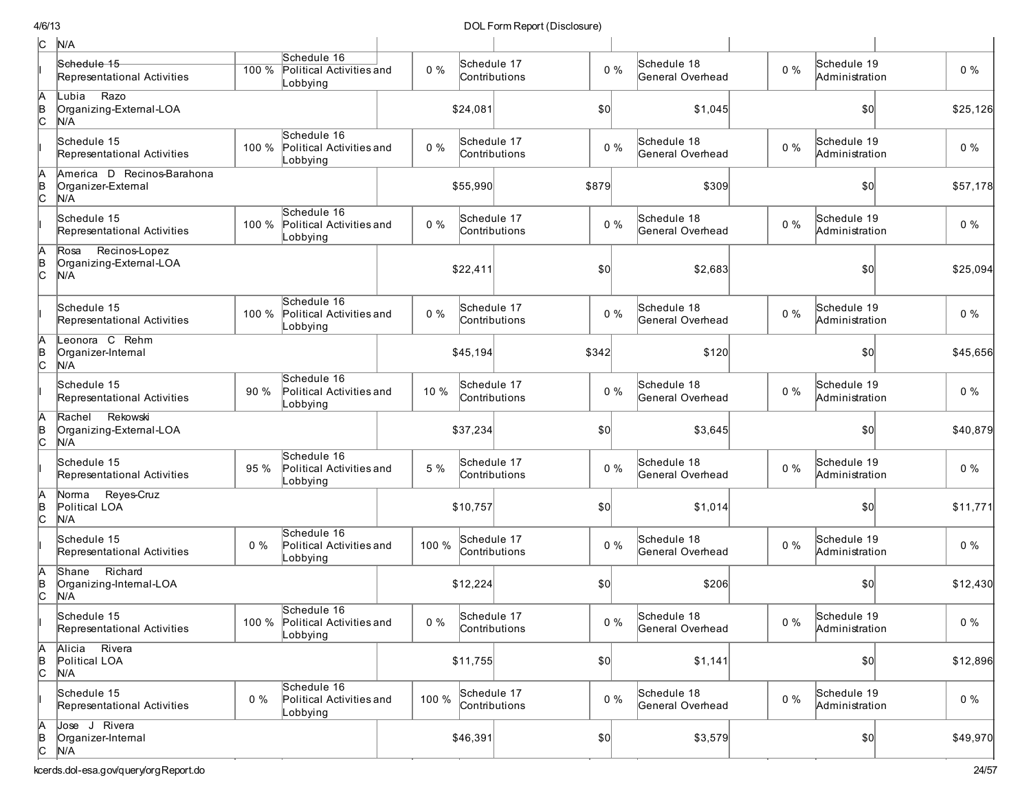| | | | | | | | | | | |
|---|---|---|---|---|---|---|---|---|---|---|
| C | N/A | | | | | | | | | |
| I | Schedule 15 Representational Activities | 100 % | Schedule 16 Political Activities and Lobbying | 0 % | Schedule 17 Contributions | 0 % | Schedule 18 General Overhead | 0 % | Schedule 19 Administration | 0 % |
| A B C | Lubia Razo<br>Organizing-External-LOA<br>N/A | | | $24,081 | | $0 | $1,045 | | $0 | $25,126 |
| I | Schedule 15 Representational Activities | 100 % | Schedule 16 Political Activities and Lobbying | 0 % | Schedule 17 Contributions | 0 % | Schedule 18 General Overhead | 0 % | Schedule 19 Administration | 0 % |
| A B C | America D Recinos-Barahona<br>Organizer-External<br>N/A | | | $55,990 | | $879 | $309 | | $0 | $57,178 |
| I | Schedule 15 Representational Activities | 100 % | Schedule 16 Political Activities and Lobbying | 0 % | Schedule 17 Contributions | 0 % | Schedule 18 General Overhead | 0 % | Schedule 19 Administration | 0 % |
| A B C | Rosa Recinos-Lopez<br>Organizing-External-LOA<br>N/A | | | $22,411 | | $0 | $2,683 | | $0 | $25,094 |
| I | Schedule 15 Representational Activities | 100 % | Schedule 16 Political Activities and Lobbying | 0 % | Schedule 17 Contributions | 0 % | Schedule 18 General Overhead | 0 % | Schedule 19 Administration | 0 % |
| A B C | Leonora C Rehm<br>Organizer-Internal<br>N/A | | | $45,194 | | $342 | $120 | | $0 | $45,656 |
| I | Schedule 15 Representational Activities | 90 % | Schedule 16 Political Activities and Lobbying | 10 % | Schedule 17 Contributions | 0 % | Schedule 18 General Overhead | 0 % | Schedule 19 Administration | 0 % |
| A B C | Rachel Rekowski<br>Organizing-External-LOA<br>N/A | | | $37,234 | | $0 | $3,645 | | $0 | $40,879 |
| I | Schedule 15 Representational Activities | 95 % | Schedule 16 Political Activities and Lobbying | 5 % | Schedule 17 Contributions | 0 % | Schedule 18 General Overhead | 0 % | Schedule 19 Administration | 0 % |
| A B C | Norma Reyes-Cruz<br>Political LOA<br>N/A | | | $10,757 | | $0 | $1,014 | | $0 | $11,771 |
| I | Schedule 15 Representational Activities | 0 % | Schedule 16 Political Activities and Lobbying | 100 % | Schedule 17 Contributions | 0 % | Schedule 18 General Overhead | 0 % | Schedule 19 Administration | 0 % |
| A B C | Shane Richard<br>Organizing-Internal-LOA<br>N/A | | | $12,224 | | $0 | $206 | | $0 | $12,430 |
| I | Schedule 15 Representational Activities | 100 % | Schedule 16 Political Activities and Lobbying | 0 % | Schedule 17 Contributions | 0 % | Schedule 18 General Overhead | 0 % | Schedule 19 Administration | 0 % |
| A B C | Alicia Rivera<br>Political LOA<br>N/A | | | $11,755 | | $0 | $1,141 | | $0 | $12,896 |
| I | Schedule 15 Representational Activities | 0 % | Schedule 16 Political Activities and Lobbying | 100 % | Schedule 17 Contributions | 0 % | Schedule 18 General Overhead | 0 % | Schedule 19 Administration | 0 % |
| A B C | Jose J Rivera<br>Organizer-Internal<br>N/A | | | $46,391 | | $0 | $3,579 | | $0 | $49,970 |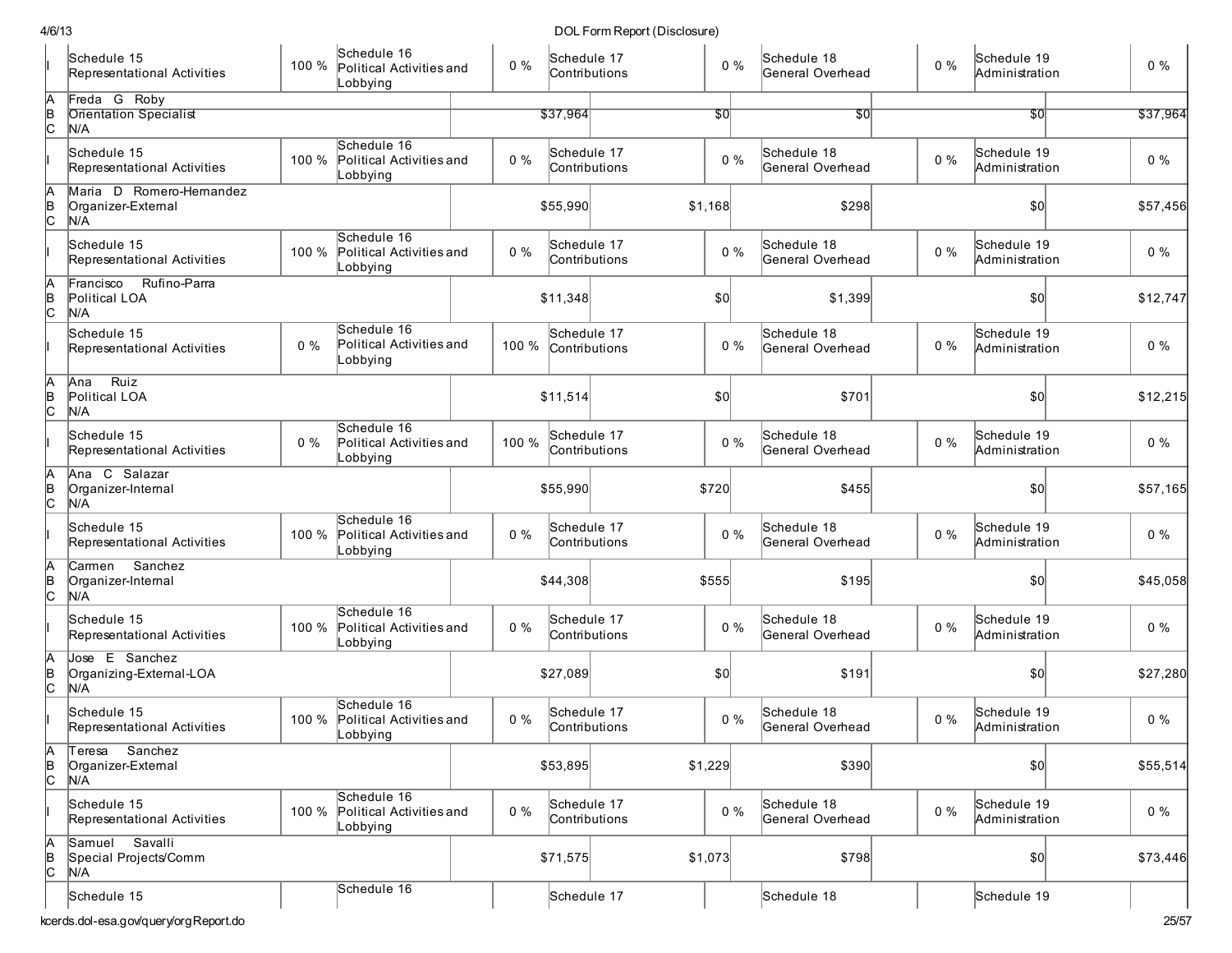| | | | | | | | | | | |
|---|---|---|---|---|---|---|---|---|---|---|
| I | Schedule 15 Representational Activities | 100 % | Schedule 16 Political Activities and Lobbying | 0 % | Schedule 17 Contributions | 0 % | Schedule 18 General Overhead | 0 % | Schedule 19 Administration | 0 % |
| A B C | Freda G Roby Orientation Specialist N/A | | | | $37,964 | $0 | $0 | | $0 | $37,964 |
| I | Schedule 15 Representational Activities | 100 % | Schedule 16 Political Activities and Lobbying | 0 % | Schedule 17 Contributions | 0 % | Schedule 18 General Overhead | 0 % | Schedule 19 Administration | 0 % |
| A B C | Maria D Romero-Hernandez Organizer-External N/A | | | | $55,990 | $1,168 | $298 | | $0 | $57,456 |
| I | Schedule 15 Representational Activities | 100 % | Schedule 16 Political Activities and Lobbying | 0 % | Schedule 17 Contributions | 0 % | Schedule 18 General Overhead | 0 % | Schedule 19 Administration | 0 % |
| A B C | Francisco Rufino-Parra Political LOA N/A | | | | $11,348 | $0 | $1,399 | | $0 | $12,747 |
| I | Schedule 15 Representational Activities | 0 % | Schedule 16 Political Activities and Lobbying | 100 % | Schedule 17 Contributions | 0 % | Schedule 18 General Overhead | 0 % | Schedule 19 Administration | 0 % |
| A B C | Ana Ruiz Political LOA N/A | | | | $11,514 | $0 | $701 | | $0 | $12,215 |
| I | Schedule 15 Representational Activities | 0 % | Schedule 16 Political Activities and Lobbying | 100 % | Schedule 17 Contributions | 0 % | Schedule 18 General Overhead | 0 % | Schedule 19 Administration | 0 % |
| A B C | Ana C Salazar Organizer-Internal N/A | | | | $55,990 | $720 | $455 | | $0 | $57,165 |
| I | Schedule 15 Representational Activities | 100 % | Schedule 16 Political Activities and Lobbying | 0 % | Schedule 17 Contributions | 0 % | Schedule 18 General Overhead | 0 % | Schedule 19 Administration | 0 % |
| A B C | Carmen Sanchez Organizer-Internal N/A | | | | $44,308 | $555 | $195 | | $0 | $45,058 |
| I | Schedule 15 Representational Activities | 100 % | Schedule 16 Political Activities and Lobbying | 0 % | Schedule 17 Contributions | 0 % | Schedule 18 General Overhead | 0 % | Schedule 19 Administration | 0 % |
| A B C | Jose E Sanchez Organizing-External-LOA N/A | | | | $27,089 | $0 | $191 | | $0 | $27,280 |
| I | Schedule 15 Representational Activities | 100 % | Schedule 16 Political Activities and Lobbying | 0 % | Schedule 17 Contributions | 0 % | Schedule 18 General Overhead | 0 % | Schedule 19 Administration | 0 % |
| A B C | Teresa Sanchez Organizer-External N/A | | | | $53,895 | $1,229 | $390 | | $0 | $55,514 |
| I | Schedule 15 Representational Activities | 100 % | Schedule 16 Political Activities and Lobbying | 0 % | Schedule 17 Contributions | 0 % | Schedule 18 General Overhead | 0 % | Schedule 19 Administration | 0 % |
| A B C | Samuel Savalli Special Projects/Comm N/A | | | | $71,575 | $1,073 | $798 | | $0 | $73,446 |
| | Schedule 15 | | Schedule 16 | | Schedule 17 | | Schedule 18 | | Schedule 19 | |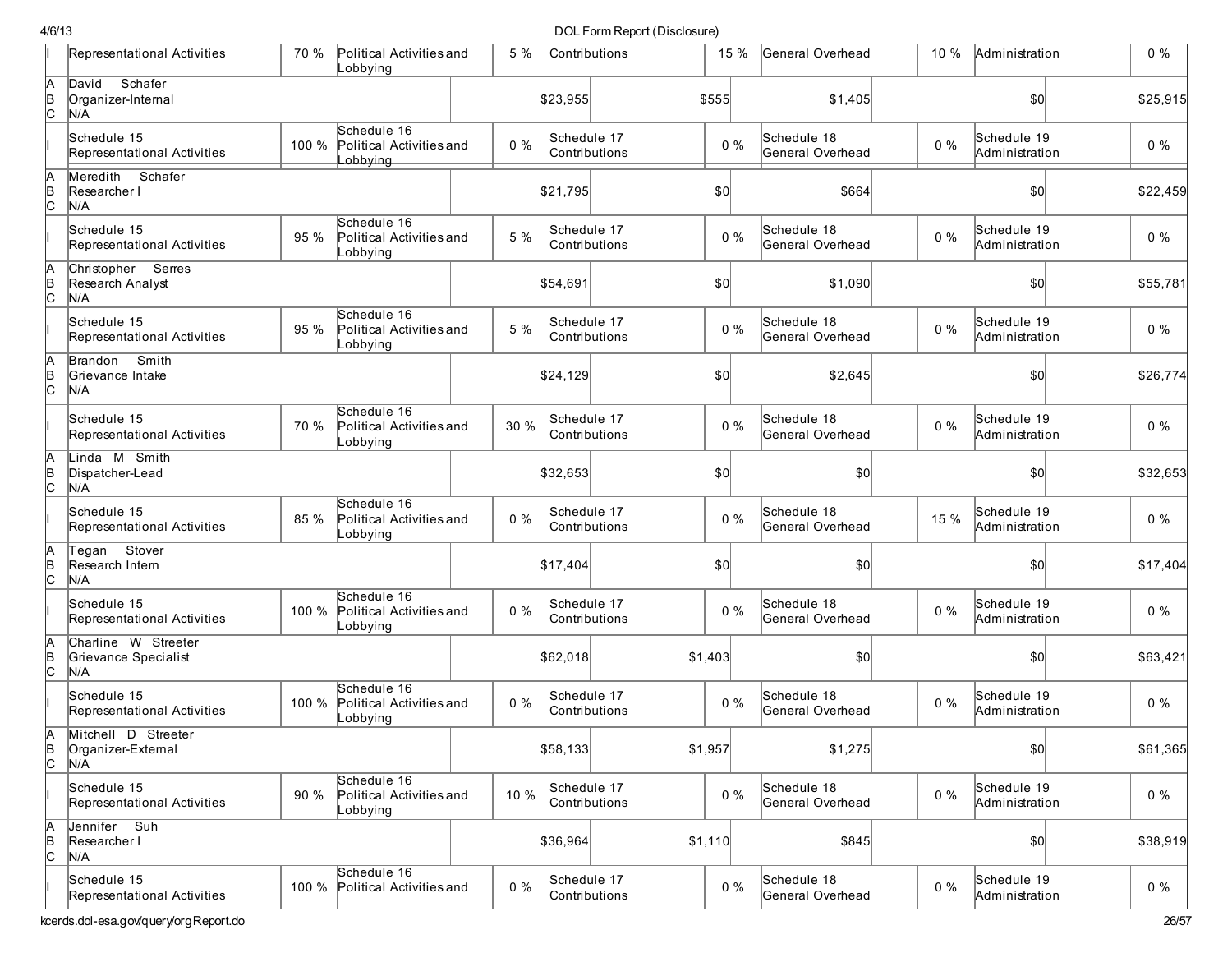| | | | | | | | | | | |
|---|---|---|---|---|---|---|---|---|---|---|
| I | Representational Activities | 70 % | Political Activities and Lobbying | 5 % | Contributions | 15 % | General Overhead | 10 % | Administration | 0 % |
| A B C | David Schafer Organizer-Internal N/A | | | $23,955 | | $555 | $1,405 | | $0 | $25,915 |
| I | Schedule 15 Representational Activities | 100 % | Schedule 16 Political Activities and Lobbying | 0 % | Schedule 17 Contributions | 0 % | Schedule 18 General Overhead | 0 % | Schedule 19 Administration | 0 % |
| A B C | Meredith Schafer Researcher I N/A | | | $21,795 | | $0 | $664 | | $0 | $22,459 |
| I | Schedule 15 Representational Activities | 95 % | Schedule 16 Political Activities and Lobbying | 5 % | Schedule 17 Contributions | 0 % | Schedule 18 General Overhead | 0 % | Schedule 19 Administration | 0 % |
| A B C | Christopher Serres Research Analyst N/A | | | $54,691 | | $0 | $1,090 | | $0 | $55,781 |
| I | Schedule 15 Representational Activities | 95 % | Schedule 16 Political Activities and Lobbying | 5 % | Schedule 17 Contributions | 0 % | Schedule 18 General Overhead | 0 % | Schedule 19 Administration | 0 % |
| A B C | Brandon Smith Grievance Intake N/A | | | $24,129 | | $0 | $2,645 | | $0 | $26,774 |
| I | Schedule 15 Representational Activities | 70 % | Schedule 16 Political Activities and Lobbying | 30 % | Schedule 17 Contributions | 0 % | Schedule 18 General Overhead | 0 % | Schedule 19 Administration | 0 % |
| A B C | Linda M Smith Dispatcher-Lead N/A | | | $32,653 | | $0 | $0 | | $0 | $32,653 |
| I | Schedule 15 Representational Activities | 85 % | Schedule 16 Political Activities and Lobbying | 0 % | Schedule 17 Contributions | 0 % | Schedule 18 General Overhead | 15 % | Schedule 19 Administration | 0 % |
| A B C | Tegan Stover Research Intern N/A | | | $17,404 | | $0 | $0 | | $0 | $17,404 |
| I | Schedule 15 Representational Activities | 100 % | Schedule 16 Political Activities and Lobbying | 0 % | Schedule 17 Contributions | 0 % | Schedule 18 General Overhead | 0 % | Schedule 19 Administration | 0 % |
| A B C | Charline W Streeter Grievance Specialist N/A | | | $62,018 | | $1,403 | $0 | | $0 | $63,421 |
| I | Schedule 15 Representational Activities | 100 % | Schedule 16 Political Activities and Lobbying | 0 % | Schedule 17 Contributions | 0 % | Schedule 18 General Overhead | 0 % | Schedule 19 Administration | 0 % |
| A B C | Mitchell D Streeter Organizer-External N/A | | | $58,133 | | $1,957 | $1,275 | | $0 | $61,365 |
| I | Schedule 15 Representational Activities | 90 % | Schedule 16 Political Activities and Lobbying | 10 % | Schedule 17 Contributions | 0 % | Schedule 18 General Overhead | 0 % | Schedule 19 Administration | 0 % |
| A B C | Jennifer Suh Researcher I N/A | | | $36,964 | | $1,110 | $845 | | $0 | $38,919 |
| I | Schedule 15 Representational Activities | 100 % | Schedule 16 Political Activities and | 0 % | Schedule 17 Contributions | 0 % | Schedule 18 General Overhead | 0 % | Schedule 19 Administration | 0 % |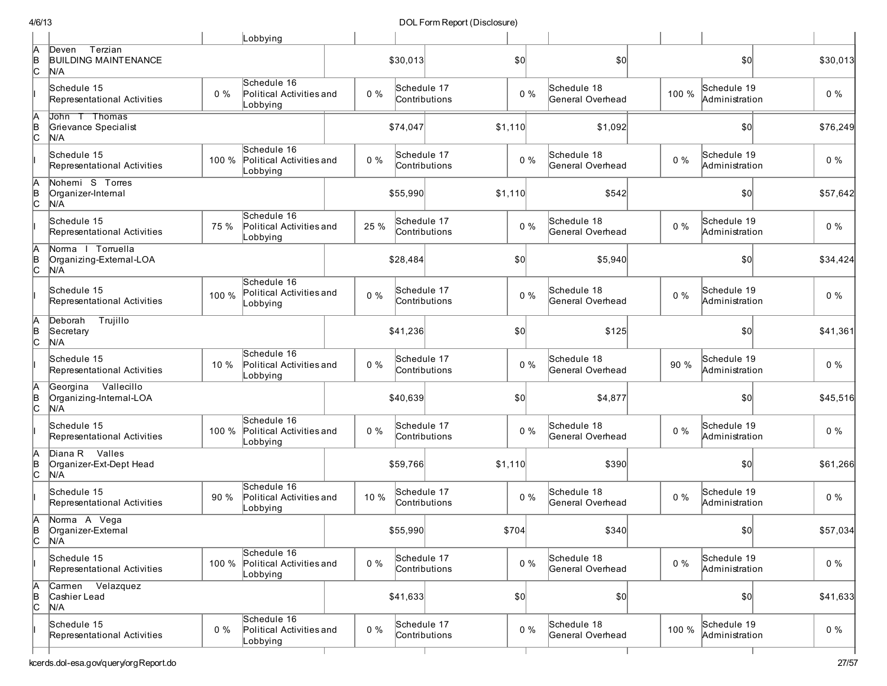| | | | Lobbying | | | | | | | |
|---|---|---|---|---|---|---|---|---|---|---|
| A<br>B<br>C | Deven Terzian<br>BUILDING MAINTENANCE<br>N/A | | | | $30,013 | $0 | $0 | | $0 | $30,013 |
| I | Schedule 15<br>Representational Activities | 0 % | Schedule 16<br>Political Activities and Lobbying | 0 % | Schedule 17<br>Contributions | 0 % | Schedule 18<br>General Overhead | 100 % | Schedule 19<br>Administration | 0 % |
| A<br>B<br>C | John T Thomas<br>Grievance Specialist<br>N/A | | | | $74,047 | $1,110 | $1,092 | | $0 | $76,249 |
| I | Schedule 15<br>Representational Activities | 100 % | Schedule 16<br>Political Activities and Lobbying | 0 % | Schedule 17<br>Contributions | 0 % | Schedule 18<br>General Overhead | 0 % | Schedule 19<br>Administration | 0 % |
| A<br>B<br>C | Nohemi S Torres<br>Organizer-Internal<br>N/A | | | | $55,990 | $1,110 | $542 | | $0 | $57,642 |
| I | Schedule 15<br>Representational Activities | 75 % | Schedule 16<br>Political Activities and Lobbying | 25 % | Schedule 17<br>Contributions | 0 % | Schedule 18<br>General Overhead | 0 % | Schedule 19<br>Administration | 0 % |
| A<br>B<br>C | Norma I Torruella<br>Organizing-External-LOA<br>N/A | | | | $28,484 | $0 | $5,940 | | $0 | $34,424 |
| I | Schedule 15<br>Representational Activities | 100 % | Schedule 16<br>Political Activities and Lobbying | 0 % | Schedule 17<br>Contributions | 0 % | Schedule 18<br>General Overhead | 0 % | Schedule 19<br>Administration | 0 % |
| A<br>B<br>C | Deborah Trujillo<br>Secretary<br>N/A | | | | $41,236 | $0 | $125 | | $0 | $41,361 |
| I | Schedule 15<br>Representational Activities | 10 % | Schedule 16<br>Political Activities and Lobbying | 0 % | Schedule 17<br>Contributions | 0 % | Schedule 18<br>General Overhead | 90 % | Schedule 19<br>Administration | 0 % |
| A<br>B<br>C | Georgina Vallecillo<br>Organizing-Internal-LOA<br>N/A | | | | $40,639 | $0 | $4,877 | | $0 | $45,516 |
| I | Schedule 15<br>Representational Activities | 100 % | Schedule 16<br>Political Activities and Lobbying | 0 % | Schedule 17<br>Contributions | 0 % | Schedule 18<br>General Overhead | 0 % | Schedule 19<br>Administration | 0 % |
| A<br>B<br>C | Diana R Valles<br>Organizer-Ext-Dept Head<br>N/A | | | | $59,766 | $1,110 | $390 | | $0 | $61,266 |
| I | Schedule 15<br>Representational Activities | 90 % | Schedule 16<br>Political Activities and Lobbying | 10 % | Schedule 17<br>Contributions | 0 % | Schedule 18<br>General Overhead | 0 % | Schedule 19<br>Administration | 0 % |
| A<br>B<br>C | Norma A Vega<br>Organizer-External<br>N/A | | | | $55,990 | $704 | $340 | | $0 | $57,034 |
| I | Schedule 15<br>Representational Activities | 100 % | Schedule 16<br>Political Activities and Lobbying | 0 % | Schedule 17<br>Contributions | 0 % | Schedule 18<br>General Overhead | 0 % | Schedule 19<br>Administration | 0 % |
| A<br>B<br>C | Carmen Velazquez<br>Cashier Lead<br>N/A | | | | $41,633 | $0 | $0 | | $0 | $41,633 |
| I | Schedule 15<br>Representational Activities | 0 % | Schedule 16<br>Political Activities and Lobbying | 0 % | Schedule 17<br>Contributions | 0 % | Schedule 18<br>General Overhead | 100 % | Schedule 19<br>Administration | 0 % |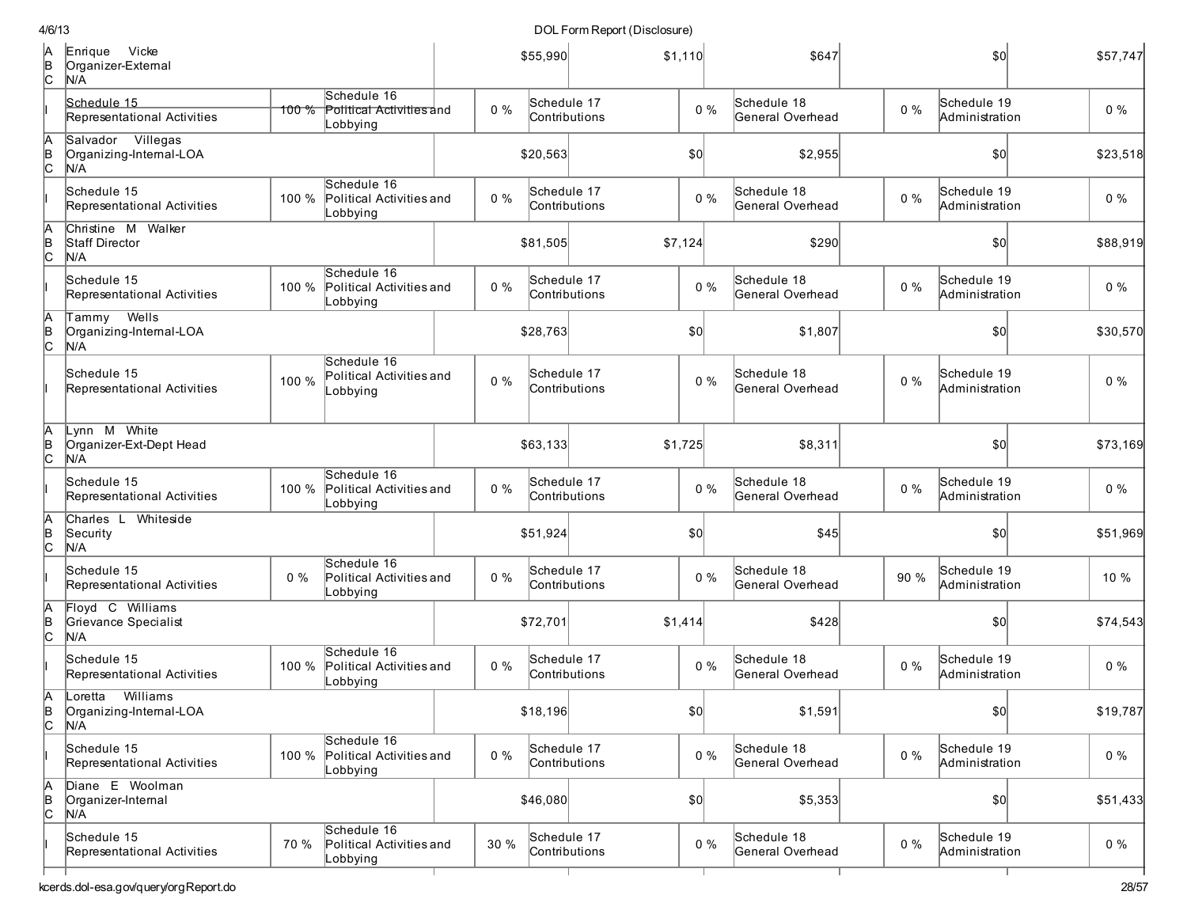| | | | | | | | | | |
|---|---|---|---|---|---|---|---|---|---|
| A<br>B<br>C | Enrique Vicke<br>Organizer-External<br>N/A | | | $55,990 | $1,110 | $647 | | $0 | $57,747 |
| I | Schedule 15<br>Representational Activities | 100 % | Schedule 16<br>Political Activities and Lobbying | 0 % | Schedule 17<br>Contributions | 0 % | Schedule 18<br>General Overhead | 0 % | Schedule 19<br>Administration | 0 % |
| A<br>B<br>C | Salvador Villegas<br>Organizing-Internal-LOA<br>N/A | | | $20,563 | $0 | $2,955 | | $0 | $23,518 |
| I | Schedule 15<br>Representational Activities | 100 % | Schedule 16<br>Political Activities and Lobbying | 0 % | Schedule 17<br>Contributions | 0 % | Schedule 18<br>General Overhead | 0 % | Schedule 19<br>Administration | 0 % |
| A<br>B<br>C | Christine M Walker<br>Staff Director<br>N/A | | | $81,505 | $7,124 | $290 | | $0 | $88,919 |
| I | Schedule 15<br>Representational Activities | 100 % | Schedule 16<br>Political Activities and Lobbying | 0 % | Schedule 17<br>Contributions | 0 % | Schedule 18<br>General Overhead | 0 % | Schedule 19<br>Administration | 0 % |
| A<br>B<br>C | Tammy Wells<br>Organizing-Internal-LOA<br>N/A | | | $28,763 | $0 | $1,807 | | $0 | $30,570 |
| I | Schedule 15<br>Representational Activities | 100 % | Schedule 16<br>Political Activities and Lobbying | 0 % | Schedule 17<br>Contributions | 0 % | Schedule 18<br>General Overhead | 0 % | Schedule 19<br>Administration | 0 % |
| A<br>B<br>C | Lynn M White<br>Organizer-Ext-Dept Head<br>N/A | | | $63,133 | $1,725 | $8,311 | | $0 | $73,169 |
| I | Schedule 15<br>Representational Activities | 100 % | Schedule 16<br>Political Activities and Lobbying | 0 % | Schedule 17<br>Contributions | 0 % | Schedule 18<br>General Overhead | 0 % | Schedule 19<br>Administration | 0 % |
| A<br>B<br>C | Charles L Whiteside<br>Security<br>N/A | | | $51,924 | $0 | $45 | | $0 | $51,969 |
| I | Schedule 15<br>Representational Activities | 0 % | Schedule 16<br>Political Activities and Lobbying | 0 % | Schedule 17<br>Contributions | 0 % | Schedule 18<br>General Overhead | 90 % | Schedule 19<br>Administration | 10 % |
| A<br>B<br>C | Floyd C Williams<br>Grievance Specialist<br>N/A | | | $72,701 | $1,414 | $428 | | $0 | $74,543 |
| I | Schedule 15<br>Representational Activities | 100 % | Schedule 16<br>Political Activities and Lobbying | 0 % | Schedule 17<br>Contributions | 0 % | Schedule 18<br>General Overhead | 0 % | Schedule 19<br>Administration | 0 % |
| A<br>B<br>C | Loretta Williams<br>Organizing-Internal-LOA<br>N/A | | | $18,196 | $0 | $1,591 | | $0 | $19,787 |
| I | Schedule 15<br>Representational Activities | 100 % | Schedule 16<br>Political Activities and Lobbying | 0 % | Schedule 17<br>Contributions | 0 % | Schedule 18<br>General Overhead | 0 % | Schedule 19<br>Administration | 0 % |
| A<br>B<br>C | Diane E Woolman<br>Organizer-Internal<br>N/A | | | $46,080 | $0 | $5,353 | | $0 | $51,433 |
| I | Schedule 15<br>Representational Activities | 70 % | Schedule 16<br>Political Activities and Lobbying | 30 % | Schedule 17<br>Contributions | 0 % | Schedule 18<br>General Overhead | 0 % | Schedule 19<br>Administration | 0 % |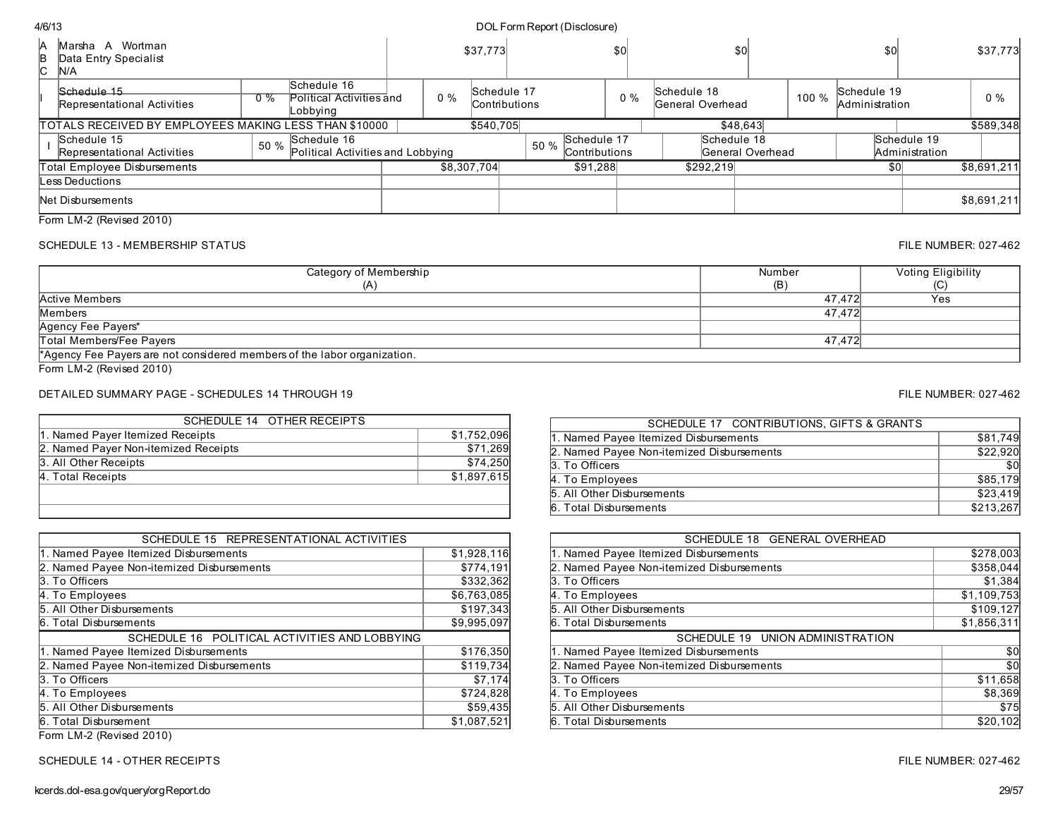| | | | | | |
|---|---|---|---|---|---|
| A Marsha A Wortman<br>B Data Entry Specialist<br>C N/A | $37,773 | $0 | $0 | $0 | $37,773 |

| | Schedule 15 Representational Activities | 0 % | Schedule 16 Political Activities and Lobbying | 0 % | Schedule 17 Contributions | 0 % | Schedule 18 General Overhead | 100 % | Schedule 19 Administration | 0 % |
|---|---|---|---|---|---|---|---|---|---|---|
| I | | | | | | | | | | |

| TOTALS RECEIVED BY EMPLOYEES MAKING LESS THAN $10000 | $540,705 | | $48,643 | | $589,348 |
|---|---|---|---|---|---|

| | Schedule 15 Representational Activities | 50 % | Schedule 16 Political Activities and Lobbying | 50 % | Schedule 17 Contributions | Schedule 18 General Overhead | Schedule 19 Administration |
|---|---|---|---|---|---|---|---|
| I | | | | | | | |

| | | | | | | |
|---|---|---|---|---|---|---|
| Total Employee Disbursements | $8,307,704 | $91,288 | $292,219 | | $0 | $8,691,211 |
| Less Deductions | | | | | | |
| Net Disbursements | | | | | | $8,691,211 |

Form LM-2 (Revised 2010)

SCHEDULE 13 - MEMBERSHIP STATUS

FILE NUMBER: 027-462

| Category of Membership (A) | Number (B) | Voting Eligibility (C) |
|---|---|---|
| Active Members | 47,472 | Yes |
| Members | 47,472 | |
| Agency Fee Payers* | | |
| Total Members/Fee Payers | 47,472 | |
| *Agency Fee Payers are not considered members of the labor organization. | | |

Form LM-2 (Revised 2010)

DETAILED SUMMARY PAGE - SCHEDULES 14 THROUGH 19

FILE NUMBER: 027-462

| SCHEDULE 14 OTHER RECEIPTS | |
|---|---|
| 1. Named Payer Itemized Receipts | $1,752,096 |
| 2. Named Payer Non-itemized Receipts | $71,269 |
| 3. All Other Receipts | $74,250 |
| 4. Total Receipts | $1,897,615 |

| SCHEDULE 15 REPRESENTATIONAL ACTIVITIES | |
|---|---|
| 1. Named Payee Itemized Disbursements | $1,928,116 |
| 2. Named Payee Non-itemized Disbursements | $774,191 |
| 3. To Officers | $332,362 |
| 4. To Employees | $6,763,085 |
| 5. All Other Disbursements | $197,343 |
| 6. Total Disbursements | $9,995,097 |

| SCHEDULE 16 POLITICAL ACTIVITIES AND LOBBYING | |
|---|---|
| 1. Named Payee Itemized Disbursements | $176,350 |
| 2. Named Payee Non-itemized Disbursements | $119,734 |
| 3. To Officers | $7,174 |
| 4. To Employees | $724,828 |
| 5. All Other Disbursements | $59,435 |
| 6. Total Disbursement | $1,087,521 |

| SCHEDULE 17 CONTRIBUTIONS, GIFTS & GRANTS | |
|---|---|
| 1. Named Payee Itemized Disbursements | $81,749 |
| 2. Named Payee Non-itemized Disbursements | $22,920 |
| 3. To Officers | $0 |
| 4. To Employees | $85,179 |
| 5. All Other Disbursements | $23,419 |
| 6. Total Disbursements | $213,267 |

| SCHEDULE 18 GENERAL OVERHEAD | |
|---|---|
| 1. Named Payee Itemized Disbursements | $278,003 |
| 2. Named Payee Non-itemized Disbursements | $358,044 |
| 3. To Officers | $1,384 |
| 4. To Employees | $1,109,753 |
| 5. All Other Disbursements | $109,127 |
| 6. Total Disbursements | $1,856,311 |

| SCHEDULE 19 UNION ADMINISTRATION | |
|---|---|
| 1. Named Payee Itemized Disbursements | $0 |
| 2. Named Payee Non-itemized Disbursements | $0 |
| 3. To Officers | $11,658 |
| 4. To Employees | $8,369 |
| 5. All Other Disbursements | $75 |
| 6. Total Disbursements | $20,102 |

Form LM-2 (Revised 2010)

SCHEDULE 14 - OTHER RECEIPTS

FILE NUMBER: 027-462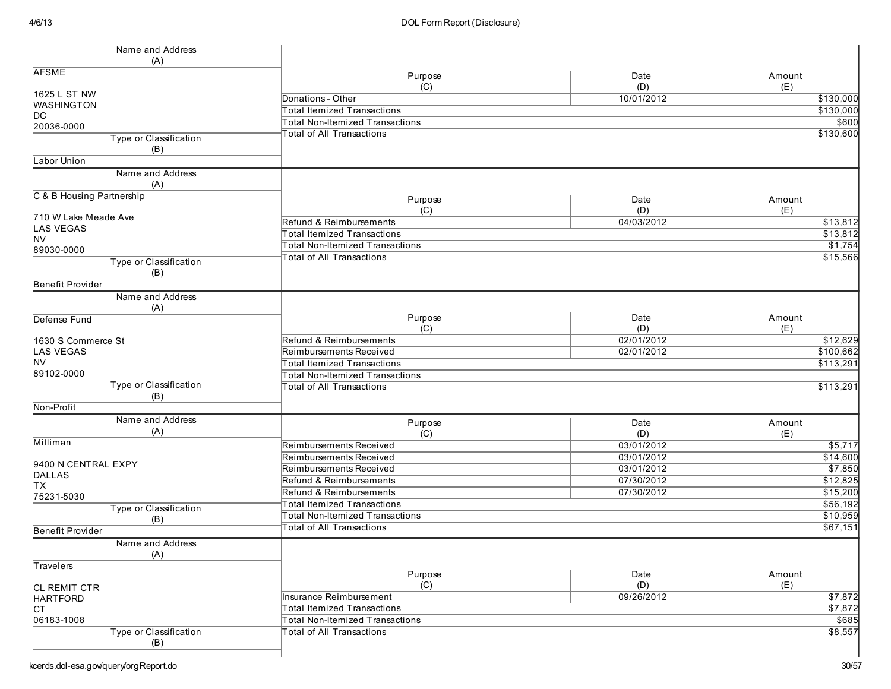| Name and Address (A) | Purpose (C) | Date (D) | Amount (E) |
|---|---|---|---|
| AFSME<br><br>1625 L ST NW<br>WASHINGTON<br>DC<br>20036-0000 | Donations - Other | 10/01/2012 | $130,000 |
| | Total Itemized Transactions | | $130,000 |
| | Total Non-Itemized Transactions | | $600 |
| | Total of All Transactions | | $130,600 |
| **Type or Classification (B)** | | | |
| Labor Union | | | |

| Name and Address (A) | Purpose (C) | Date (D) | Amount (E) |
|---|---|---|---|
| C & B Housing Partnership<br><br>710 W Lake Meade Ave<br>LAS VEGAS<br>NV<br>89030-0000 | Refund & Reimbursements | 04/03/2012 | $13,812 |
| | Total Itemized Transactions | | $13,812 |
| | Total Non-Itemized Transactions | | $1,754 |
| | Total of All Transactions | | $15,566 |
| **Type or Classification (B)** | | | |
| Benefit Provider | | | |

| Name and Address (A) | Purpose (C) | Date (D) | Amount (E) |
|---|---|---|---|
| Defense Fund<br><br>1630 S Commerce St<br>LAS VEGAS<br>NV<br>89102-0000 | Refund & Reimbursements | 02/01/2012 | $12,629 |
| | Reimbursements Received | 02/01/2012 | $100,662 |
| | Total Itemized Transactions | | $113,291 |
| | Total Non-Itemized Transactions | | |
| | Total of All Transactions | | $113,291 |
| **Type or Classification (B)** | | | |
| Non-Profit | | | |

| Name and Address (A) | Purpose (C) | Date (D) | Amount (E) |
|---|---|---|---|
| Milliman<br><br>9400 N CENTRAL EXPY<br>DALLAS<br>TX<br>75231-5030 | Reimbursements Received | 03/01/2012 | $5,717 |
| | Reimbursements Received | 03/01/2012 | $14,600 |
| | Reimbursements Received | 03/01/2012 | $7,850 |
| | Refund & Reimbursements | 07/30/2012 | $12,825 |
| | Refund & Reimbursements | 07/30/2012 | $15,200 |
| | Total Itemized Transactions | | $56,192 |
| | Total Non-Itemized Transactions | | $10,959 |
| | Total of All Transactions | | $67,151 |
| **Type or Classification (B)** | | | |
| Benefit Provider | | | |

| Name and Address (A) | Purpose (C) | Date (D) | Amount (E) |
|---|---|---|---|
| Travelers<br><br>CL REMIT CTR<br>HARTFORD<br>CT<br>06183-1008 | Insurance Reimbursement | 09/26/2012 | $7,872 |
| | Total Itemized Transactions | | $7,872 |
| | Total Non-Itemized Transactions | | $685 |
| | Total of All Transactions | | $8,557 |
| **Type or Classification (B)** | | | |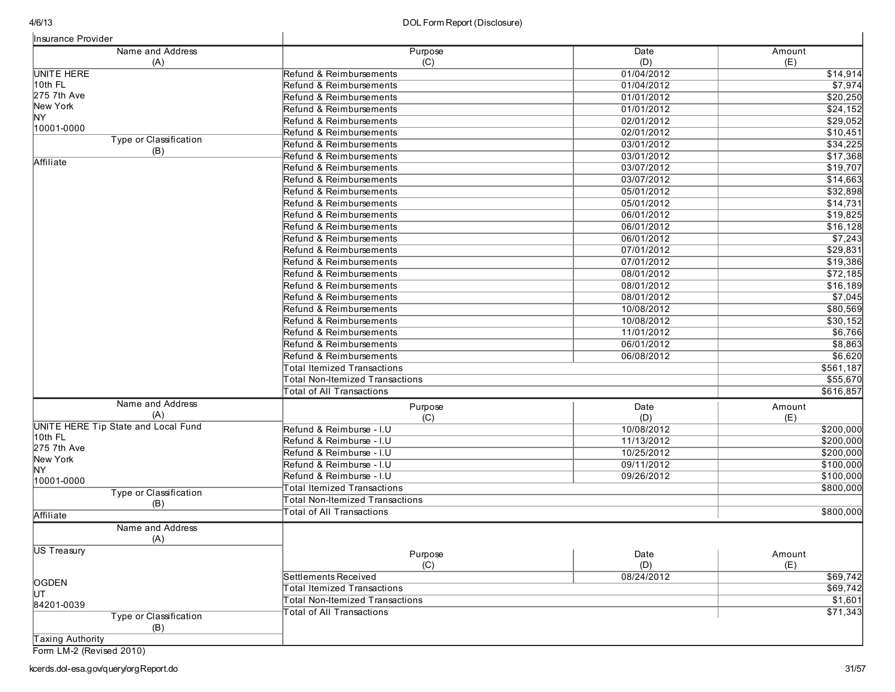Insurance Provider

| Name and Address (A) | Purpose (C) | Date (D) | Amount (E) |
|---|---|---|---|
| UNITE HERE | Refund & Reimbursements | 01/04/2012 | $14,914 |
| 10th FL | Refund & Reimbursements | 01/04/2012 | $7,974 |
| 275 7th Ave | Refund & Reimbursements | 01/01/2012 | $20,250 |
| New York | Refund & Reimbursements | 01/01/2012 | $24,152 |
| NY | Refund & Reimbursements | 02/01/2012 | $29,052 |
| 10001-0000 | Refund & Reimbursements | 02/01/2012 | $10,451 |
| **Type or Classification (B)** | Refund & Reimbursements | 03/01/2012 | $34,225 |
| Affiliate | Refund & Reimbursements | 03/01/2012 | $17,368 |
| | Refund & Reimbursements | 03/07/2012 | $19,707 |
| | Refund & Reimbursements | 03/07/2012 | $14,663 |
| | Refund & Reimbursements | 05/01/2012 | $32,898 |
| | Refund & Reimbursements | 05/01/2012 | $14,731 |
| | Refund & Reimbursements | 06/01/2012 | $19,825 |
| | Refund & Reimbursements | 06/01/2012 | $16,128 |
| | Refund & Reimbursements | 06/01/2012 | $7,243 |
| | Refund & Reimbursements | 07/01/2012 | $29,831 |
| | Refund & Reimbursements | 07/01/2012 | $19,386 |
| | Refund & Reimbursements | 08/01/2012 | $72,185 |
| | Refund & Reimbursements | 08/01/2012 | $16,189 |
| | Refund & Reimbursements | 08/01/2012 | $7,045 |
| | Refund & Reimbursements | 10/08/2012 | $80,569 |
| | Refund & Reimbursements | 10/08/2012 | $30,152 |
| | Refund & Reimbursements | 11/01/2012 | $6,766 |
| | Refund & Reimbursements | 06/01/2012 | $8,863 |
| | Refund & Reimbursements | 06/08/2012 | $6,620 |
| | Total Itemized Transactions | | $561,187 |
| | Total Non-Itemized Transactions | | $55,670 |
| | Total of All Transactions | | $616,857 |

| Name and Address (A) | Purpose (C) | Date (D) | Amount (E) |
|---|---|---|---|
| UNITE HERE Tip State and Local Fund | Refund & Reimburse - I.U | 10/08/2012 | $200,000 |
| 10th FL | Refund & Reimburse - I.U | 11/13/2012 | $200,000 |
| 275 7th Ave | Refund & Reimburse - I.U | 10/25/2012 | $200,000 |
| New York | Refund & Reimburse - I.U | 09/11/2012 | $100,000 |
| NY | Refund & Reimburse - I.U | 09/26/2012 | $100,000 |
| 10001-0000 | Total Itemized Transactions | | $800,000 |
| **Type or Classification (B)** | Total Non-Itemized Transactions | | |
| Affiliate | Total of All Transactions | | $800,000 |

| Name and Address (A) | Purpose (C) | Date (D) | Amount (E) |
|---|---|---|---|
| US Treasury | | | |
| OGDEN | Settlements Received | 08/24/2012 | $69,742 |
| UT | Total Itemized Transactions | | $69,742 |
| 84201-0039 | Total Non-Itemized Transactions | | $1,601 |
| **Type or Classification (B)** | Total of All Transactions | | $71,343 |
| Taxing Authority | | | |

Form LM-2 (Revised 2010)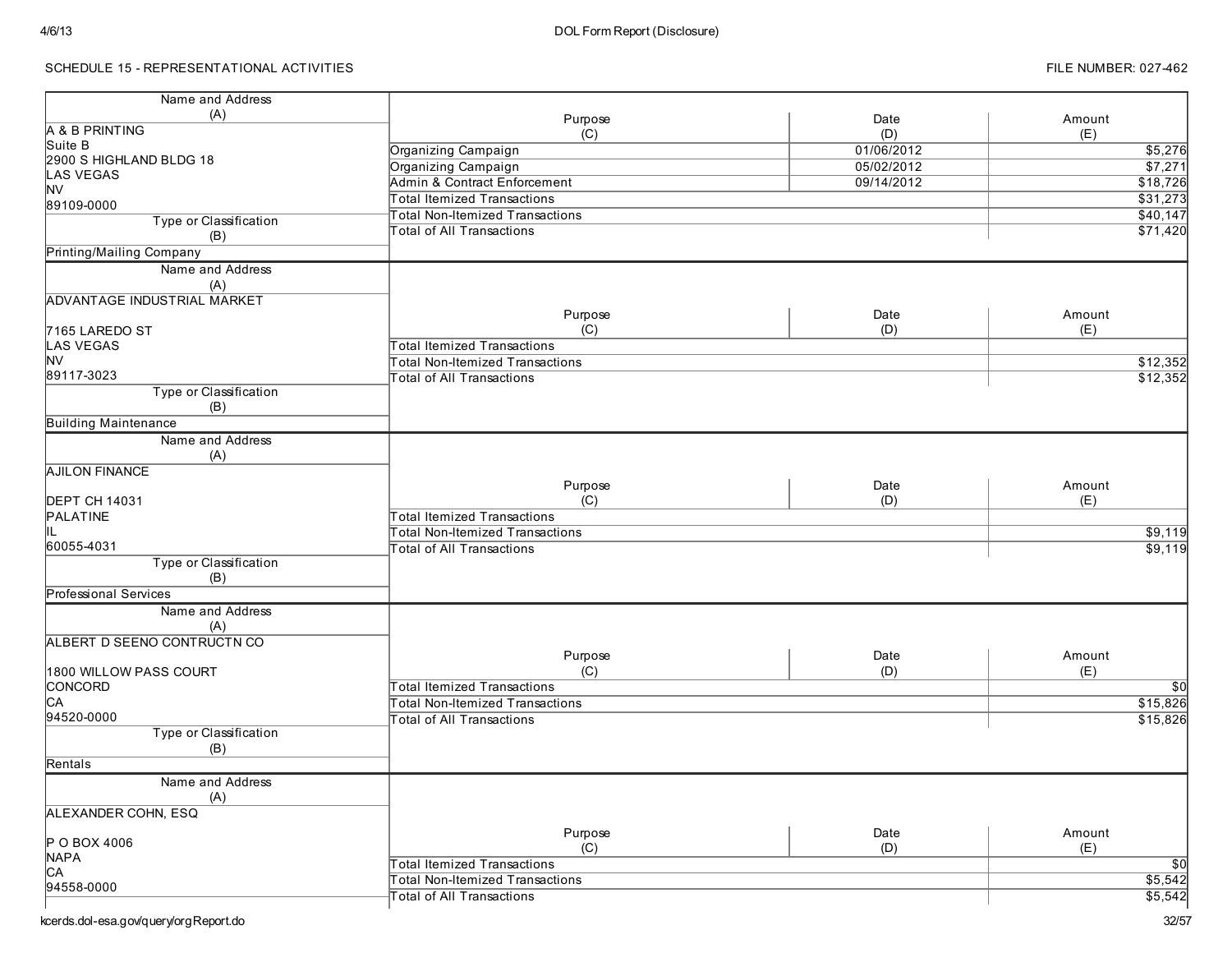SCHEDULE 15 - REPRESENTATIONAL ACTIVITIES

FILE NUMBER: 027-462

| Name and Address (A) | Purpose (C) | Date (D) | Amount (E) |
|---|---|---|---|
| A & B PRINTING<br>Suite B<br>2900 S HIGHLAND BLDG 18<br>LAS VEGAS<br>NV<br>89109-0000 | Organizing Campaign | 01/06/2012 | $5,276 |
| | Organizing Campaign | 05/02/2012 | $7,271 |
| | Admin & Contract Enforcement | 09/14/2012 | $18,726 |
| | Total Itemized Transactions | | $31,273 |
| | Total Non-Itemized Transactions | | $40,147 |
| | Total of All Transactions | | $71,420 |
| **Type or Classification (B)**<br>Printing/Mailing Company | | | |

| Name and Address (A) | Purpose (C) | Date (D) | Amount (E) |
|---|---|---|---|
| ADVANTAGE INDUSTRIAL MARKET<br><br>7165 LAREDO ST<br>LAS VEGAS<br>NV<br>89117-3023 | Total Itemized Transactions | | |
| | Total Non-Itemized Transactions | | $12,352 |
| | Total of All Transactions | | $12,352 |
| **Type or Classification (B)**<br>Building Maintenance | | | |

| Name and Address (A) | Purpose (C) | Date (D) | Amount (E) |
|---|---|---|---|
| AJILON FINANCE<br><br>DEPT CH 14031<br>PALATINE<br>IL<br>60055-4031 | Total Itemized Transactions | | |
| | Total Non-Itemized Transactions | | $9,119 |
| | Total of All Transactions | | $9,119 |
| **Type or Classification (B)**<br>Professional Services | | | |

| Name and Address (A) | Purpose (C) | Date (D) | Amount (E) |
|---|---|---|---|
| ALBERT D SEENO CONTRUCTN CO<br><br>1800 WILLOW PASS COURT<br>CONCORD<br>CA<br>94520-0000 | Total Itemized Transactions | | $0 |
| | Total Non-Itemized Transactions | | $15,826 |
| | Total of All Transactions | | $15,826 |
| **Type or Classification (B)**<br>Rentals | | | |

| Name and Address (A) | Purpose (C) | Date (D) | Amount (E) |
|---|---|---|---|
| ALEXANDER COHN, ESQ<br><br>P O BOX 4006<br>NAPA<br>CA<br>94558-0000 | Total Itemized Transactions | | $0 |
| | Total Non-Itemized Transactions | | $5,542 |
| | Total of All Transactions | | $5,542 |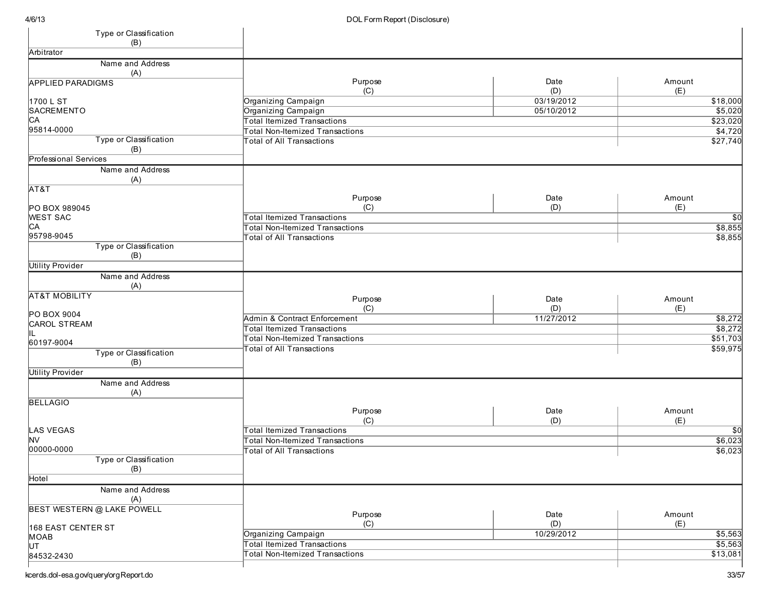| Type or Classification (B) | | | |
|---|---|---|---|
| Arbitrator | | | |

| Name and Address (A) | Purpose (C) | Date (D) | Amount (E) |
|---|---|---|---|
| APPLIED PARADIGMS<br><br>1700 L ST<br>SACREMENTO<br>CA<br>95814-0000 | Organizing Campaign | 03/19/2012 | $18,000 |
| | Organizing Campaign | 05/10/2012 | $5,020 |
| | Total Itemized Transactions | | $23,020 |
| | Total Non-Itemized Transactions | | $4,720 |
| | Total of All Transactions | | $27,740 |
| **Type or Classification (B)** | | | |
| Professional Services | | | |

| Name and Address (A) | Purpose (C) | Date (D) | Amount (E) |
|---|---|---|---|
| AT&T<br><br>PO BOX 989045<br>WEST SAC<br>CA<br>95798-9045 | Total Itemized Transactions | | $0 |
| | Total Non-Itemized Transactions | | $8,855 |
| | Total of All Transactions | | $8,855 |
| **Type or Classification (B)** | | | |
| Utility Provider | | | |

| Name and Address (A) | Purpose (C) | Date (D) | Amount (E) |
|---|---|---|---|
| AT&T MOBILITY<br><br>PO BOX 9004<br>CAROL STREAM<br>IL<br>60197-9004 | Admin & Contract Enforcement | 11/27/2012 | $8,272 |
| | Total Itemized Transactions | | $8,272 |
| | Total Non-Itemized Transactions | | $51,703 |
| | Total of All Transactions | | $59,975 |
| **Type or Classification (B)** | | | |
| Utility Provider | | | |

| Name and Address (A) | Purpose (C) | Date (D) | Amount (E) |
|---|---|---|---|
| BELLAGIO<br><br>LAS VEGAS<br>NV<br>00000-0000 | Total Itemized Transactions | | $0 |
| | Total Non-Itemized Transactions | | $6,023 |
| | Total of All Transactions | | $6,023 |
| **Type or Classification (B)** | | | |
| Hotel | | | |

| Name and Address (A) | Purpose (C) | Date (D) | Amount (E) |
|---|---|---|---|
| BEST WESTERN @ LAKE POWELL<br><br>168 EAST CENTER ST<br>MOAB<br>UT<br>84532-2430 | Organizing Campaign | 10/29/2012 | $5,563 |
| | Total Itemized Transactions | | $5,563 |
| | Total Non-Itemized Transactions | | $13,081 |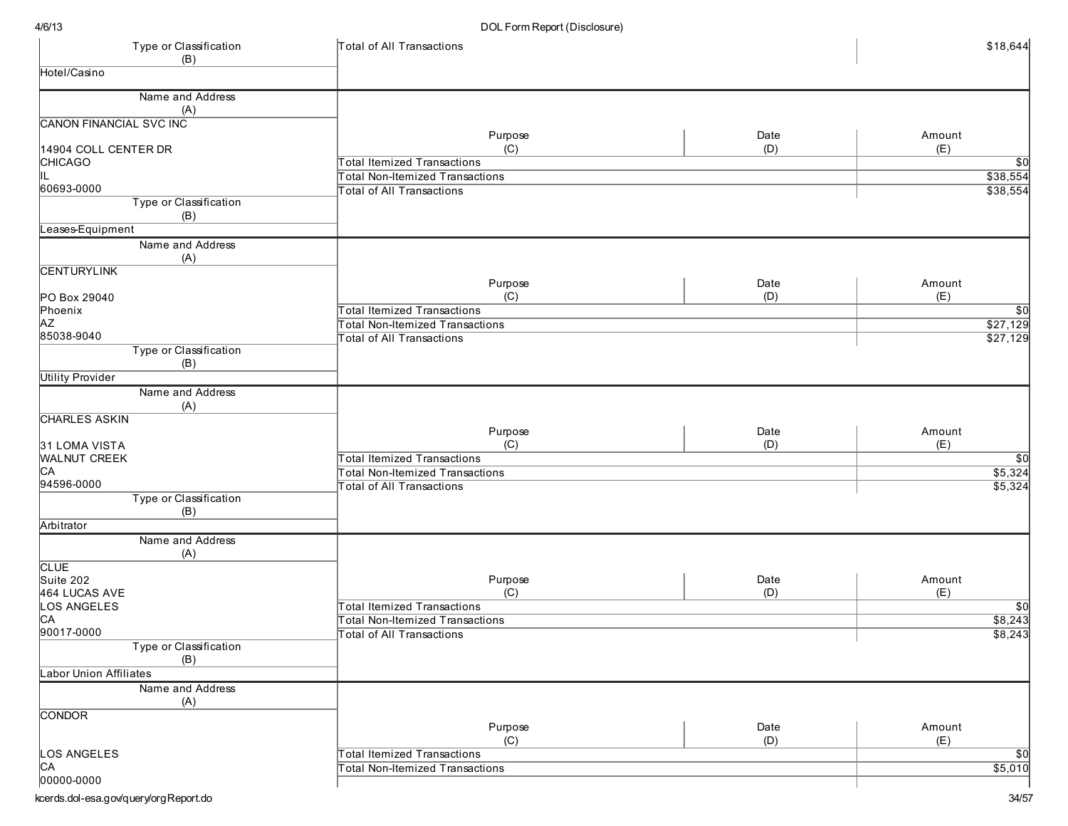| Type or Classification (B) | Total of All Transactions | | $18,644 |
|---|---|---|---|
| Hotel/Casino | | | |

| Name and Address (A) | Purpose (C) | Date (D) | Amount (E) |
|---|---|---|---|
| CANON FINANCIAL SVC INC<br><br>14904 COLL CENTER DR<br>CHICAGO<br>IL<br>60693-0000 | Total Itemized Transactions | | $0 |
| | Total Non-Itemized Transactions | | $38,554 |
| | Total of All Transactions | | $38,554 |
| **Type or Classification (B)** | | | |
| Leases-Equipment | | | |

| Name and Address (A) | Purpose (C) | Date (D) | Amount (E) |
|---|---|---|---|
| CENTURYLINK<br><br>PO Box 29040<br>Phoenix<br>AZ<br>85038-9040 | Total Itemized Transactions | | $0 |
| | Total Non-Itemized Transactions | | $27,129 |
| | Total of All Transactions | | $27,129 |
| **Type or Classification (B)** | | | |
| Utility Provider | | | |

| Name and Address (A) | Purpose (C) | Date (D) | Amount (E) |
|---|---|---|---|
| CHARLES ASKIN<br><br>31 LOMA VISTA<br>WALNUT CREEK<br>CA<br>94596-0000 | Total Itemized Transactions | | $0 |
| | Total Non-Itemized Transactions | | $5,324 |
| | Total of All Transactions | | $5,324 |
| **Type or Classification (B)** | | | |
| Arbitrator | | | |

| Name and Address (A) | Purpose (C) | Date (D) | Amount (E) |
|---|---|---|---|
| CLUE<br>Suite 202<br>464 LUCAS AVE<br>LOS ANGELES<br>CA<br>90017-0000 | Total Itemized Transactions | | $0 |
| | Total Non-Itemized Transactions | | $8,243 |
| | Total of All Transactions | | $8,243 |
| **Type or Classification (B)** | | | |
| Labor Union Affiliates | | | |

| Name and Address (A) | Purpose (C) | Date (D) | Amount (E) |
|---|---|---|---|
| CONDOR<br><br>LOS ANGELES<br>CA<br>00000-0000 | Total Itemized Transactions | | $0 |
| | Total Non-Itemized Transactions | | $5,010 |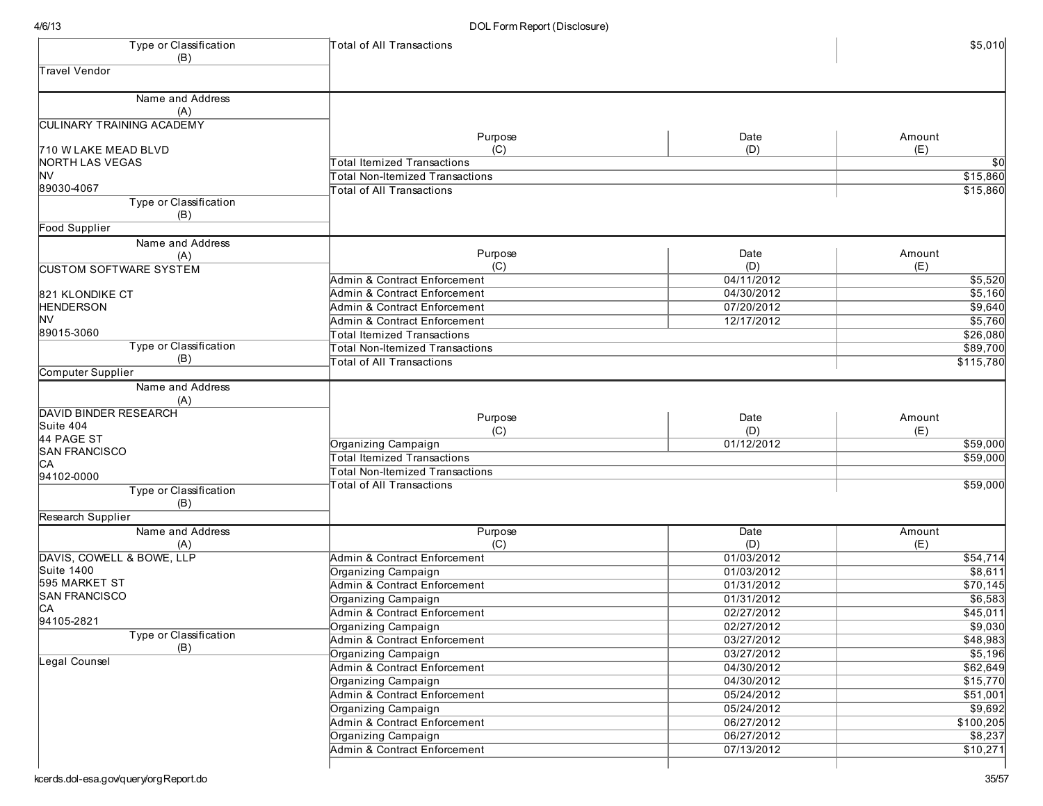| Type or Classification (B) | Total of All Transactions | | $5,010 |
|---|---|---|---|
| Travel Vendor | | | |

| Name and Address (A) | Purpose (C) | Date (D) | Amount (E) |
|---|---|---|---|
| CULINARY TRAINING ACADEMY<br><br>710 W LAKE MEAD BLVD<br>NORTH LAS VEGAS<br>NV<br>89030-4067 | Total Itemized Transactions | | $0 |
| | Total Non-Itemized Transactions | | $15,860 |
| | Total of All Transactions | | $15,860 |
| **Type or Classification (B)** | | | |
| Food Supplier | | | |

| Name and Address (A) | Purpose (C) | Date (D) | Amount (E) |
|---|---|---|---|
| CUSTOM SOFTWARE SYSTEM<br><br>821 KLONDIKE CT<br>HENDERSON<br>NV<br>89015-3060 | Admin & Contract Enforcement | 04/11/2012 | $5,520 |
| | Admin & Contract Enforcement | 04/30/2012 | $5,160 |
| | Admin & Contract Enforcement | 07/20/2012 | $9,640 |
| | Admin & Contract Enforcement | 12/17/2012 | $5,760 |
| | Total Itemized Transactions | | $26,080 |
| **Type or Classification (B)** | Total Non-Itemized Transactions | | $89,700 |
| Computer Supplier | Total of All Transactions | | $115,780 |

| Name and Address (A) | Purpose (C) | Date (D) | Amount (E) |
|---|---|---|---|
| DAVID BINDER RESEARCH<br>Suite 404<br>44 PAGE ST<br>SAN FRANCISCO<br>CA<br>94102-0000 | Organizing Campaign | 01/12/2012 | $59,000 |
| | Total Itemized Transactions | | $59,000 |
| | Total Non-Itemized Transactions | | |
| | Total of All Transactions | | $59,000 |
| **Type or Classification (B)** | | | |
| Research Supplier | | | |

| Name and Address (A) | Purpose (C) | Date (D) | Amount (E) |
|---|---|---|---|
| DAVIS, COWELL & BOWE, LLP<br>Suite 1400<br>595 MARKET ST<br>SAN FRANCISCO<br>CA<br>94105-2821 | Admin & Contract Enforcement | 01/03/2012 | $54,714 |
| | Organizing Campaign | 01/03/2012 | $8,611 |
| | Admin & Contract Enforcement | 01/31/2012 | $70,145 |
| | Organizing Campaign | 01/31/2012 | $6,583 |
| | Admin & Contract Enforcement | 02/27/2012 | $45,011 |
| | Organizing Campaign | 02/27/2012 | $9,030 |
| **Type or Classification (B)** | Admin & Contract Enforcement | 03/27/2012 | $48,983 |
| Legal Counsel | Organizing Campaign | 03/27/2012 | $5,196 |
| | Admin & Contract Enforcement | 04/30/2012 | $62,649 |
| | Organizing Campaign | 04/30/2012 | $15,770 |
| | Admin & Contract Enforcement | 05/24/2012 | $51,001 |
| | Organizing Campaign | 05/24/2012 | $9,692 |
| | Admin & Contract Enforcement | 06/27/2012 | $100,205 |
| | Organizing Campaign | 06/27/2012 | $8,237 |
| | Admin & Contract Enforcement | 07/13/2012 | $10,271 |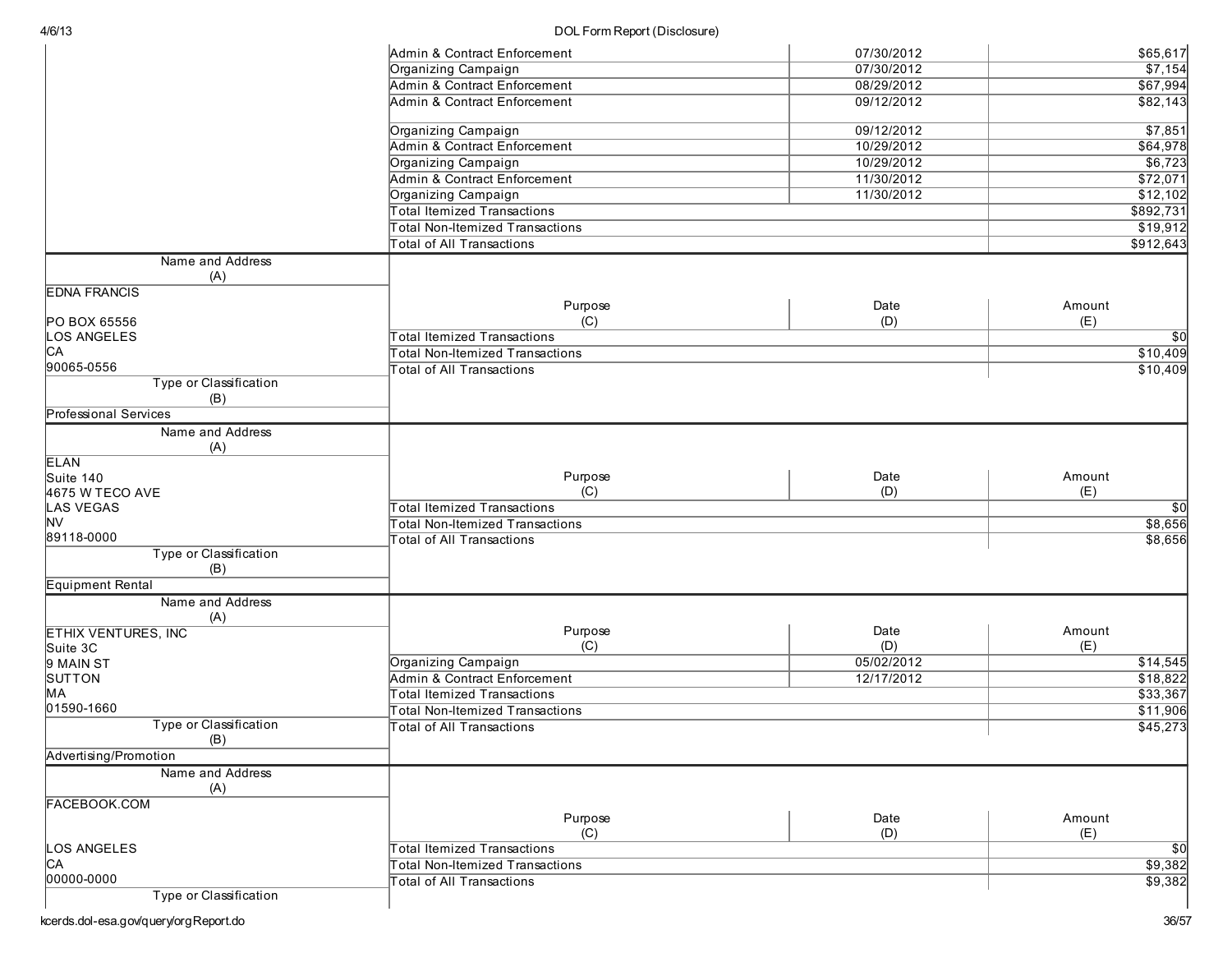| Purpose (C) | Date (D) | Amount (E) |
|---|---|---|
| Admin & Contract Enforcement | 07/30/2012 | $65,617 |
| Organizing Campaign | 07/30/2012 | $7,154 |
| Admin & Contract Enforcement | 08/29/2012 | $67,994 |
| Admin & Contract Enforcement | 09/12/2012 | $82,143 |
| Organizing Campaign | 09/12/2012 | $7,851 |
| Admin & Contract Enforcement | 10/29/2012 | $64,978 |
| Organizing Campaign | 10/29/2012 | $6,723 |
| Admin & Contract Enforcement | 11/30/2012 | $72,071 |
| Organizing Campaign | 11/30/2012 | $12,102 |
| Total Itemized Transactions | | $892,731 |
| Total Non-Itemized Transactions | | $19,912 |
| Total of All Transactions | | $912,643 |

| Name and Address (A) | Purpose (C) | Date (D) | Amount (E) |
|---|---|---|---|
| EDNA FRANCIS<br><br>PO BOX 65556<br>LOS ANGELES<br>CA<br>90065-0556 | Total Itemized Transactions | | $0 |
| | Total Non-Itemized Transactions | | $10,409 |
| | Total of All Transactions | | $10,409 |
| **Type or Classification (B)** | | | |
| Professional Services | | | |

| Name and Address (A) | Purpose (C) | Date (D) | Amount (E) |
|---|---|---|---|
| ELAN<br>Suite 140<br>4675 W TECO AVE<br>LAS VEGAS<br>NV<br>89118-0000 | Total Itemized Transactions | | $0 |
| | Total Non-Itemized Transactions | | $8,656 |
| | Total of All Transactions | | $8,656 |
| **Type or Classification (B)** | | | |
| Equipment Rental | | | |

| Name and Address (A) | Purpose (C) | Date (D) | Amount (E) |
|---|---|---|---|
| ETHIX VENTURES, INC<br>Suite 3C<br>9 MAIN ST<br>SUTTON<br>MA<br>01590-1660 | Organizing Campaign | 05/02/2012 | $14,545 |
| | Admin & Contract Enforcement | 12/17/2012 | $18,822 |
| | Total Itemized Transactions | | $33,367 |
| | Total Non-Itemized Transactions | | $11,906 |
| | Total of All Transactions | | $45,273 |
| **Type or Classification (B)** | | | |
| Advertising/Promotion | | | |

| Name and Address (A) | Purpose (C) | Date (D) | Amount (E) |
|---|---|---|---|
| FACEBOOK.COM<br><br><br>LOS ANGELES<br>CA<br>00000-0000 | Total Itemized Transactions | | $0 |
| | Total Non-Itemized Transactions | | $9,382 |
| | Total of All Transactions | | $9,382 |
| **Type or Classification (B)** | | | |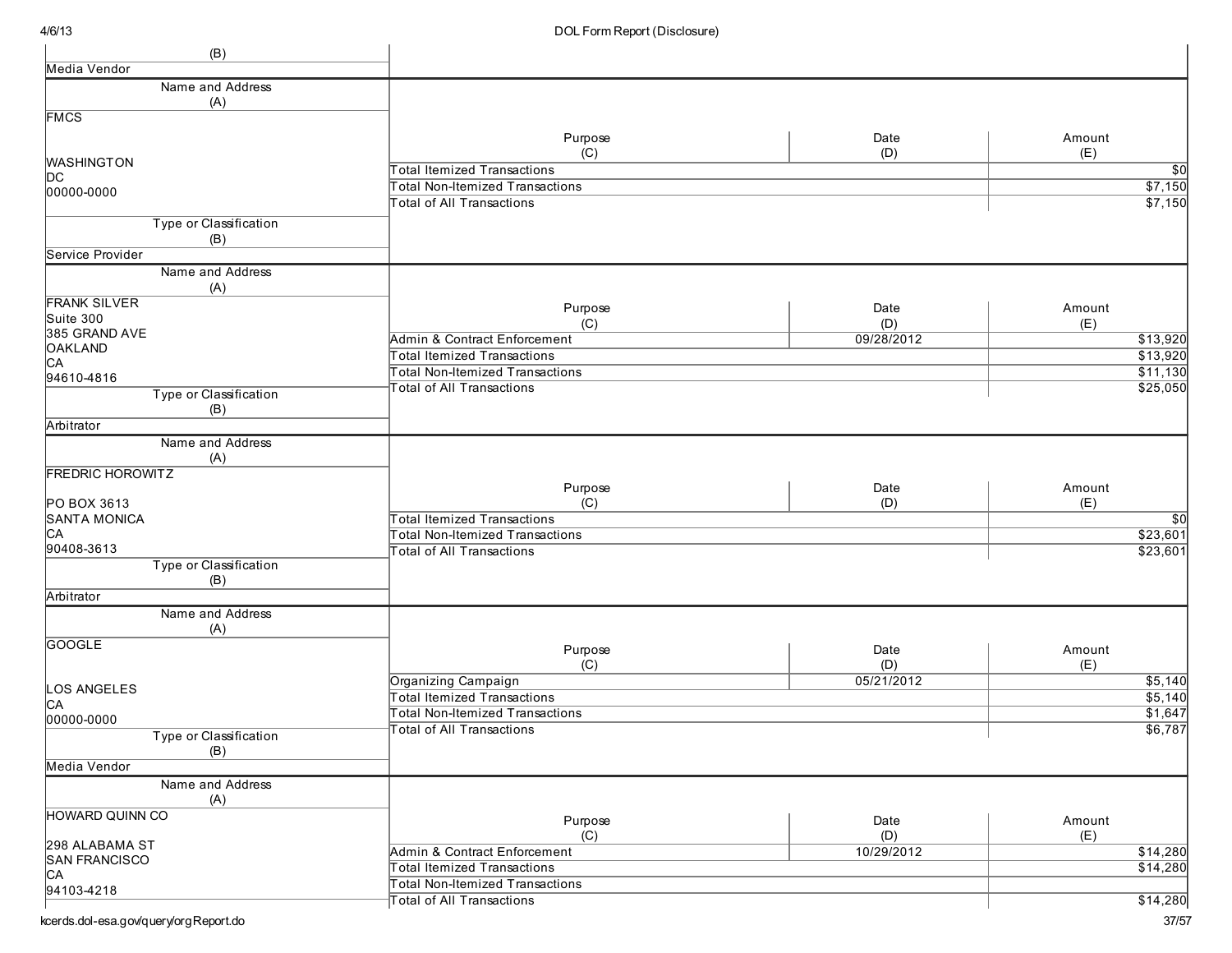(B)

Media Vendor

| Name and Address (A) | Purpose (C) | Date (D) | Amount (E) |
|---|---|---|---|
| FMCS<br><br>WASHINGTON<br>DC<br>00000-0000 | Total Itemized Transactions | | $0 |
| | Total Non-Itemized Transactions | | $7,150 |
| | Total of All Transactions | | $7,150 |
| **Type or Classification (B)**<br>Service Provider | | | |

| Name and Address (A) | Purpose (C) | Date (D) | Amount (E) |
|---|---|---|---|
| FRANK SILVER<br>Suite 300<br>385 GRAND AVE<br>OAKLAND<br>CA<br>94610-4816 | Admin & Contract Enforcement | 09/28/2012 | $13,920 |
| | Total Itemized Transactions | | $13,920 |
| | Total Non-Itemized Transactions | | $11,130 |
| | Total of All Transactions | | $25,050 |
| **Type or Classification (B)**<br>Arbitrator | | | |

| Name and Address (A) | Purpose (C) | Date (D) | Amount (E) |
|---|---|---|---|
| FREDRIC HOROWITZ<br><br>PO BOX 3613<br>SANTA MONICA<br>CA<br>90408-3613 | Total Itemized Transactions | | $0 |
| | Total Non-Itemized Transactions | | $23,601 |
| | Total of All Transactions | | $23,601 |
| **Type or Classification (B)**<br>Arbitrator | | | |

| Name and Address (A) | Purpose (C) | Date (D) | Amount (E) |
|---|---|---|---|
| GOOGLE<br><br>LOS ANGELES<br>CA<br>00000-0000 | Organizing Campaign | 05/21/2012 | $5,140 |
| | Total Itemized Transactions | | $5,140 |
| | Total Non-Itemized Transactions | | $1,647 |
| | Total of All Transactions | | $6,787 |
| **Type or Classification (B)**<br>Media Vendor | | | |

| Name and Address (A) | Purpose (C) | Date (D) | Amount (E) |
|---|---|---|---|
| HOWARD QUINN CO<br><br>298 ALABAMA ST<br>SAN FRANCISCO<br>CA<br>94103-4218 | Admin & Contract Enforcement | 10/29/2012 | $14,280 |
| | Total Itemized Transactions | | $14,280 |
| | Total Non-Itemized Transactions | | |
| | Total of All Transactions | | $14,280 |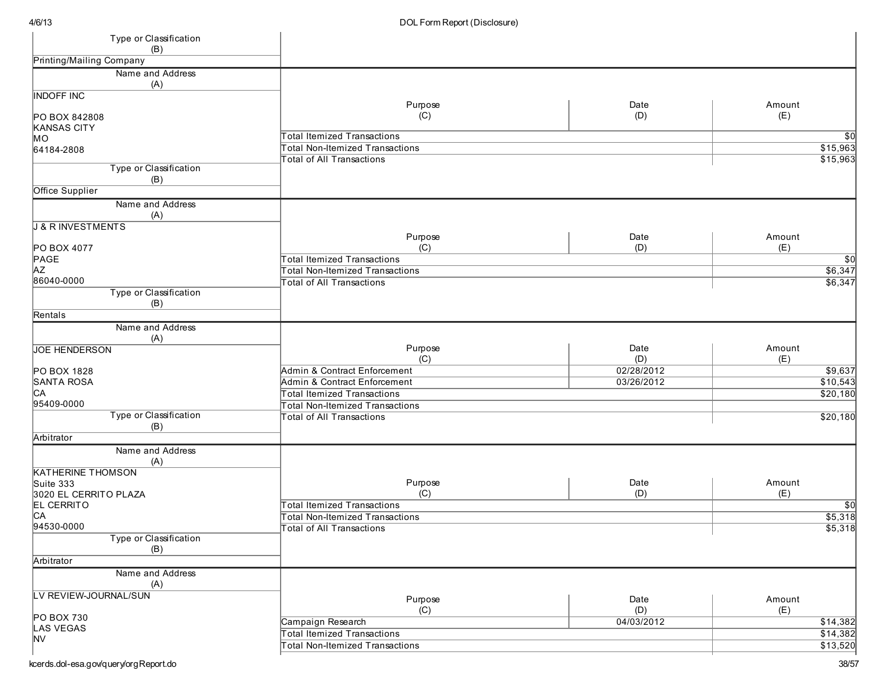| Type or Classification (B) | |
|---|---|
| Printing/Mailing Company | |

| Name and Address (A) | Purpose (C) | Date (D) | Amount (E) |
|---|---|---|---|
| INDOFF INC<br><br>PO BOX 842808<br>KANSAS CITY<br>MO<br>64184-2808 | Total Itemized Transactions | | $0 |
| | Total Non-Itemized Transactions | | $15,963 |
| | Total of All Transactions | | $15,963 |
| **Type or Classification (B)** | | | |
| Office Supplier | | | |

| Name and Address (A) | Purpose (C) | Date (D) | Amount (E) |
|---|---|---|---|
| J & R INVESTMENTS<br><br>PO BOX 4077<br>PAGE<br>AZ<br>86040-0000 | Total Itemized Transactions | | $0 |
| | Total Non-Itemized Transactions | | $6,347 |
| | Total of All Transactions | | $6,347 |
| **Type or Classification (B)** | | | |
| Rentals | | | |

| Name and Address (A) | Purpose (C) | Date (D) | Amount (E) |
|---|---|---|---|
| JOE HENDERSON<br><br>PO BOX 1828<br>SANTA ROSA<br>CA<br>95409-0000 | Admin & Contract Enforcement | 02/28/2012 | $9,637 |
| | Admin & Contract Enforcement | 03/26/2012 | $10,543 |
| | Total Itemized Transactions | | $20,180 |
| | Total Non-Itemized Transactions | | |
| | Total of All Transactions | | $20,180 |
| **Type or Classification (B)** | | | |
| Arbitrator | | | |

| Name and Address (A) | Purpose (C) | Date (D) | Amount (E) |
|---|---|---|---|
| KATHERINE THOMSON<br>Suite 333<br>3020 EL CERRITO PLAZA<br>EL CERRITO<br>CA<br>94530-0000 | Total Itemized Transactions | | $0 |
| | Total Non-Itemized Transactions | | $5,318 |
| | Total of All Transactions | | $5,318 |
| **Type or Classification (B)** | | | |
| Arbitrator | | | |

| Name and Address (A) | Purpose (C) | Date (D) | Amount (E) |
|---|---|---|---|
| LV REVIEW-JOURNAL/SUN<br><br>PO BOX 730<br>LAS VEGAS<br>NV | Campaign Research | 04/03/2012 | $14,382 |
| | Total Itemized Transactions | | $14,382 |
| | Total Non-Itemized Transactions | | $13,520 |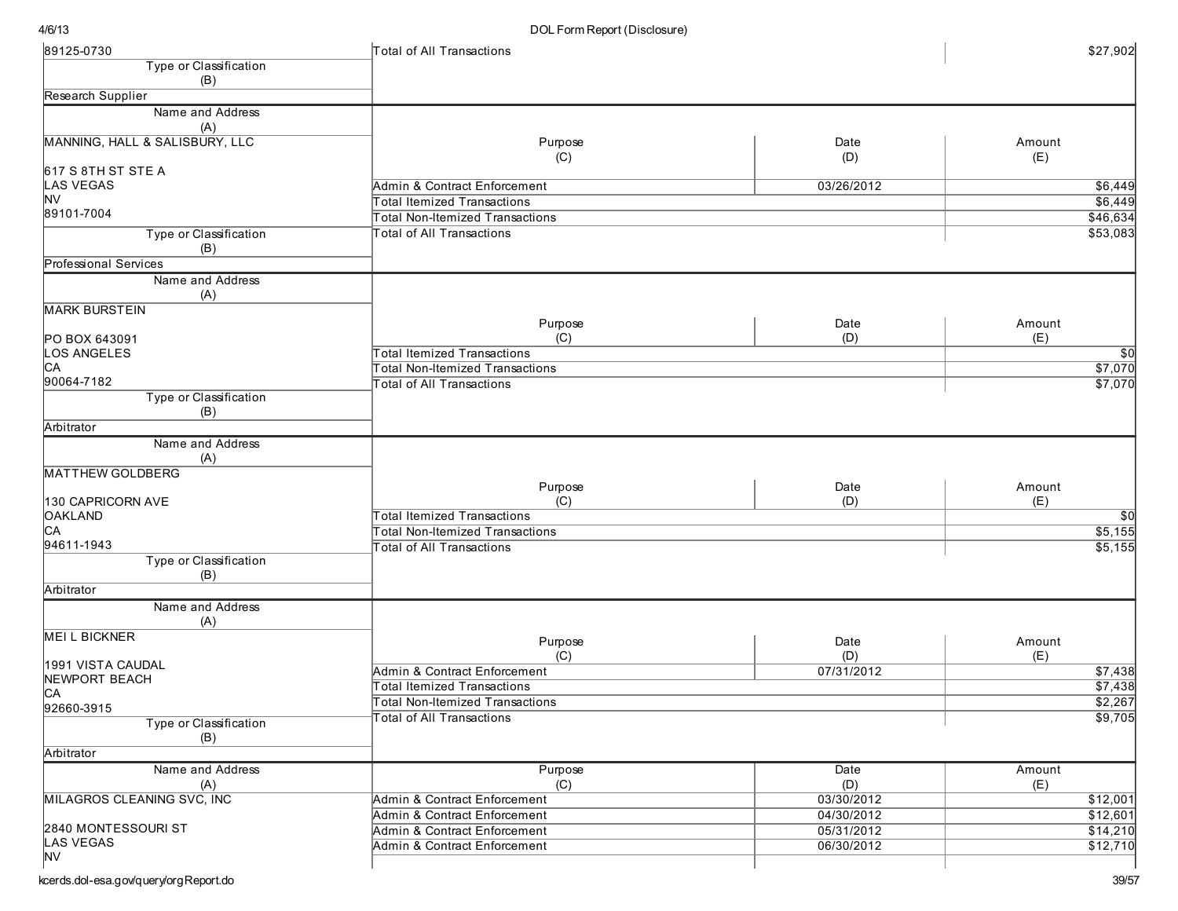| Name and Address (A) | Purpose (C) | Date (D) | Amount (E) |
|---|---|---|---|
| 89125-0730 | Total of All Transactions | | $27,902 |
| **Type or Classification (B):** Research Supplier | | | |

| Name and Address (A) | Purpose (C) | Date (D) | Amount (E) |
|---|---|---|---|
| MANNING, HALL & SALISBURY, LLC<br><br>617 S 8TH ST STE A<br>LAS VEGAS<br>NV<br>89101-7004 | Admin & Contract Enforcement | 03/26/2012 | $6,449 |
| | Total Itemized Transactions | | $6,449 |
| | Total Non-Itemized Transactions | | $46,634 |
| | Total of All Transactions | | $53,083 |
| **Type or Classification (B):** Professional Services | | | |

| Name and Address (A) | Purpose (C) | Date (D) | Amount (E) |
|---|---|---|---|
| MARK BURSTEIN<br><br>PO BOX 643091<br>LOS ANGELES<br>CA<br>90064-7182 | Total Itemized Transactions | | $0 |
| | Total Non-Itemized Transactions | | $7,070 |
| | Total of All Transactions | | $7,070 |
| **Type or Classification (B):** Arbitrator | | | |

| Name and Address (A) | Purpose (C) | Date (D) | Amount (E) |
|---|---|---|---|
| MATTHEW GOLDBERG<br><br>130 CAPRICORN AVE<br>OAKLAND<br>CA<br>94611-1943 | Total Itemized Transactions | | $0 |
| | Total Non-Itemized Transactions | | $5,155 |
| | Total of All Transactions | | $5,155 |
| **Type or Classification (B):** Arbitrator | | | |

| Name and Address (A) | Purpose (C) | Date (D) | Amount (E) |
|---|---|---|---|
| MEI L BICKNER<br><br>1991 VISTA CAUDAL<br>NEWPORT BEACH<br>CA<br>92660-3915 | Admin & Contract Enforcement | 07/31/2012 | $7,438 |
| | Total Itemized Transactions | | $7,438 |
| | Total Non-Itemized Transactions | | $2,267 |
| | Total of All Transactions | | $9,705 |
| **Type or Classification (B):** Arbitrator | | | |

| Name and Address (A) | Purpose (C) | Date (D) | Amount (E) |
|---|---|---|---|
| MILAGROS CLEANING SVC, INC<br><br>2840 MONTESSOURI ST<br>LAS VEGAS<br>NV | Admin & Contract Enforcement | 03/30/2012 | $12,001 |
| | Admin & Contract Enforcement | 04/30/2012 | $12,601 |
| | Admin & Contract Enforcement | 05/31/2012 | $14,210 |
| | Admin & Contract Enforcement | 06/30/2012 | $12,710 |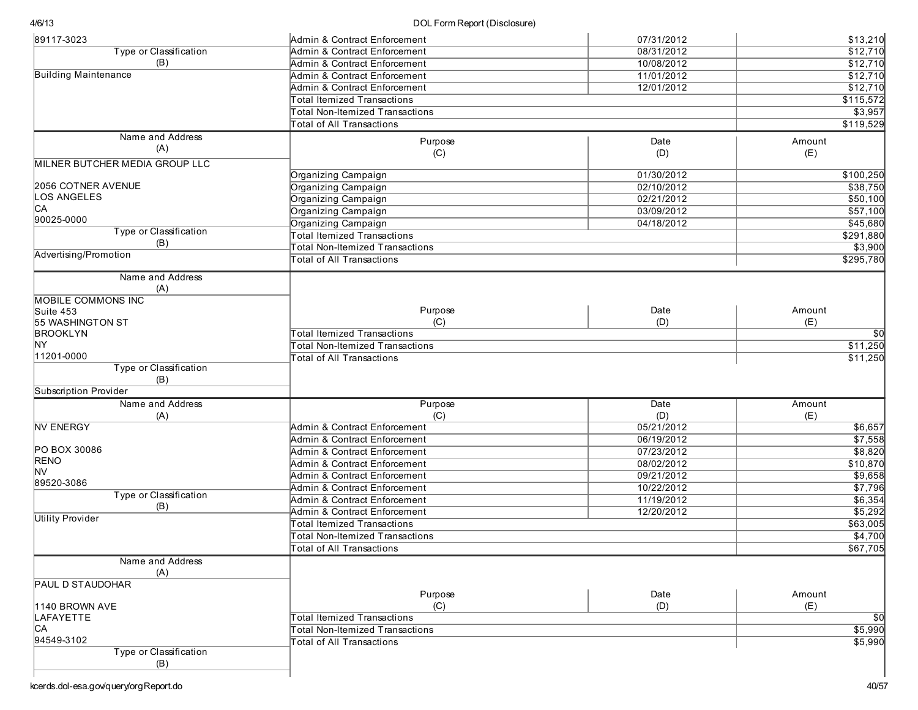| Name and Address (A) | Purpose (C) | Date (D) | Amount (E) |
|---|---|---|---|
| 89117-3023 | Admin & Contract Enforcement | 07/31/2012 | $13,210 |
| Type or Classification (B) | Admin & Contract Enforcement | 08/31/2012 | $12,710 |
| Building Maintenance | Admin & Contract Enforcement | 10/08/2012 | $12,710 |
| | Admin & Contract Enforcement | 11/01/2012 | $12,710 |
| | Admin & Contract Enforcement | 12/01/2012 | $12,710 |
| | Total Itemized Transactions | | $115,572 |
| | Total Non-Itemized Transactions | | $3,957 |
| | Total of All Transactions | | $119,529 |

| Name and Address (A) | Purpose (C) | Date (D) | Amount (E) |
|---|---|---|---|
| MILNER BUTCHER MEDIA GROUP LLC | Organizing Campaign | 01/30/2012 | $100,250 |
| 2056 COTNER AVENUE | Organizing Campaign | 02/10/2012 | $38,750 |
| LOS ANGELES | Organizing Campaign | 02/21/2012 | $50,100 |
| CA | Organizing Campaign | 03/09/2012 | $57,100 |
| 90025-0000 | Organizing Campaign | 04/18/2012 | $45,680 |
| Type or Classification (B) | Total Itemized Transactions | | $291,880 |
| Advertising/Promotion | Total Non-Itemized Transactions | | $3,900 |
| | Total of All Transactions | | $295,780 |

| Name and Address (A) | Purpose (C) | Date (D) | Amount (E) |
|---|---|---|---|
| MOBILE COMMONS INC | Total Itemized Transactions | | $0 |
| Suite 453 | Total Non-Itemized Transactions | | $11,250 |
| 55 WASHINGTON ST | Total of All Transactions | | $11,250 |
| BROOKLYN | | | |
| NY | | | |
| 11201-0000 | | | |
| Type or Classification (B) | | | |
| Subscription Provider | | | |

| Name and Address (A) | Purpose (C) | Date (D) | Amount (E) |
|---|---|---|---|
| NV ENERGY | Admin & Contract Enforcement | 05/21/2012 | $6,657 |
| | Admin & Contract Enforcement | 06/19/2012 | $7,558 |
| PO BOX 30086 | Admin & Contract Enforcement | 07/23/2012 | $8,820 |
| RENO | Admin & Contract Enforcement | 08/02/2012 | $10,870 |
| NV | Admin & Contract Enforcement | 09/21/2012 | $9,658 |
| 89520-3086 | Admin & Contract Enforcement | 10/22/2012 | $7,796 |
| Type or Classification (B) | Admin & Contract Enforcement | 11/19/2012 | $6,354 |
| Utility Provider | Admin & Contract Enforcement | 12/20/2012 | $5,292 |
| | Total Itemized Transactions | | $63,005 |
| | Total Non-Itemized Transactions | | $4,700 |
| | Total of All Transactions | | $67,705 |

| Name and Address (A) | Purpose (C) | Date (D) | Amount (E) |
|---|---|---|---|
| PAUL D STAUDOHAR | Total Itemized Transactions | | $0 |
| 1140 BROWN AVE | Total Non-Itemized Transactions | | $5,990 |
| LAFAYETTE | Total of All Transactions | | $5,990 |
| CA | | | |
| 94549-3102 | | | |
| Type or Classification (B) | | | |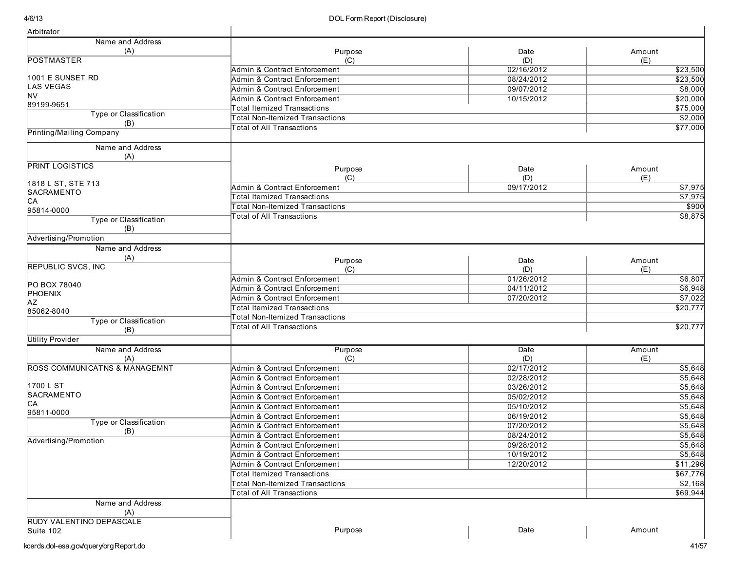Arbitrator

| Name and Address (A) | Purpose (C) | Date (D) | Amount (E) |
|---|---|---|---|
| POSTMASTER<br><br>1001 E SUNSET RD<br>LAS VEGAS<br>NV<br>89199-9651 | Admin & Contract Enforcement | 02/16/2012 | $23,500 |
| | Admin & Contract Enforcement | 08/24/2012 | $23,500 |
| | Admin & Contract Enforcement | 09/07/2012 | $8,000 |
| | Admin & Contract Enforcement | 10/15/2012 | $20,000 |
| **Type or Classification (B)** | Total Itemized Transactions | | $75,000 |
| Printing/Mailing Company | Total Non-Itemized Transactions | | $2,000 |
| | Total of All Transactions | | $77,000 |

| Name and Address (A) | Purpose (C) | Date (D) | Amount (E) |
|---|---|---|---|
| PRINT LOGISTICS<br><br>1818 L ST, STE 713<br>SACRAMENTO<br>CA<br>95814-0000 | Admin & Contract Enforcement | 09/17/2012 | $7,975 |
| | Total Itemized Transactions | | $7,975 |
| | Total Non-Itemized Transactions | | $900 |
| **Type or Classification (B)** | Total of All Transactions | | $8,875 |
| Advertising/Promotion | | | |

| Name and Address (A) | Purpose (C) | Date (D) | Amount (E) |
|---|---|---|---|
| REPUBLIC SVCS, INC<br><br>PO BOX 78040<br>PHOENIX<br>AZ<br>85062-8040 | Admin & Contract Enforcement | 01/26/2012 | $6,807 |
| | Admin & Contract Enforcement | 04/11/2012 | $6,948 |
| | Admin & Contract Enforcement | 07/20/2012 | $7,022 |
| | Total Itemized Transactions | | $20,777 |
| **Type or Classification (B)** | Total Non-Itemized Transactions | | |
| Utility Provider | Total of All Transactions | | $20,777 |

| Name and Address (A) | Purpose (C) | Date (D) | Amount (E) |
|---|---|---|---|
| ROSS COMMUNICATNS & MANAGEMNT<br><br>1700 L ST<br>SACRAMENTO<br>CA<br>95811-0000 | Admin & Contract Enforcement | 02/17/2012 | $5,648 |
| | Admin & Contract Enforcement | 02/28/2012 | $5,648 |
| | Admin & Contract Enforcement | 03/26/2012 | $5,648 |
| | Admin & Contract Enforcement | 05/02/2012 | $5,648 |
| | Admin & Contract Enforcement | 05/10/2012 | $5,648 |
| | Admin & Contract Enforcement | 06/19/2012 | $5,648 |
| **Type or Classification (B)** | Admin & Contract Enforcement | 07/20/2012 | $5,648 |
| Advertising/Promotion | Admin & Contract Enforcement | 08/24/2012 | $5,648 |
| | Admin & Contract Enforcement | 09/28/2012 | $5,648 |
| | Admin & Contract Enforcement | 10/19/2012 | $5,648 |
| | Admin & Contract Enforcement | 12/20/2012 | $11,296 |
| | Total Itemized Transactions | | $67,776 |
| | Total Non-Itemized Transactions | | $2,168 |
| | Total of All Transactions | | $69,944 |

| Name and Address (A) | Purpose | Date | Amount |
|---|---|---|---|
| RUDY VALENTINO DEPASCALE<br>Suite 102 | | | |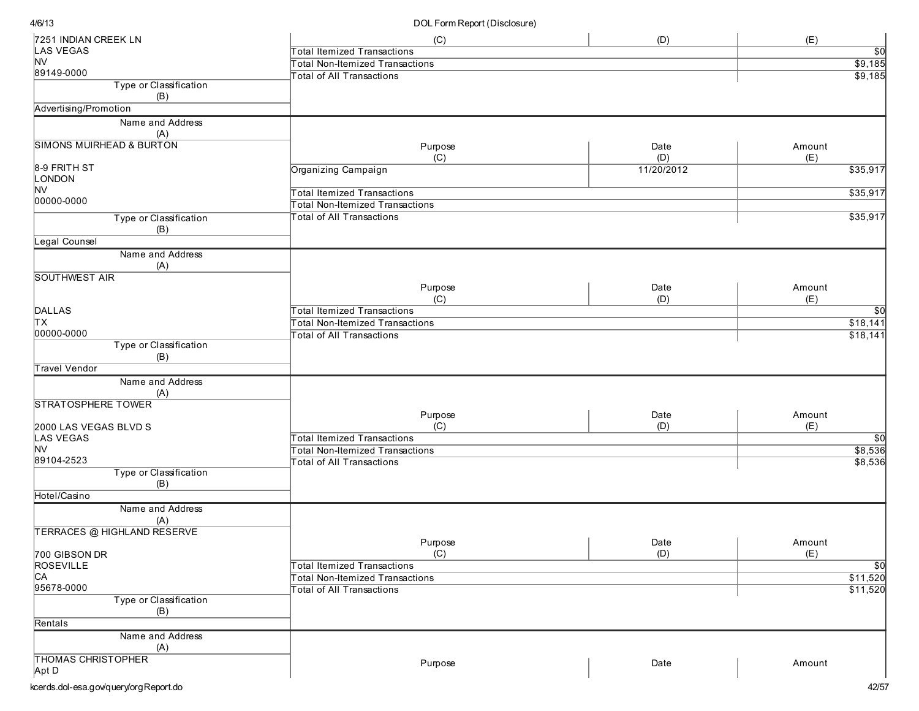| Name and Address (A) | Purpose (C) | Date (D) | Amount (E) |
|---|---|---|---|
| 7251 INDIAN CREEK LN<br>LAS VEGAS<br>NV<br>89149-0000 | Total Itemized Transactions | | $0 |
| | Total Non-Itemized Transactions | | $9,185 |
| | Total of All Transactions | | $9,185 |
| Type or Classification (B): Advertising/Promotion | | | |

| Name and Address (A) | Purpose (C) | Date (D) | Amount (E) |
|---|---|---|---|
| SIMONS MUIRHEAD & BURTON<br><br>8-9 FRITH ST<br>LONDON<br>NV<br>00000-0000 | Organizing Campaign | 11/20/2012 | $35,917 |
| | Total Itemized Transactions | | $35,917 |
| | Total Non-Itemized Transactions | | |
| | Total of All Transactions | | $35,917 |
| Type or Classification (B): Legal Counsel | | | |

| Name and Address (A) | Purpose (C) | Date (D) | Amount (E) |
|---|---|---|---|
| SOUTHWEST AIR<br><br>DALLAS<br>TX<br>00000-0000 | Total Itemized Transactions | | $0 |
| | Total Non-Itemized Transactions | | $18,141 |
| | Total of All Transactions | | $18,141 |
| Type or Classification (B): Travel Vendor | | | |

| Name and Address (A) | Purpose (C) | Date (D) | Amount (E) |
|---|---|---|---|
| STRATOSPHERE TOWER<br><br>2000 LAS VEGAS BLVD S<br>LAS VEGAS<br>NV<br>89104-2523 | Total Itemized Transactions | | $0 |
| | Total Non-Itemized Transactions | | $8,536 |
| | Total of All Transactions | | $8,536 |
| Type or Classification (B): Hotel/Casino | | | |

| Name and Address (A) | Purpose (C) | Date (D) | Amount (E) |
|---|---|---|---|
| TERRACES @ HIGHLAND RESERVE<br><br>700 GIBSON DR<br>ROSEVILLE<br>CA<br>95678-0000 | Total Itemized Transactions | | $0 |
| | Total Non-Itemized Transactions | | $11,520 |
| | Total of All Transactions | | $11,520 |
| Type or Classification (B): Rentals | | | |

| Name and Address (A) | Purpose | Date | Amount |
|---|---|---|---|
| THOMAS CHRISTOPHER<br>Apt D | | | |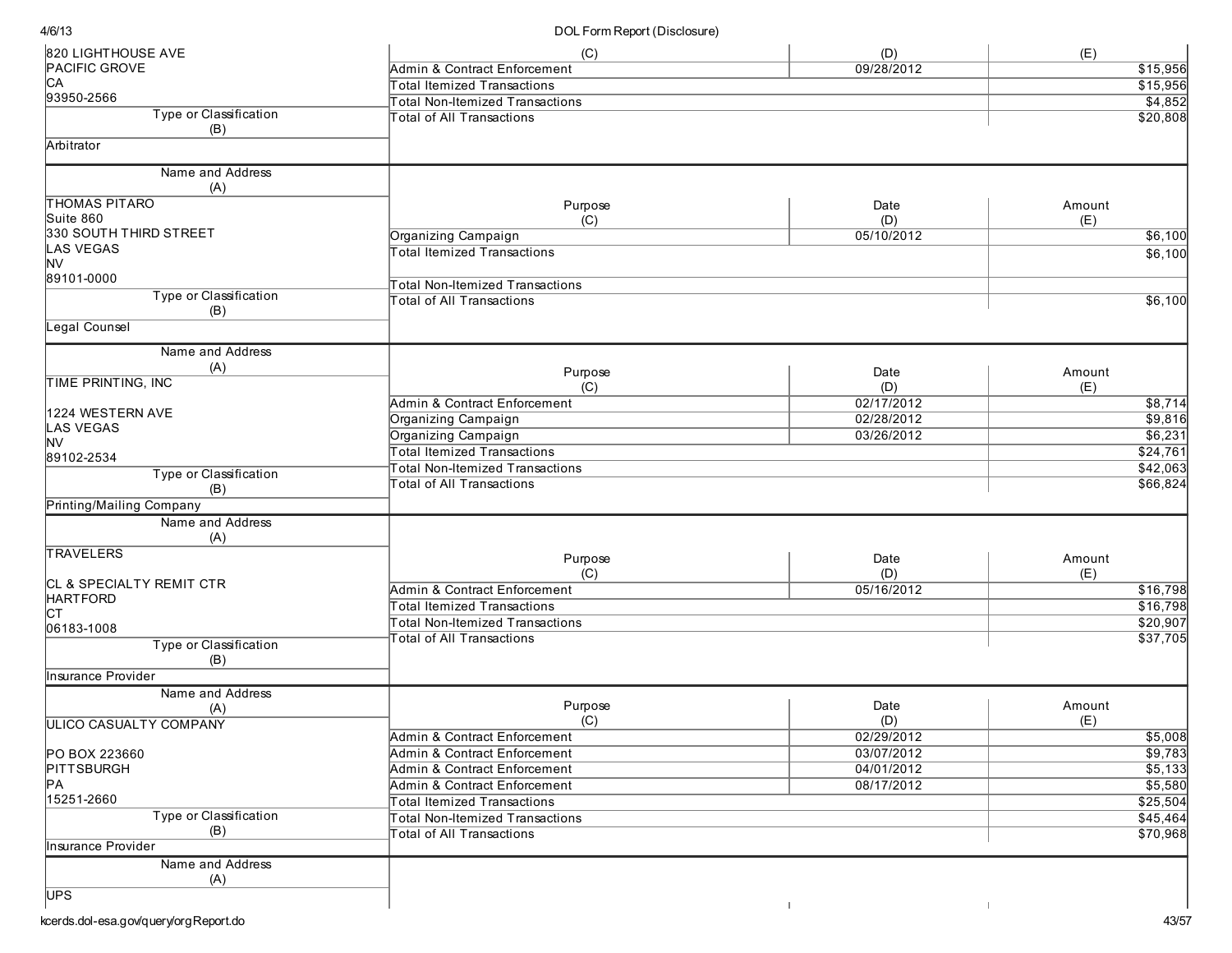| Name and Address (A) | Purpose (C) | Date (D) | Amount (E) |
|---|---|---|---|
| 820 LIGHTHOUSE AVE<br>PACIFIC GROVE<br>CA<br>93950-2566 | Admin & Contract Enforcement | 09/28/2012 | $15,956 |
| | Total Itemized Transactions | | $15,956 |
| | Total Non-Itemized Transactions | | $4,852 |
| | Total of All Transactions | | $20,808 |
| **Type or Classification (B)**<br>Arbitrator | | | |

| Name and Address (A) | Purpose (C) | Date (D) | Amount (E) |
|---|---|---|---|
| THOMAS PITARO<br>Suite 860<br>330 SOUTH THIRD STREET<br>LAS VEGAS<br>NV<br>89101-0000 | Organizing Campaign | 05/10/2012 | $6,100 |
| | Total Itemized Transactions | | $6,100 |
| | Total Non-Itemized Transactions | | |
| | Total of All Transactions | | $6,100 |
| **Type or Classification (B)**<br>Legal Counsel | | | |

| Name and Address (A) | Purpose (C) | Date (D) | Amount (E) |
|---|---|---|---|
| TIME PRINTING, INC<br><br>1224 WESTERN AVE<br>LAS VEGAS<br>NV<br>89102-2534 | Admin & Contract Enforcement | 02/17/2012 | $8,714 |
| | Organizing Campaign | 02/28/2012 | $9,816 |
| | Organizing Campaign | 03/26/2012 | $6,231 |
| | Total Itemized Transactions | | $24,761 |
| | Total Non-Itemized Transactions | | $42,063 |
| | Total of All Transactions | | $66,824 |
| **Type or Classification (B)**<br>Printing/Mailing Company | | | |

| Name and Address (A) | Purpose (C) | Date (D) | Amount (E) |
|---|---|---|---|
| TRAVELERS<br><br>CL & SPECIALTY REMIT CTR<br>HARTFORD<br>CT<br>06183-1008 | Admin & Contract Enforcement | 05/16/2012 | $16,798 |
| | Total Itemized Transactions | | $16,798 |
| | Total Non-Itemized Transactions | | $20,907 |
| | Total of All Transactions | | $37,705 |
| **Type or Classification (B)**<br>Insurance Provider | | | |

| Name and Address (A) | Purpose (C) | Date (D) | Amount (E) |
|---|---|---|---|
| ULICO CASUALTY COMPANY<br><br>PO BOX 223660<br>PITTSBURGH<br>PA<br>15251-2660 | Admin & Contract Enforcement | 02/29/2012 | $5,008 |
| | Admin & Contract Enforcement | 03/07/2012 | $9,783 |
| | Admin & Contract Enforcement | 04/01/2012 | $5,133 |
| | Admin & Contract Enforcement | 08/17/2012 | $5,580 |
| | Total Itemized Transactions | | $25,504 |
| | Total Non-Itemized Transactions | | $45,464 |
| | Total of All Transactions | | $70,968 |
| **Type or Classification (B)**<br>Insurance Provider | | | |

| Name and Address (A) | Purpose (C) | Date (D) | Amount (E) |
|---|---|---|---|
| UPS | | | |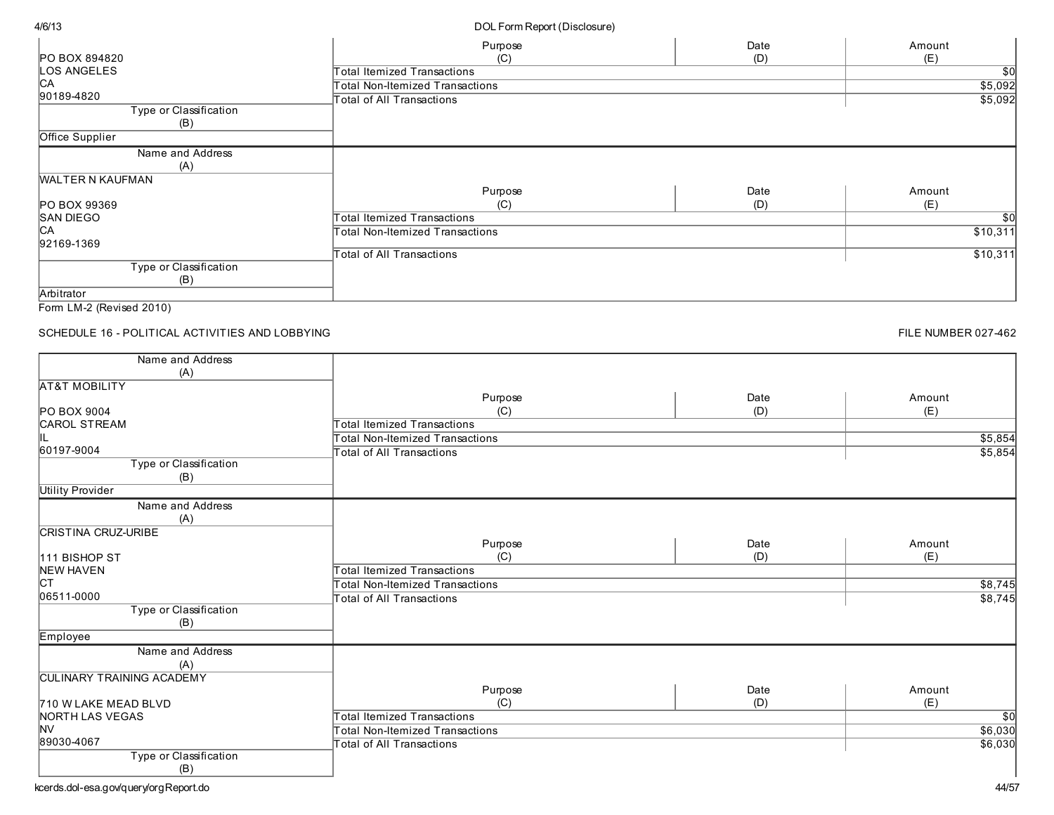| Name and Address (A) | Purpose (C) | Date (D) | Amount (E) |
|---|---|---|---|
| PO BOX 894820<br>LOS ANGELES<br>CA<br>90189-4820 | Total Itemized Transactions | | $0 |
| | Total Non-Itemized Transactions | | $5,092 |
| | Total of All Transactions | | $5,092 |
| **Type or Classification (B)** | | | |
| Office Supplier | | | |

| Name and Address (A) | Purpose (C) | Date (D) | Amount (E) |
|---|---|---|---|
| WALTER N KAUFMAN<br><br>PO BOX 99369<br>SAN DIEGO<br>CA<br>92169-1369 | Total Itemized Transactions | | $0 |
| | Total Non-Itemized Transactions | | $10,311 |
| | Total of All Transactions | | $10,311 |
| **Type or Classification (B)** | | | |
| Arbitrator | | | |

Form LM-2 (Revised 2010)

SCHEDULE 16 - POLITICAL ACTIVITIES AND LOBBYING

FILE NUMBER 027-462

| Name and Address (A) | Purpose (C) | Date (D) | Amount (E) |
|---|---|---|---|
| AT&T MOBILITY<br><br>PO BOX 9004<br>CAROL STREAM<br>IL<br>60197-9004 | Total Itemized Transactions | | |
| | Total Non-Itemized Transactions | | $5,854 |
| | Total of All Transactions | | $5,854 |
| **Type or Classification (B)** | | | |
| Utility Provider | | | |

| Name and Address (A) | Purpose (C) | Date (D) | Amount (E) |
|---|---|---|---|
| CRISTINA CRUZ-URIBE<br><br>111 BISHOP ST<br>NEW HAVEN<br>CT<br>06511-0000 | Total Itemized Transactions | | |
| | Total Non-Itemized Transactions | | $8,745 |
| | Total of All Transactions | | $8,745 |
| **Type or Classification (B)** | | | |
| Employee | | | |

| Name and Address (A) | Purpose (C) | Date (D) | Amount (E) |
|---|---|---|---|
| CULINARY TRAINING ACADEMY<br><br>710 W LAKE MEAD BLVD<br>NORTH LAS VEGAS<br>NV<br>89030-4067 | Total Itemized Transactions | | $0 |
| | Total Non-Itemized Transactions | | $6,030 |
| | Total of All Transactions | | $6,030 |
| **Type or Classification (B)** | | | |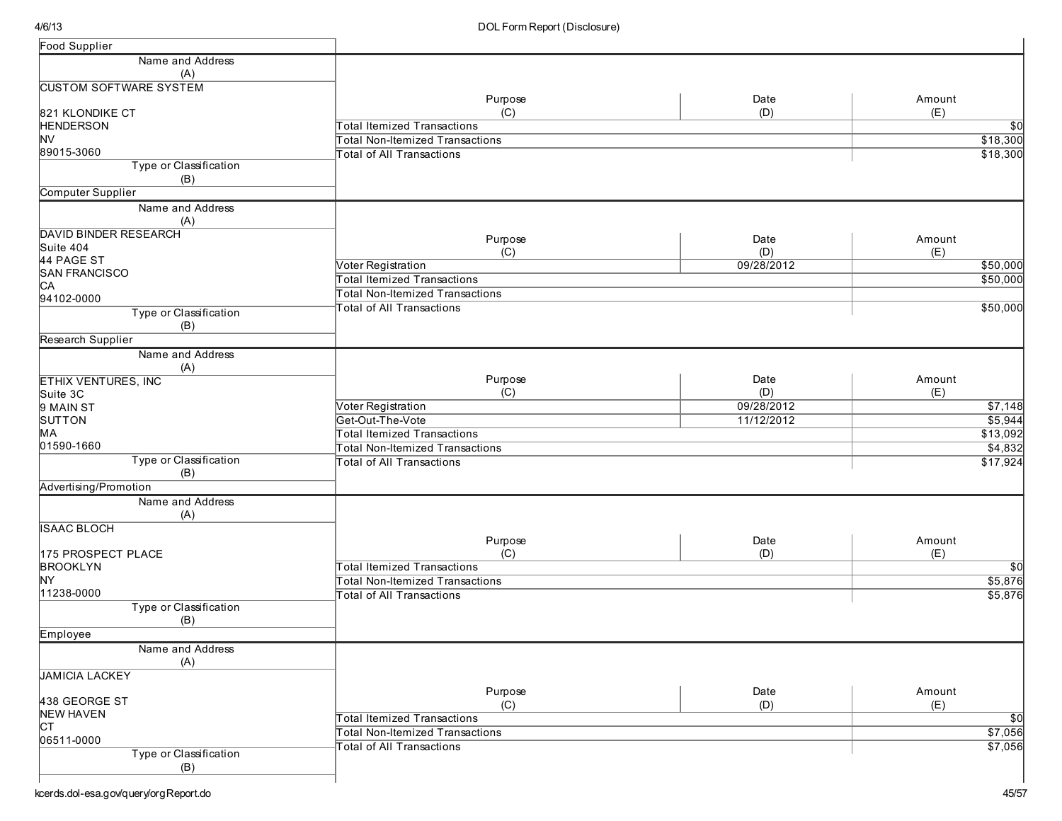Food Supplier

| Name and Address (A) | Purpose (C) | Date (D) | Amount (E) |
|---|---|---|---|
| CUSTOM SOFTWARE SYSTEM<br><br>821 KLONDIKE CT<br>HENDERSON<br>NV<br>89015-3060 | Total Itemized Transactions | | $0 |
| | Total Non-Itemized Transactions | | $18,300 |
| | Total of All Transactions | | $18,300 |
| Type or Classification (B) | | | |
| Computer Supplier | | | |

| Name and Address (A) | Purpose (C) | Date (D) | Amount (E) |
|---|---|---|---|
| DAVID BINDER RESEARCH<br>Suite 404<br>44 PAGE ST<br>SAN FRANCISCO<br>CA<br>94102-0000 | Voter Registration | 09/28/2012 | $50,000 |
| | Total Itemized Transactions | | $50,000 |
| | Total Non-Itemized Transactions | | |
| | Total of All Transactions | | $50,000 |
| Type or Classification (B) | | | |
| Research Supplier | | | |

| Name and Address (A) | Purpose (C) | Date (D) | Amount (E) |
|---|---|---|---|
| ETHIX VENTURES, INC<br>Suite 3C<br>9 MAIN ST<br>SUTTON<br>MA<br>01590-1660 | Voter Registration | 09/28/2012 | $7,148 |
| | Get-Out-The-Vote | 11/12/2012 | $5,944 |
| | Total Itemized Transactions | | $13,092 |
| | Total Non-Itemized Transactions | | $4,832 |
| | Total of All Transactions | | $17,924 |
| Type or Classification (B) | | | |
| Advertising/Promotion | | | |

| Name and Address (A) | Purpose (C) | Date (D) | Amount (E) |
|---|---|---|---|
| ISAAC BLOCH<br><br>175 PROSPECT PLACE<br>BROOKLYN<br>NY<br>11238-0000 | Total Itemized Transactions | | $0 |
| | Total Non-Itemized Transactions | | $5,876 |
| | Total of All Transactions | | $5,876 |
| Type or Classification (B) | | | |
| Employee | | | |

| Name and Address (A) | Purpose (C) | Date (D) | Amount (E) |
|---|---|---|---|
| JAMICIA LACKEY<br><br>438 GEORGE ST<br>NEW HAVEN<br>CT<br>06511-0000 | Total Itemized Transactions | | $0 |
| | Total Non-Itemized Transactions | | $7,056 |
| | Total of All Transactions | | $7,056 |
| Type or Classification (B) | | | |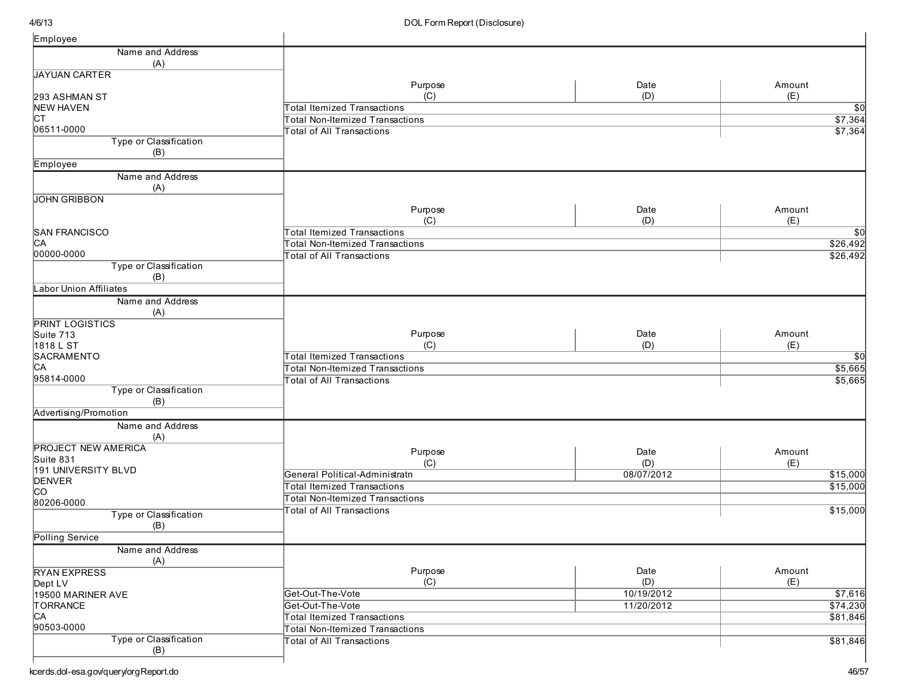Employee

| Name and Address (A) | Purpose (C) | Date (D) | Amount (E) |
|---|---|---|---|
| JAYUAN CARTER<br><br>293 ASHMAN ST<br>NEW HAVEN<br>CT<br>06511-0000 | Total Itemized Transactions | | $0 |
| | Total Non-Itemized Transactions | | $7,364 |
| | Total of All Transactions | | $7,364 |
| **Type or Classification (B)** | | | |
| Employee | | | |

| Name and Address (A) | Purpose (C) | Date (D) | Amount (E) |
|---|---|---|---|
| JOHN GRIBBON<br><br>SAN FRANCISCO<br>CA<br>00000-0000 | Total Itemized Transactions | | $0 |
| | Total Non-Itemized Transactions | | $26,492 |
| | Total of All Transactions | | $26,492 |
| **Type or Classification (B)** | | | |
| Labor Union Affiliates | | | |

| Name and Address (A) | Purpose (C) | Date (D) | Amount (E) |
|---|---|---|---|
| PRINT LOGISTICS<br>Suite 713<br>1818 L ST<br>SACRAMENTO<br>CA<br>95814-0000 | Total Itemized Transactions | | $0 |
| | Total Non-Itemized Transactions | | $5,665 |
| | Total of All Transactions | | $5,665 |
| **Type or Classification (B)** | | | |
| Advertising/Promotion | | | |

| Name and Address (A) | Purpose (C) | Date (D) | Amount (E) |
|---|---|---|---|
| PROJECT NEW AMERICA<br>Suite 831<br>191 UNIVERSITY BLVD<br>DENVER<br>CO<br>80206-0000 | General Political-Administratn | 08/07/2012 | $15,000 |
| | Total Itemized Transactions | | $15,000 |
| | Total Non-Itemized Transactions | | |
| | Total of All Transactions | | $15,000 |
| **Type or Classification (B)** | | | |
| Polling Service | | | |

| Name and Address (A) | Purpose (C) | Date (D) | Amount (E) |
|---|---|---|---|
| RYAN EXPRESS<br>Dept LV<br>19500 MARINER AVE<br>TORRANCE<br>CA<br>90503-0000 | Get-Out-The-Vote | 10/19/2012 | $7,616 |
| | Get-Out-The-Vote | 11/20/2012 | $74,230 |
| | Total Itemized Transactions | | $81,846 |
| | Total Non-Itemized Transactions | | |
| | Total of All Transactions | | $81,846 |
| **Type or Classification (B)** | | | |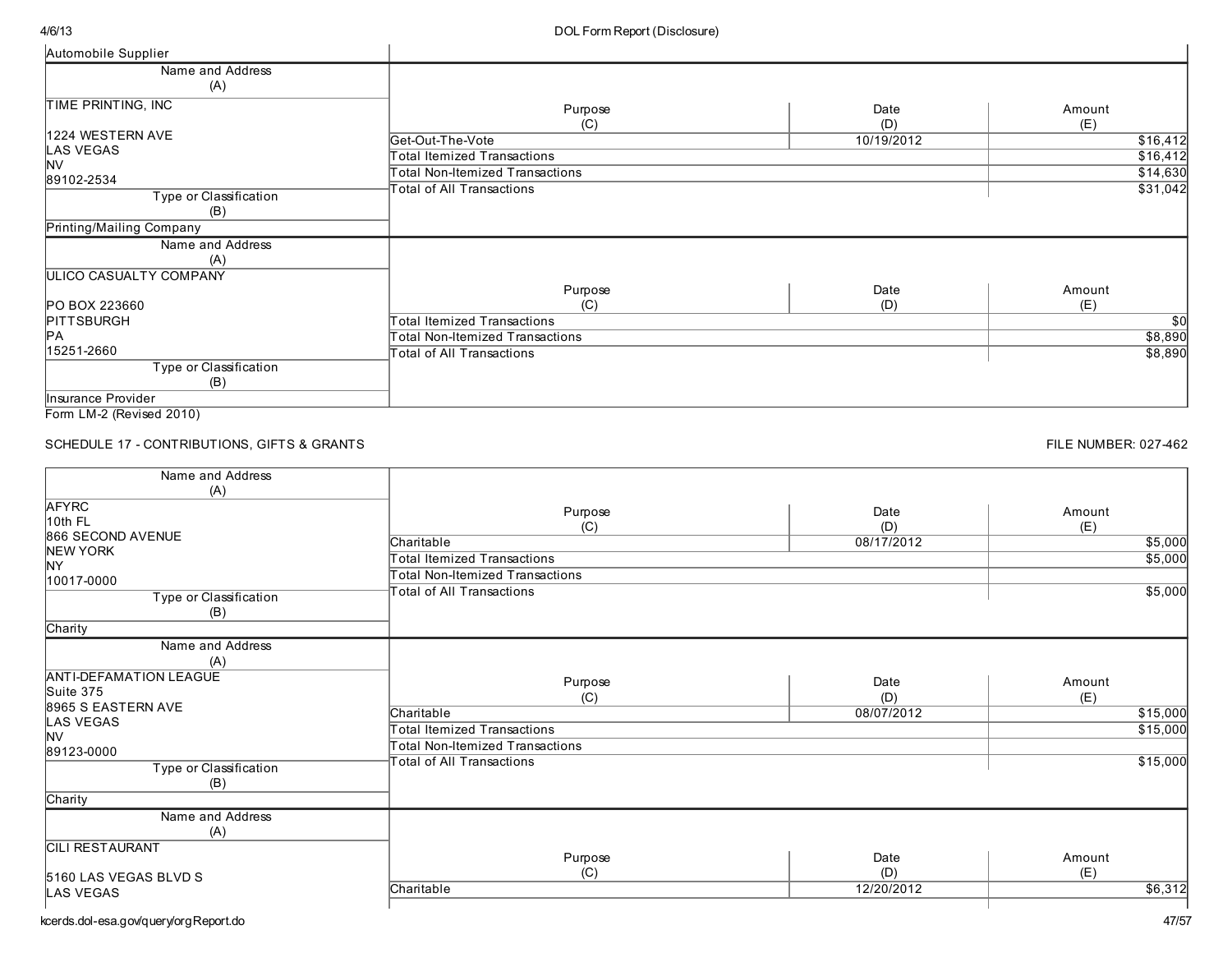| Name and Address (A) | Purpose (C) | Date (D) | Amount (E) |
|---|---|---|---|
| Automobile Supplier | | | |

| Name and Address (A) | Purpose (C) | Date (D) | Amount (E) |
|---|---|---|---|
| TIME PRINTING, INC<br><br>1224 WESTERN AVE<br>LAS VEGAS<br>NV<br>89102-2534 | Get-Out-The-Vote | 10/19/2012 | $16,412 |
| | Total Itemized Transactions | | $16,412 |
| | Total Non-Itemized Transactions | | $14,630 |
| | Total of All Transactions | | $31,042 |
| **Type or Classification (B)** | | | |
| Printing/Mailing Company | | | |

| Name and Address (A) | Purpose (C) | Date (D) | Amount (E) |
|---|---|---|---|
| ULICO CASUALTY COMPANY<br><br>PO BOX 223660<br>PITTSBURGH<br>PA<br>15251-2660 | Total Itemized Transactions | | $0 |
| | Total Non-Itemized Transactions | | $8,890 |
| | Total of All Transactions | | $8,890 |
| **Type or Classification (B)** | | | |
| Insurance Provider | | | |

Form LM-2 (Revised 2010)

SCHEDULE 17 - CONTRIBUTIONS, GIFTS & GRANTS

FILE NUMBER: 027-462

| Name and Address (A) | Purpose (C) | Date (D) | Amount (E) |
|---|---|---|---|
| AFYRC<br>10th FL<br>866 SECOND AVENUE<br>NEW YORK<br>NY<br>10017-0000 | Charitable | 08/17/2012 | $5,000 |
| | Total Itemized Transactions | | $5,000 |
| | Total Non-Itemized Transactions | | |
| | Total of All Transactions | | $5,000 |
| **Type or Classification (B)** | | | |
| Charity | | | |

| Name and Address (A) | Purpose (C) | Date (D) | Amount (E) |
|---|---|---|---|
| ANTI-DEFAMATION LEAGUE<br>Suite 375<br>8965 S EASTERN AVE<br>LAS VEGAS<br>NV<br>89123-0000 | Charitable | 08/07/2012 | $15,000 |
| | Total Itemized Transactions | | $15,000 |
| | Total Non-Itemized Transactions | | |
| | Total of All Transactions | | $15,000 |
| **Type or Classification (B)** | | | |
| Charity | | | |

| Name and Address (A) | Purpose (C) | Date (D) | Amount (E) |
|---|---|---|---|
| CILI RESTAURANT<br><br>5160 LAS VEGAS BLVD S<br>LAS VEGAS | Charitable | 12/20/2012 | $6,312 |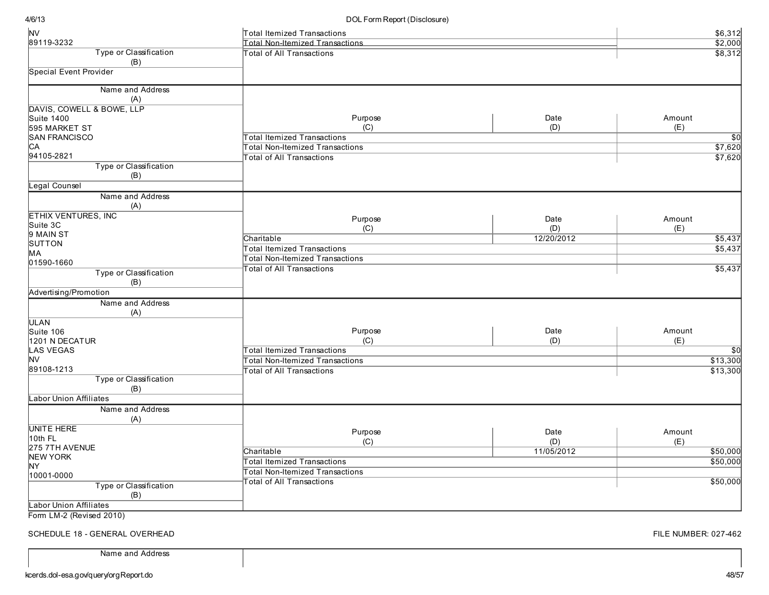| Name and Address (A) | Purpose (C) | Date (D) | Amount (E) |
|---|---|---|---|
| NV<br>89119-3232 | Total Itemized Transactions | | $6,312 |
| | Total Non-Itemized Transactions | | $2,000 |
| | Total of All Transactions | | $8,312 |
| **Type or Classification (B)**<br>Special Event Provider | | | |

| Name and Address (A) | Purpose (C) | Date (D) | Amount (E) |
|---|---|---|---|
| DAVIS, COWELL & BOWE, LLP<br>Suite 1400<br>595 MARKET ST<br>SAN FRANCISCO<br>CA<br>94105-2821 | Total Itemized Transactions | | $0 |
| | Total Non-Itemized Transactions | | $7,620 |
| | Total of All Transactions | | $7,620 |
| **Type or Classification (B)**<br>Legal Counsel | | | |

| Name and Address (A) | Purpose (C) | Date (D) | Amount (E) |
|---|---|---|---|
| ETHIX VENTURES, INC<br>Suite 3C<br>9 MAIN ST<br>SUTTON<br>MA<br>01590-1660 | Charitable | 12/20/2012 | $5,437 |
| | Total Itemized Transactions | | $5,437 |
| | Total Non-Itemized Transactions | | |
| | Total of All Transactions | | $5,437 |
| **Type or Classification (B)**<br>Advertising/Promotion | | | |

| Name and Address (A) | Purpose (C) | Date (D) | Amount (E) |
|---|---|---|---|
| ULAN<br>Suite 106<br>1201 N DECATUR<br>LAS VEGAS<br>NV<br>89108-1213 | Total Itemized Transactions | | $0 |
| | Total Non-Itemized Transactions | | $13,300 |
| | Total of All Transactions | | $13,300 |
| **Type or Classification (B)**<br>Labor Union Affiliates | | | |

| Name and Address (A) | Purpose (C) | Date (D) | Amount (E) |
|---|---|---|---|
| UNITE HERE<br>10th FL<br>275 7TH AVENUE<br>NEW YORK<br>NY<br>10001-0000 | Charitable | 11/05/2012 | $50,000 |
| | Total Itemized Transactions | | $50,000 |
| | Total Non-Itemized Transactions | | |
| | Total of All Transactions | | $50,000 |
| **Type or Classification (B)**<br>Labor Union Affiliates | | | |

Form LM-2 (Revised 2010)

SCHEDULE 18 - GENERAL OVERHEAD

FILE NUMBER: 027-462

| Name and Address |  |
|---|---|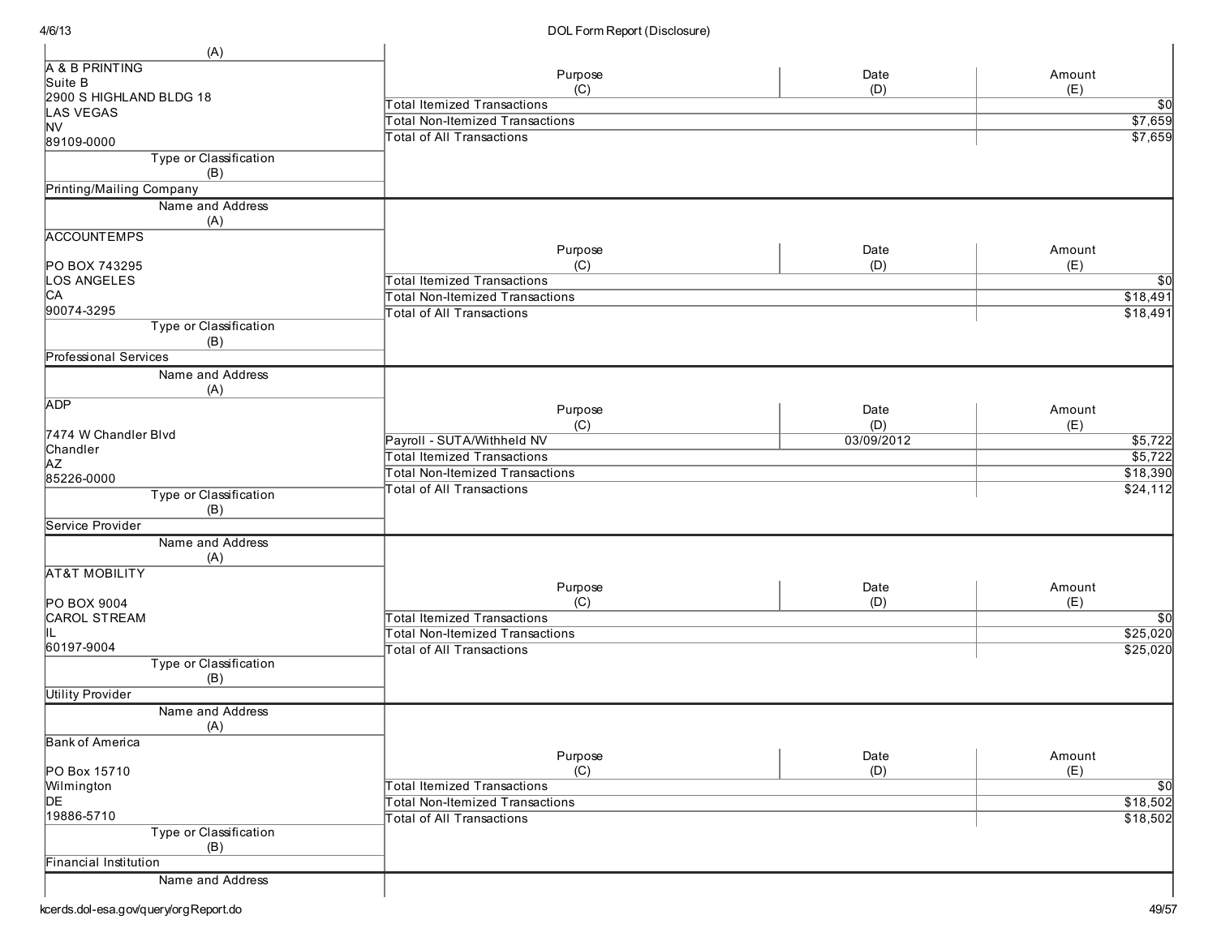| Name and Address (A) | Purpose (C) | Date (D) | Amount (E) |
|---|---|---|---|
| A & B PRINTING<br>Suite B<br>2900 S HIGHLAND BLDG 18<br>LAS VEGAS<br>NV<br>89109-0000 | Total Itemized Transactions | | $0 |
| | Total Non-Itemized Transactions | | $7,659 |
| | Total of All Transactions | | $7,659 |
| **Type or Classification (B)**<br>Printing/Mailing Company | | | |

| Name and Address (A) | Purpose (C) | Date (D) | Amount (E) |
|---|---|---|---|
| ACCOUNTEMPS<br><br>PO BOX 743295<br>LOS ANGELES<br>CA<br>90074-3295 | Total Itemized Transactions | | $0 |
| | Total Non-Itemized Transactions | | $18,491 |
| | Total of All Transactions | | $18,491 |
| **Type or Classification (B)**<br>Professional Services | | | |

| Name and Address (A) | Purpose (C) | Date (D) | Amount (E) |
|---|---|---|---|
| ADP<br><br>7474 W Chandler Blvd<br>Chandler<br>AZ<br>85226-0000 | Payroll - SUTA/Withheld NV | 03/09/2012 | $5,722 |
| | Total Itemized Transactions | | $5,722 |
| | Total Non-Itemized Transactions | | $18,390 |
| | Total of All Transactions | | $24,112 |
| **Type or Classification (B)**<br>Service Provider | | | |

| Name and Address (A) | Purpose (C) | Date (D) | Amount (E) |
|---|---|---|---|
| AT&T MOBILITY<br><br>PO BOX 9004<br>CAROL STREAM<br>IL<br>60197-9004 | Total Itemized Transactions | | $0 |
| | Total Non-Itemized Transactions | | $25,020 |
| | Total of All Transactions | | $25,020 |
| **Type or Classification (B)**<br>Utility Provider | | | |

| Name and Address (A) | Purpose (C) | Date (D) | Amount (E) |
|---|---|---|---|
| Bank of America<br><br>PO Box 15710<br>Wilmington<br>DE<br>19886-5710 | Total Itemized Transactions | | $0 |
| | Total Non-Itemized Transactions | | $18,502 |
| | Total of All Transactions | | $18,502 |
| **Type or Classification (B)**<br>Financial Institution | | | |

Name and Address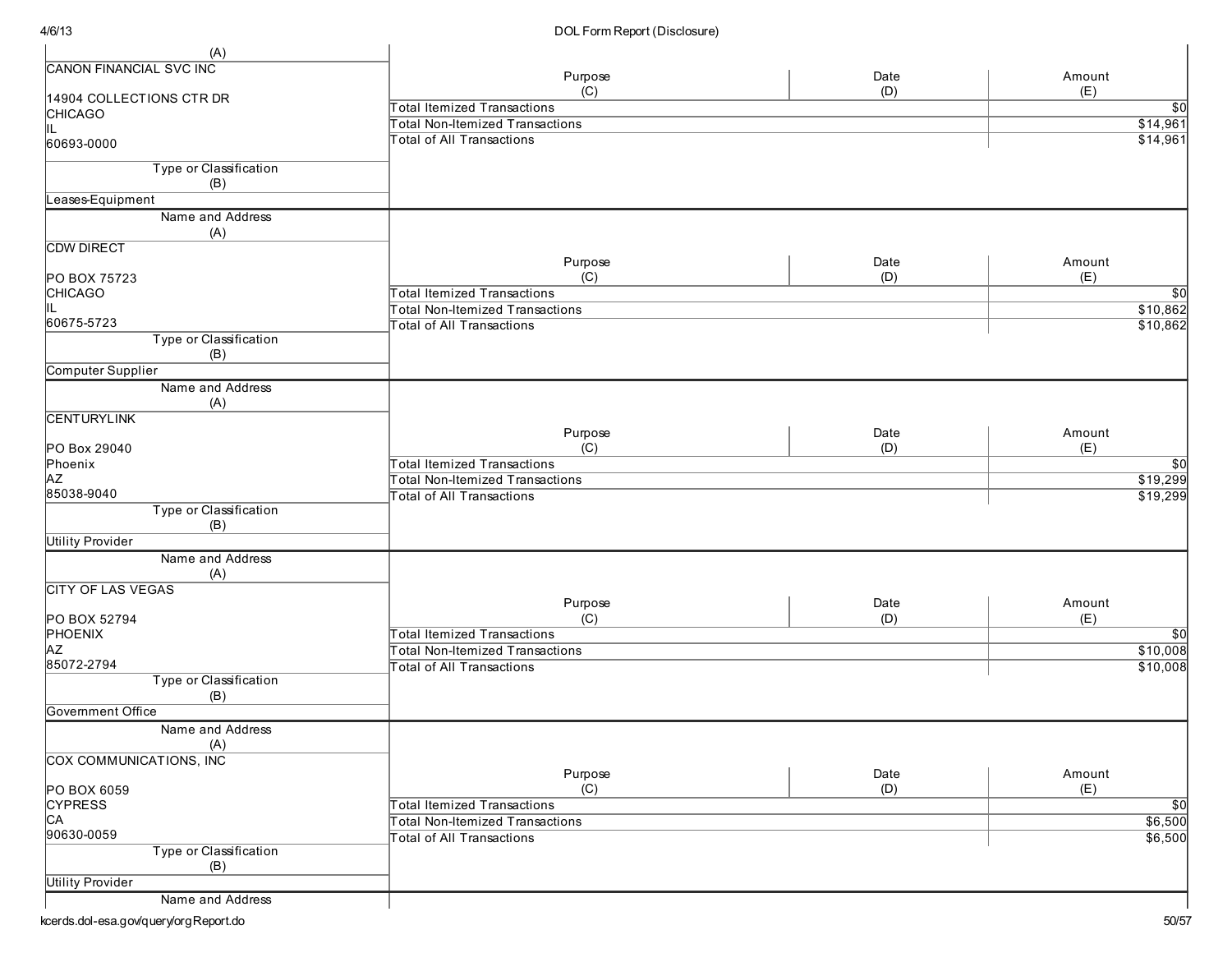| Name and Address (A) | Purpose (C) | Date (D) | Amount (E) |
|---|---|---|---|
| CANON FINANCIAL SVC INC<br><br>14904 COLLECTIONS CTR DR<br>CHICAGO<br>IL<br>60693-0000 | Total Itemized Transactions | | $0 |
| | Total Non-Itemized Transactions | | $14,961 |
| | Total of All Transactions | | $14,961 |
| **Type or Classification (B)**: Leases-Equipment | | | |

| Name and Address (A) | Purpose (C) | Date (D) | Amount (E) |
|---|---|---|---|
| CDW DIRECT<br><br>PO BOX 75723<br>CHICAGO<br>IL<br>60675-5723 | Total Itemized Transactions | | $0 |
| | Total Non-Itemized Transactions | | $10,862 |
| | Total of All Transactions | | $10,862 |
| **Type or Classification (B)**: Computer Supplier | | | |

| Name and Address (A) | Purpose (C) | Date (D) | Amount (E) |
|---|---|---|---|
| CENTURYLINK<br><br>PO Box 29040<br>Phoenix<br>AZ<br>85038-9040 | Total Itemized Transactions | | $0 |
| | Total Non-Itemized Transactions | | $19,299 |
| | Total of All Transactions | | $19,299 |
| **Type or Classification (B)**: Utility Provider | | | |

| Name and Address (A) | Purpose (C) | Date (D) | Amount (E) |
|---|---|---|---|
| CITY OF LAS VEGAS<br><br>PO BOX 52794<br>PHOENIX<br>AZ<br>85072-2794 | Total Itemized Transactions | | $0 |
| | Total Non-Itemized Transactions | | $10,008 |
| | Total of All Transactions | | $10,008 |
| **Type or Classification (B)**: Government Office | | | |

| Name and Address (A) | Purpose (C) | Date (D) | Amount (E) |
|---|---|---|---|
| COX COMMUNICATIONS, INC<br><br>PO BOX 6059<br>CYPRESS<br>CA<br>90630-0059 | Total Itemized Transactions | | $0 |
| | Total Non-Itemized Transactions | | $6,500 |
| | Total of All Transactions | | $6,500 |
| **Type or Classification (B)**: Utility Provider | | | |

Name and Address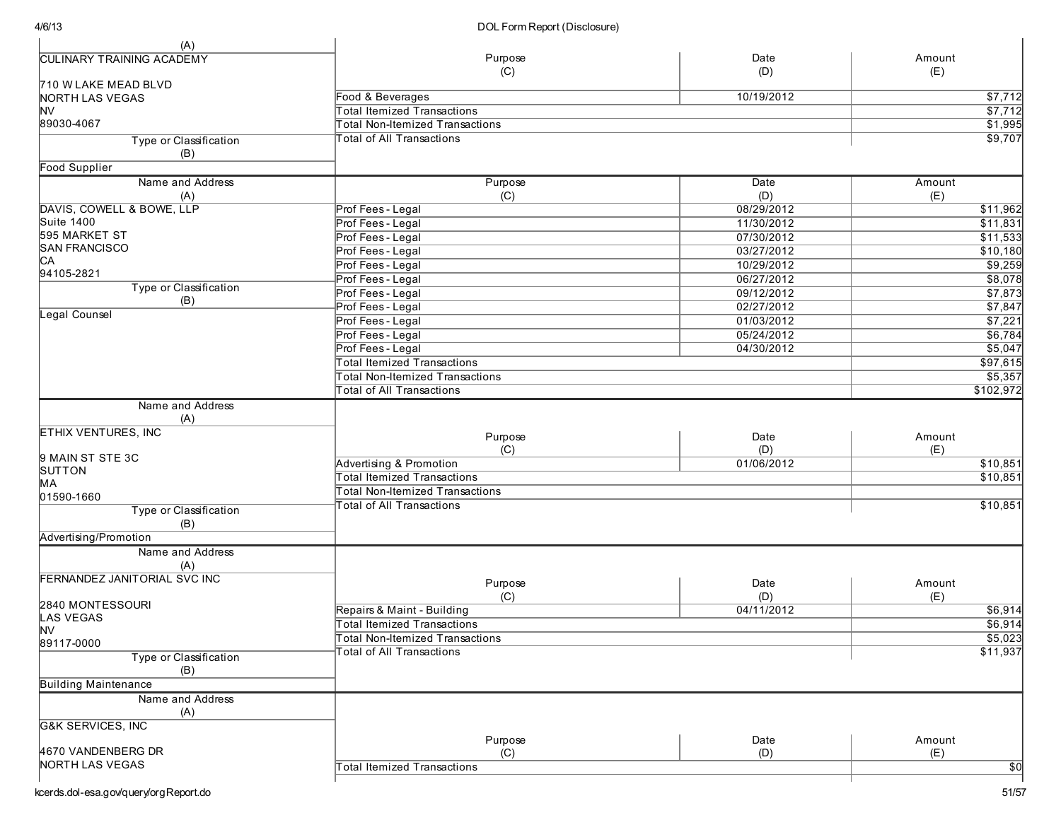| Name and Address (A) | Purpose (C) | Date (D) | Amount (E) |
|---|---|---|---|
| CULINARY TRAINING ACADEMY<br><br>710 W LAKE MEAD BLVD<br>NORTH LAS VEGAS<br>NV<br>89030-4067 | Food & Beverages | 10/19/2012 | $7,712 |
| | Total Itemized Transactions | | $7,712 |
| | Total Non-Itemized Transactions | | $1,995 |
| | Total of All Transactions | | $9,707 |
| **Type or Classification (B)**<br>Food Supplier | | | |

| Name and Address (A) | Purpose (C) | Date (D) | Amount (E) |
|---|---|---|---|
| DAVIS, COWELL & BOWE, LLP<br>Suite 1400<br>595 MARKET ST<br>SAN FRANCISCO<br>CA<br>94105-2821 | Prof Fees - Legal | 08/29/2012 | $11,962 |
| | Prof Fees - Legal | 11/30/2012 | $11,831 |
| | Prof Fees - Legal | 07/30/2012 | $11,533 |
| | Prof Fees - Legal | 03/27/2012 | $10,180 |
| | Prof Fees - Legal | 10/29/2012 | $9,259 |
| | Prof Fees - Legal | 06/27/2012 | $8,078 |
| **Type or Classification (B)**<br>Legal Counsel | Prof Fees - Legal | 09/12/2012 | $7,873 |
| | Prof Fees - Legal | 02/27/2012 | $7,847 |
| | Prof Fees - Legal | 01/03/2012 | $7,221 |
| | Prof Fees - Legal | 05/24/2012 | $6,784 |
| | Prof Fees - Legal | 04/30/2012 | $5,047 |
| | Total Itemized Transactions | | $97,615 |
| | Total Non-Itemized Transactions | | $5,357 |
| | Total of All Transactions | | $102,972 |

| Name and Address (A) | Purpose (C) | Date (D) | Amount (E) |
|---|---|---|---|
| ETHIX VENTURES, INC<br><br>9 MAIN ST STE 3C<br>SUTTON<br>MA<br>01590-1660 | Advertising & Promotion | 01/06/2012 | $10,851 |
| | Total Itemized Transactions | | $10,851 |
| | Total Non-Itemized Transactions | | |
| | Total of All Transactions | | $10,851 |
| **Type or Classification (B)**<br>Advertising/Promotion | | | |

| Name and Address (A) | Purpose (C) | Date (D) | Amount (E) |
|---|---|---|---|
| FERNANDEZ JANITORIAL SVC INC<br><br>2840 MONTESSOURI<br>LAS VEGAS<br>NV<br>89117-0000 | Repairs & Maint - Building | 04/11/2012 | $6,914 |
| | Total Itemized Transactions | | $6,914 |
| | Total Non-Itemized Transactions | | $5,023 |
| | Total of All Transactions | | $11,937 |
| **Type or Classification (B)**<br>Building Maintenance | | | |

| Name and Address (A) | Purpose (C) | Date (D) | Amount (E) |
|---|---|---|---|
| G&K SERVICES, INC<br><br>4670 VANDENBERG DR<br>NORTH LAS VEGAS | Total Itemized Transactions | | $0 |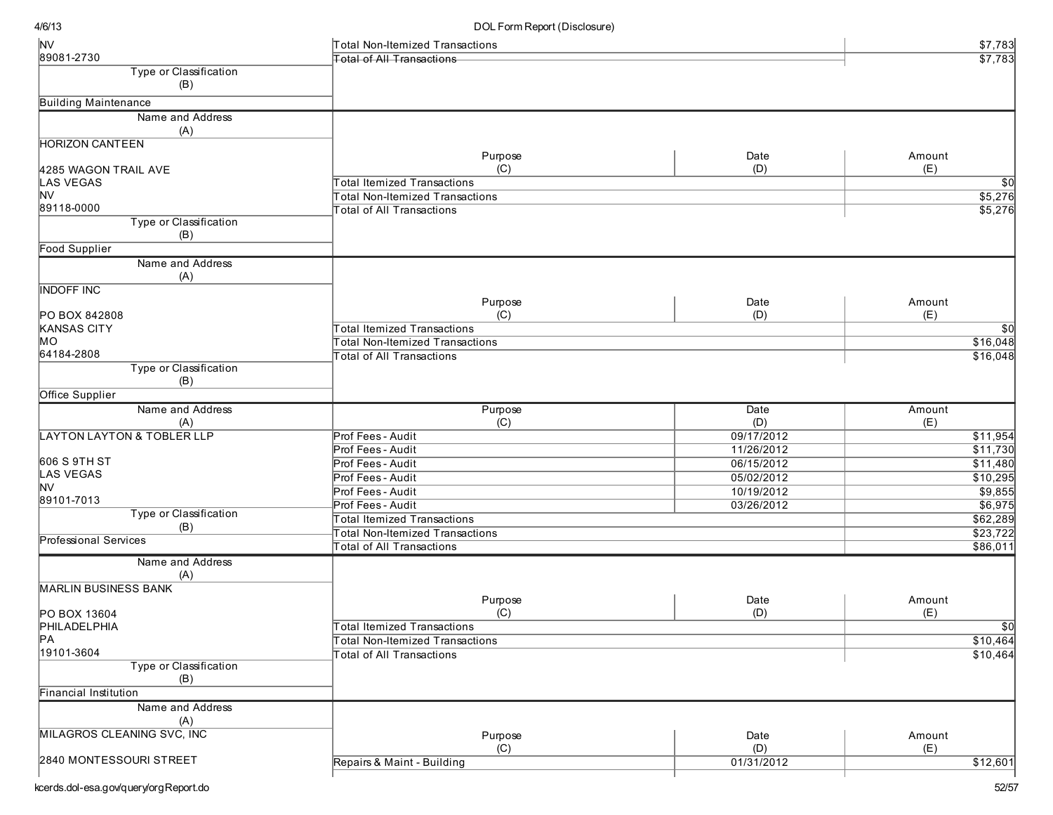| Name and Address (A) | Purpose (C) | Date (D) | Amount (E) |
|---|---|---|---|
| NV<br>89081-2730 | Total Non-Itemized Transactions | | $7,783 |
| | Total of All Transactions | | $7,783 |
| **Type or Classification (B)** | | | |
| Building Maintenance | | | |

| Name and Address (A) | Purpose (C) | Date (D) | Amount (E) |
|---|---|---|---|
| HORIZON CANTEEN<br><br>4285 WAGON TRAIL AVE<br>LAS VEGAS<br>NV<br>89118-0000 | Total Itemized Transactions | | $0 |
| | Total Non-Itemized Transactions | | $5,276 |
| | Total of All Transactions | | $5,276 |
| **Type or Classification (B)** | | | |
| Food Supplier | | | |

| Name and Address (A) | Purpose (C) | Date (D) | Amount (E) |
|---|---|---|---|
| INDOFF INC<br><br>PO BOX 842808<br>KANSAS CITY<br>MO<br>64184-2808 | Total Itemized Transactions | | $0 |
| | Total Non-Itemized Transactions | | $16,048 |
| | Total of All Transactions | | $16,048 |
| **Type or Classification (B)** | | | |
| Office Supplier | | | |

| Name and Address (A) | Purpose (C) | Date (D) | Amount (E) |
|---|---|---|---|
| LAYTON LAYTON & TOBLER LLP<br><br>606 S 9TH ST<br>LAS VEGAS<br>NV<br>89101-7013 | Prof Fees - Audit | 09/17/2012 | $11,954 |
| | Prof Fees - Audit | 11/26/2012 | $11,730 |
| | Prof Fees - Audit | 06/15/2012 | $11,480 |
| | Prof Fees - Audit | 05/02/2012 | $10,295 |
| | Prof Fees - Audit | 10/19/2012 | $9,855 |
| | Prof Fees - Audit | 03/26/2012 | $6,975 |
| **Type or Classification (B)** | Total Itemized Transactions | | $62,289 |
| Professional Services | Total Non-Itemized Transactions | | $23,722 |
| | Total of All Transactions | | $86,011 |

| Name and Address (A) | Purpose (C) | Date (D) | Amount (E) |
|---|---|---|---|
| MARLIN BUSINESS BANK<br><br>PO BOX 13604<br>PHILADELPHIA<br>PA<br>19101-3604 | Total Itemized Transactions | | $0 |
| | Total Non-Itemized Transactions | | $10,464 |
| | Total of All Transactions | | $10,464 |
| **Type or Classification (B)** | | | |
| Financial Institution | | | |

| Name and Address (A) | Purpose (C) | Date (D) | Amount (E) |
|---|---|---|---|
| MILAGROS CLEANING SVC, INC<br><br>2840 MONTESSOURI STREET | Repairs & Maint - Building | 01/31/2012 | $12,601 |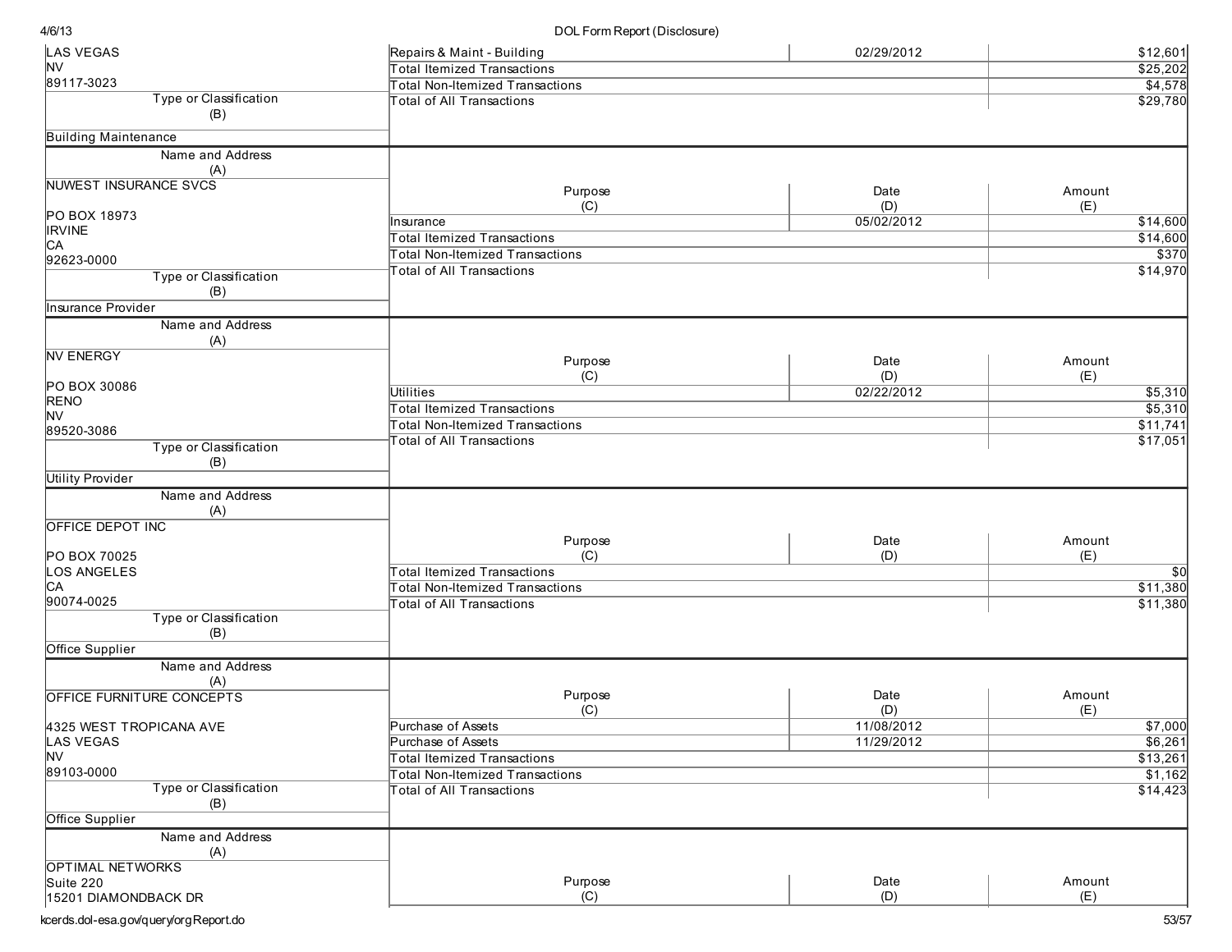| Name and Address (A) | Purpose (C) | Date (D) | Amount (E) |
|---|---|---|---|
| LAS VEGAS<br>NV<br>89117-3023 | Repairs & Maint - Building | 02/29/2012 | $12,601 |
| | Total Itemized Transactions | | $25,202 |
| | Total Non-Itemized Transactions | | $4,578 |
| | Total of All Transactions | | $29,780 |
| **Type or Classification (B)** | | | |
| Building Maintenance | | | |

| Name and Address (A) | Purpose (C) | Date (D) | Amount (E) |
|---|---|---|---|
| NUWEST INSURANCE SVCS<br><br>PO BOX 18973<br>IRVINE<br>CA<br>92623-0000 | Insurance | 05/02/2012 | $14,600 |
| | Total Itemized Transactions | | $14,600 |
| | Total Non-Itemized Transactions | | $370 |
| | Total of All Transactions | | $14,970 |
| **Type or Classification (B)** | | | |
| Insurance Provider | | | |

| Name and Address (A) | Purpose (C) | Date (D) | Amount (E) |
|---|---|---|---|
| NV ENERGY<br><br>PO BOX 30086<br>RENO<br>NV<br>89520-3086 | Utilities | 02/22/2012 | $5,310 |
| | Total Itemized Transactions | | $5,310 |
| | Total Non-Itemized Transactions | | $11,741 |
| | Total of All Transactions | | $17,051 |
| **Type or Classification (B)** | | | |
| Utility Provider | | | |

| Name and Address (A) | Purpose (C) | Date (D) | Amount (E) |
|---|---|---|---|
| OFFICE DEPOT INC<br><br>PO BOX 70025<br>LOS ANGELES<br>CA<br>90074-0025 | Total Itemized Transactions | | $0 |
| | Total Non-Itemized Transactions | | $11,380 |
| | Total of All Transactions | | $11,380 |
| **Type or Classification (B)** | | | |
| Office Supplier | | | |

| Name and Address (A) | Purpose (C) | Date (D) | Amount (E) |
|---|---|---|---|
| OFFICE FURNITURE CONCEPTS<br><br>4325 WEST TROPICANA AVE<br>LAS VEGAS<br>NV<br>89103-0000 | Purchase of Assets | 11/08/2012 | $7,000 |
| | Purchase of Assets | 11/29/2012 | $6,261 |
| | Total Itemized Transactions | | $13,261 |
| | Total Non-Itemized Transactions | | $1,162 |
| | Total of All Transactions | | $14,423 |
| **Type or Classification (B)** | | | |
| Office Supplier | | | |

| Name and Address (A) | Purpose (C) | Date (D) | Amount (E) |
|---|---|---|---|
| OPTIMAL NETWORKS<br>Suite 220<br>15201 DIAMONDBACK DR | | | |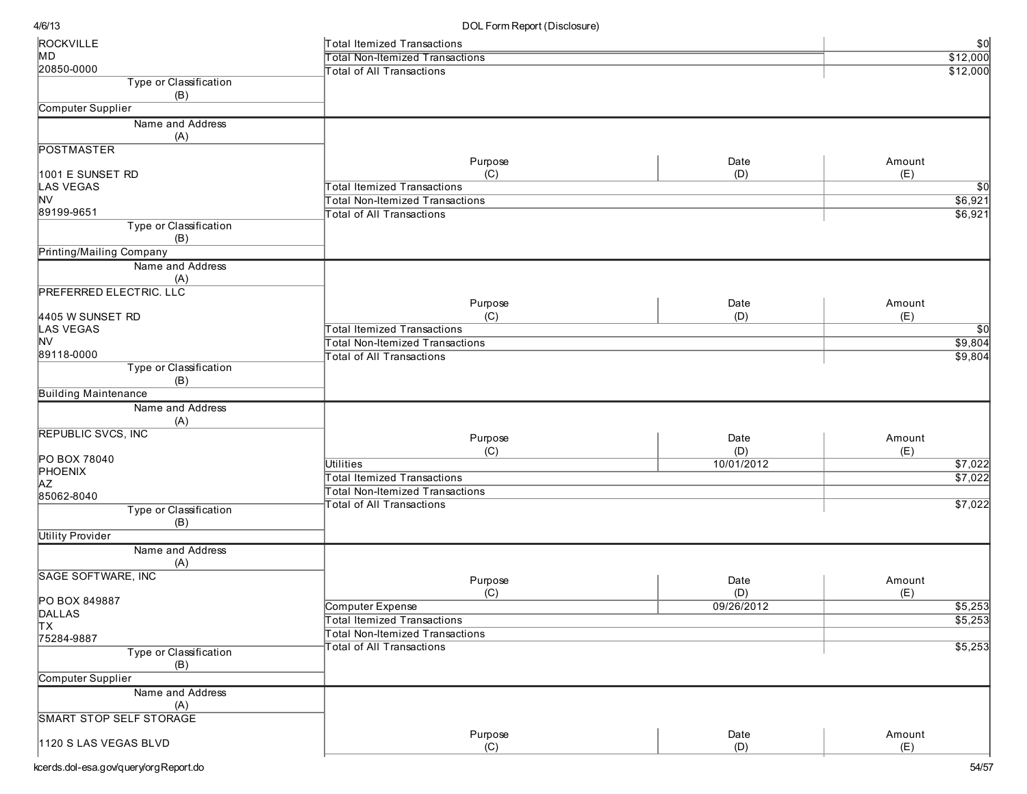| Name and Address (A) | Purpose (C) | Date (D) | Amount (E) |
|---|---|---|---|
| ROCKVILLE<br>MD<br>20850-0000 | Total Itemized Transactions | | $0 |
| | Total Non-Itemized Transactions | | $12,000 |
| | Total of All Transactions | | $12,000 |
| **Type or Classification (B)**: Computer Supplier | | | |

| Name and Address (A) | Purpose (C) | Date (D) | Amount (E) |
|---|---|---|---|
| POSTMASTER<br><br>1001 E SUNSET RD<br>LAS VEGAS<br>NV<br>89199-9651 | Total Itemized Transactions | | $0 |
| | Total Non-Itemized Transactions | | $6,921 |
| | Total of All Transactions | | $6,921 |
| **Type or Classification (B)**: Printing/Mailing Company | | | |

| Name and Address (A) | Purpose (C) | Date (D) | Amount (E) |
|---|---|---|---|
| PREFERRED ELECTRIC. LLC<br><br>4405 W SUNSET RD<br>LAS VEGAS<br>NV<br>89118-0000 | Total Itemized Transactions | | $0 |
| | Total Non-Itemized Transactions | | $9,804 |
| | Total of All Transactions | | $9,804 |
| **Type or Classification (B)**: Building Maintenance | | | |

| Name and Address (A) | Purpose (C) | Date (D) | Amount (E) |
|---|---|---|---|
| REPUBLIC SVCS, INC<br><br>PO BOX 78040<br>PHOENIX<br>AZ<br>85062-8040 | Utilities | 10/01/2012 | $7,022 |
| | Total Itemized Transactions | | $7,022 |
| | Total Non-Itemized Transactions | | |
| | Total of All Transactions | | $7,022 |
| **Type or Classification (B)**: Utility Provider | | | |

| Name and Address (A) | Purpose (C) | Date (D) | Amount (E) |
|---|---|---|---|
| SAGE SOFTWARE, INC<br><br>PO BOX 849887<br>DALLAS<br>TX<br>75284-9887 | Computer Expense | 09/26/2012 | $5,253 |
| | Total Itemized Transactions | | $5,253 |
| | Total Non-Itemized Transactions | | |
| | Total of All Transactions | | $5,253 |
| **Type or Classification (B)**: Computer Supplier | | | |

| Name and Address (A) | Purpose (C) | Date (D) | Amount (E) |
|---|---|---|---|
| SMART STOP SELF STORAGE<br><br>1120 S LAS VEGAS BLVD | | | |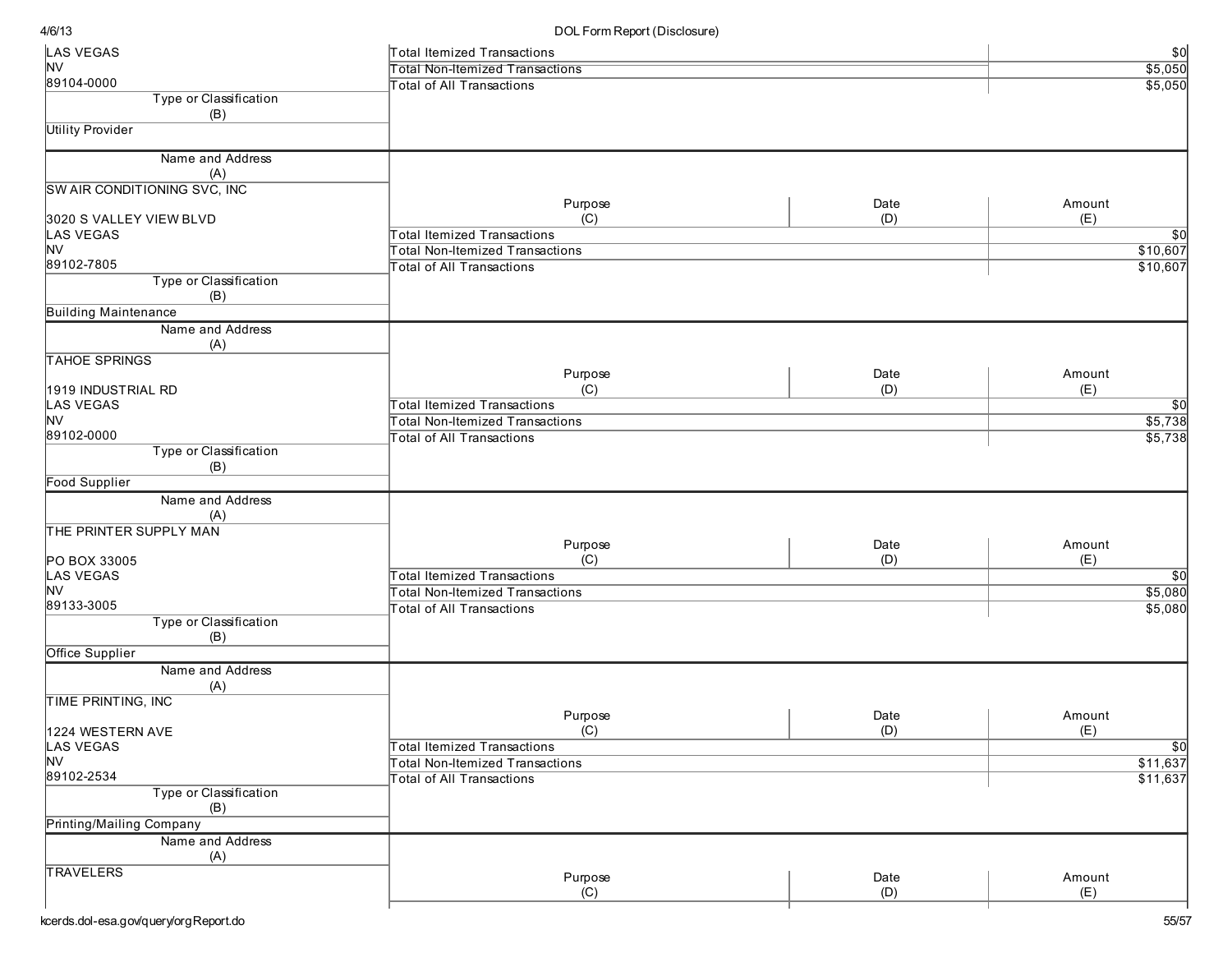| Name and Address (A) | Purpose (C) | Date (D) | Amount (E) |
|---|---|---|---|
| LAS VEGAS<br>NV<br>89104-0000 | Total Itemized Transactions | | $0 |
| | Total Non-Itemized Transactions | | $5,050 |
| | Total of All Transactions | | $5,050 |
| **Type or Classification (B)** | | | |
| Utility Provider | | | |

| Name and Address (A) | Purpose (C) | Date (D) | Amount (E) |
|---|---|---|---|
| SW AIR CONDITIONING SVC, INC<br><br>3020 S VALLEY VIEW BLVD<br>LAS VEGAS<br>NV<br>89102-7805 | Total Itemized Transactions | | $0 |
| | Total Non-Itemized Transactions | | $10,607 |
| | Total of All Transactions | | $10,607 |
| **Type or Classification (B)** | | | |
| Building Maintenance | | | |

| Name and Address (A) | Purpose (C) | Date (D) | Amount (E) |
|---|---|---|---|
| TAHOE SPRINGS<br><br>1919 INDUSTRIAL RD<br>LAS VEGAS<br>NV<br>89102-0000 | Total Itemized Transactions | | $0 |
| | Total Non-Itemized Transactions | | $5,738 |
| | Total of All Transactions | | $5,738 |
| **Type or Classification (B)** | | | |
| Food Supplier | | | |

| Name and Address (A) | Purpose (C) | Date (D) | Amount (E) |
|---|---|---|---|
| THE PRINTER SUPPLY MAN<br><br>PO BOX 33005<br>LAS VEGAS<br>NV<br>89133-3005 | Total Itemized Transactions | | $0 |
| | Total Non-Itemized Transactions | | $5,080 |
| | Total of All Transactions | | $5,080 |
| **Type or Classification (B)** | | | |
| Office Supplier | | | |

| Name and Address (A) | Purpose (C) | Date (D) | Amount (E) |
|---|---|---|---|
| TIME PRINTING, INC<br><br>1224 WESTERN AVE<br>LAS VEGAS<br>NV<br>89102-2534 | Total Itemized Transactions | | $0 |
| | Total Non-Itemized Transactions | | $11,637 |
| | Total of All Transactions | | $11,637 |
| **Type or Classification (B)** | | | |
| Printing/Mailing Company | | | |

| Name and Address (A) | Purpose (C) | Date (D) | Amount (E) |
|---|---|---|---|
| TRAVELERS | | | |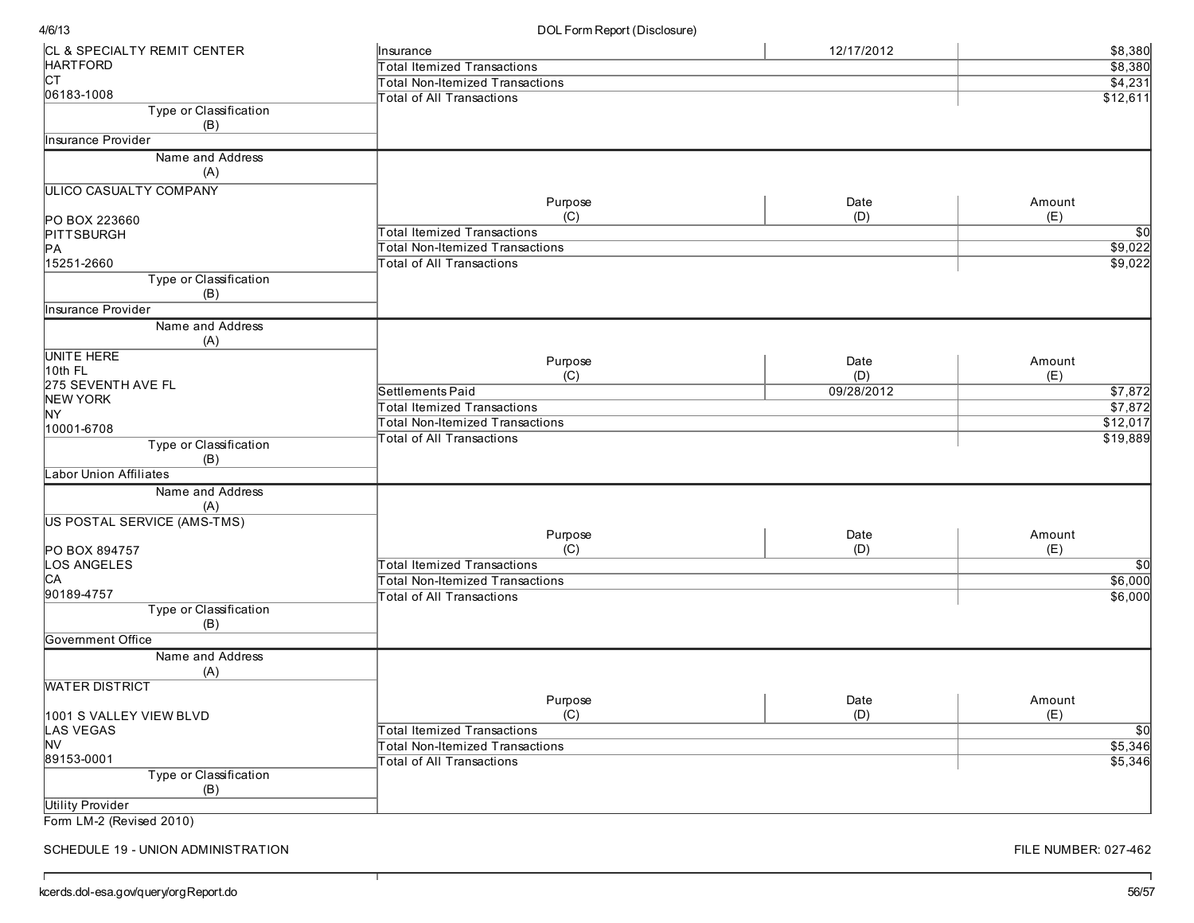| Name and Address (A) | Purpose (C) | Date (D) | Amount (E) |
|---|---|---|---|
| CL & SPECIALTY REMIT CENTER<br>HARTFORD<br>CT<br>06183-1008 | Insurance | 12/17/2012 | $8,380 |
| | Total Itemized Transactions | | $8,380 |
| | Total Non-Itemized Transactions | | $4,231 |
| | Total of All Transactions | | $12,611 |
| Type or Classification (B): Insurance Provider | | | |

| Name and Address (A) | Purpose (C) | Date (D) | Amount (E) |
|---|---|---|---|
| ULICO CASUALTY COMPANY<br><br>PO BOX 223660<br>PITTSBURGH<br>PA<br>15251-2660 | Total Itemized Transactions | | $0 |
| | Total Non-Itemized Transactions | | $9,022 |
| | Total of All Transactions | | $9,022 |
| Type or Classification (B): Insurance Provider | | | |

| Name and Address (A) | Purpose (C) | Date (D) | Amount (E) |
|---|---|---|---|
| UNITE HERE<br>10th FL<br>275 SEVENTH AVE FL<br>NEW YORK<br>NY<br>10001-6708 | Settlements Paid | 09/28/2012 | $7,872 |
| | Total Itemized Transactions | | $7,872 |
| | Total Non-Itemized Transactions | | $12,017 |
| | Total of All Transactions | | $19,889 |
| Type or Classification (B): Labor Union Affiliates | | | |

| Name and Address (A) | Purpose (C) | Date (D) | Amount (E) |
|---|---|---|---|
| US POSTAL SERVICE (AMS-TMS)<br><br>PO BOX 894757<br>LOS ANGELES<br>CA<br>90189-4757 | Total Itemized Transactions | | $0 |
| | Total Non-Itemized Transactions | | $6,000 |
| | Total of All Transactions | | $6,000 |
| Type or Classification (B): Government Office | | | |

| Name and Address (A) | Purpose (C) | Date (D) | Amount (E) |
|---|---|---|---|
| WATER DISTRICT<br><br>1001 S VALLEY VIEW BLVD<br>LAS VEGAS<br>NV<br>89153-0001 | Total Itemized Transactions | | $0 |
| | Total Non-Itemized Transactions | | $5,346 |
| | Total of All Transactions | | $5,346 |
| Type or Classification (B): Utility Provider | | | |

Form LM-2 (Revised 2010)

SCHEDULE 19 - UNION ADMINISTRATION

FILE NUMBER: 027-462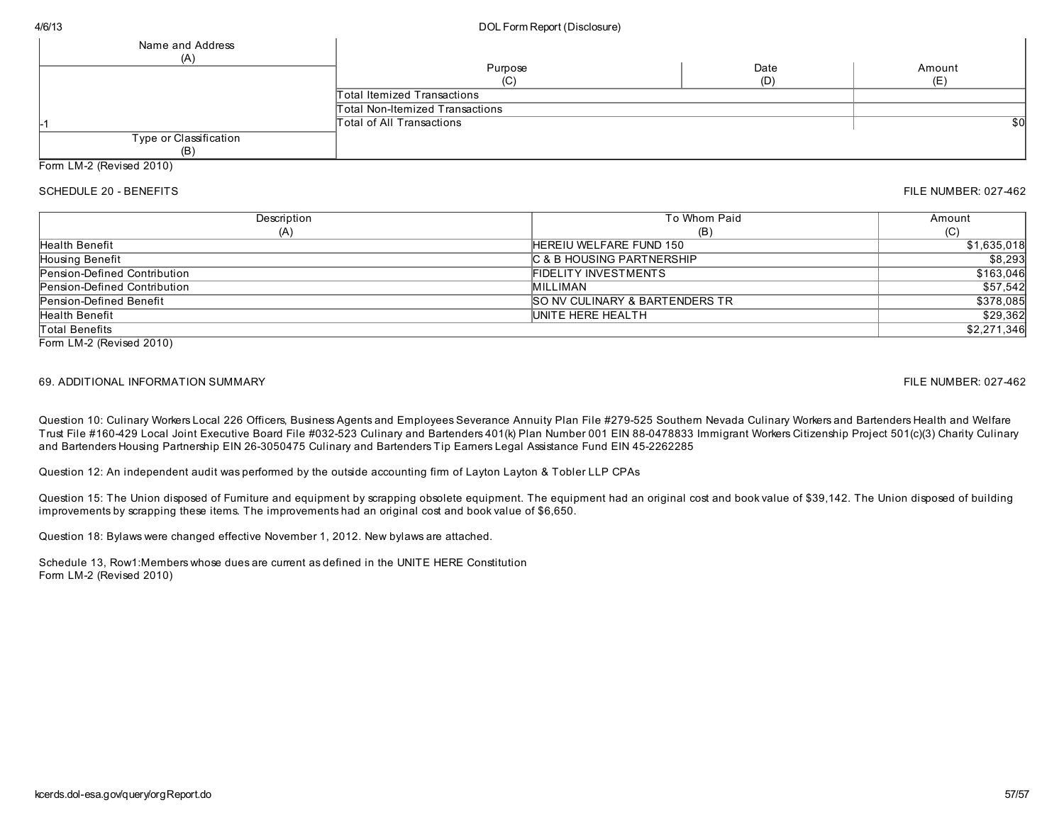| Name and Address (A) | Purpose (C) | Date (D) | Amount (E) |
|---|---|---|---|
| | Total Itemized Transactions | | |
| | Total Non-Itemized Transactions | | |
| -1 | Total of All Transactions | | $0 |
| Type or Classification (B) | | | |

Form LM-2 (Revised 2010)

SCHEDULE 20 - BENEFITS

FILE NUMBER: 027-462

| Description (A) | To Whom Paid (B) | Amount (C) |
|---|---|---|
| Health Benefit | HEREIU WELFARE FUND 150 | $1,635,018 |
| Housing Benefit | C & B HOUSING PARTNERSHIP | $8,293 |
| Pension-Defined Contribution | FIDELITY INVESTMENTS | $163,046 |
| Pension-Defined Contribution | MILLIMAN | $57,542 |
| Pension-Defined Benefit | SO NV CULINARY & BARTENDERS TR | $378,085 |
| Health Benefit | UNITE HERE HEALTH | $29,362 |
| Total Benefits | | $2,271,346 |

Form LM-2 (Revised 2010)

69. ADDITIONAL INFORMATION SUMMARY

FILE NUMBER: 027-462

Question 10: Culinary Workers Local 226 Officers, Business Agents and Employees Severance Annuity Plan File #279-525 Southern Nevada Culinary Workers and Bartenders Health and Welfare Trust File #160-429 Local Joint Executive Board File #032-523 Culinary and Bartenders 401(k) Plan Number 001 EIN 88-0478833 Immigrant Workers Citizenship Project 501(c)(3) Charity Culinary and Bartenders Housing Partnership EIN 26-3050475 Culinary and Bartenders Tip Earners Legal Assistance Fund EIN 45-2262285

Question 12: An independent audit was performed by the outside accounting firm of Layton Layton & Tobler LLP CPAs

Question 15: The Union disposed of Furniture and equipment by scrapping obsolete equipment. The equipment had an original cost and book value of $39,142. The Union disposed of building improvements by scrapping these items. The improvements had an original cost and book value of $6,650.

Question 18: Bylaws were changed effective November 1, 2012. New bylaws are attached.

Schedule 13, Row1:Members whose dues are current as defined in the UNITE HERE Constitution

Form LM-2 (Revised 2010)